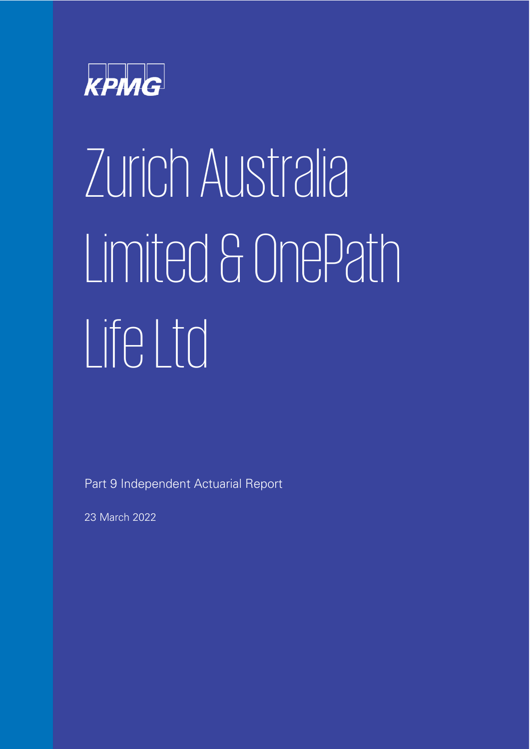KPMG

# Zurich Australia Limited & OnePath Life Ltd

Part 9 Independent Actuarial Report

23 March 2022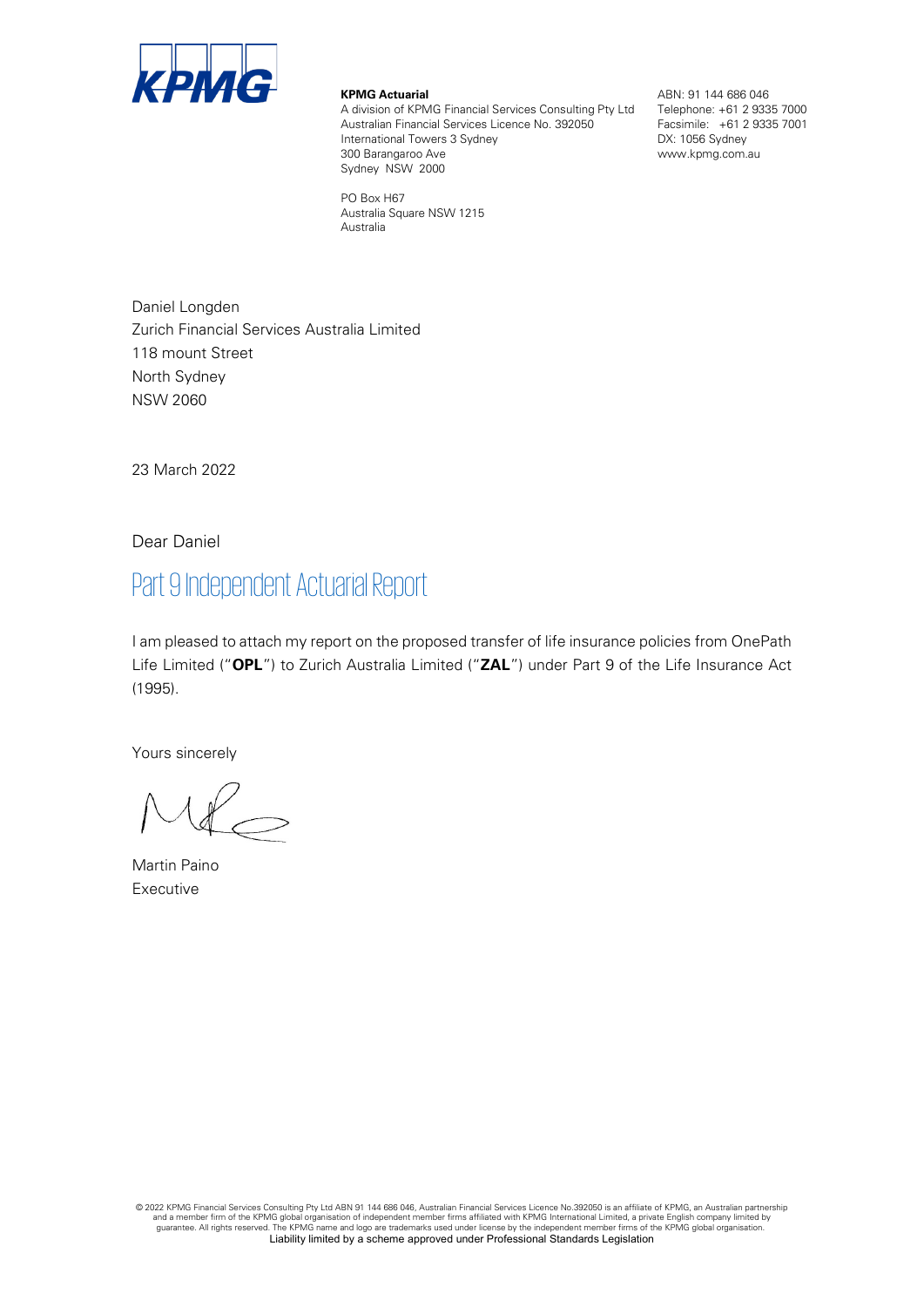**KPMG Actuarial**
A division of KPMG Financial Services Consulting Pty Ltd
Australian Financial Services Licence No. 392050
International Towers 3 Sydney
300 Barangaroo Ave
Sydney NSW 2000

PO Box H67
Australia Square NSW 1215
Australia

ABN: 91 144 686 046
Telephone: +61 2 9335 7000
Facsimile: +61 2 9335 7001
DX: 1056 Sydney
www.kpmg.com.au

Daniel Longden
Zurich Financial Services Australia Limited
118 mount Street
North Sydney
NSW 2060

23 March 2022

Dear Daniel

# Part 9 Independent Actuarial Report

I am pleased to attach my report on the proposed transfer of life insurance policies from OnePath Life Limited ("**OPL**") to Zurich Australia Limited ("**ZAL**") under Part 9 of the Life Insurance Act (1995).

Yours sincerely

Martin Paino
Executive

© 2022 KPMG Financial Services Consulting Pty Ltd ABN 91 144 686 046, Australian Financial Services Licence No.392050 is an affiliate of KPMG, an Australian partnership and a member firm of the KPMG global organisation of independent member firms affiliated with KPMG International Limited, a private English company limited by guarantee. All rights reserved. The KPMG name and logo are trademarks used under license by the independent member firms of the KPMG global organisation.
Liability limited by a scheme approved under Professional Standards Legislation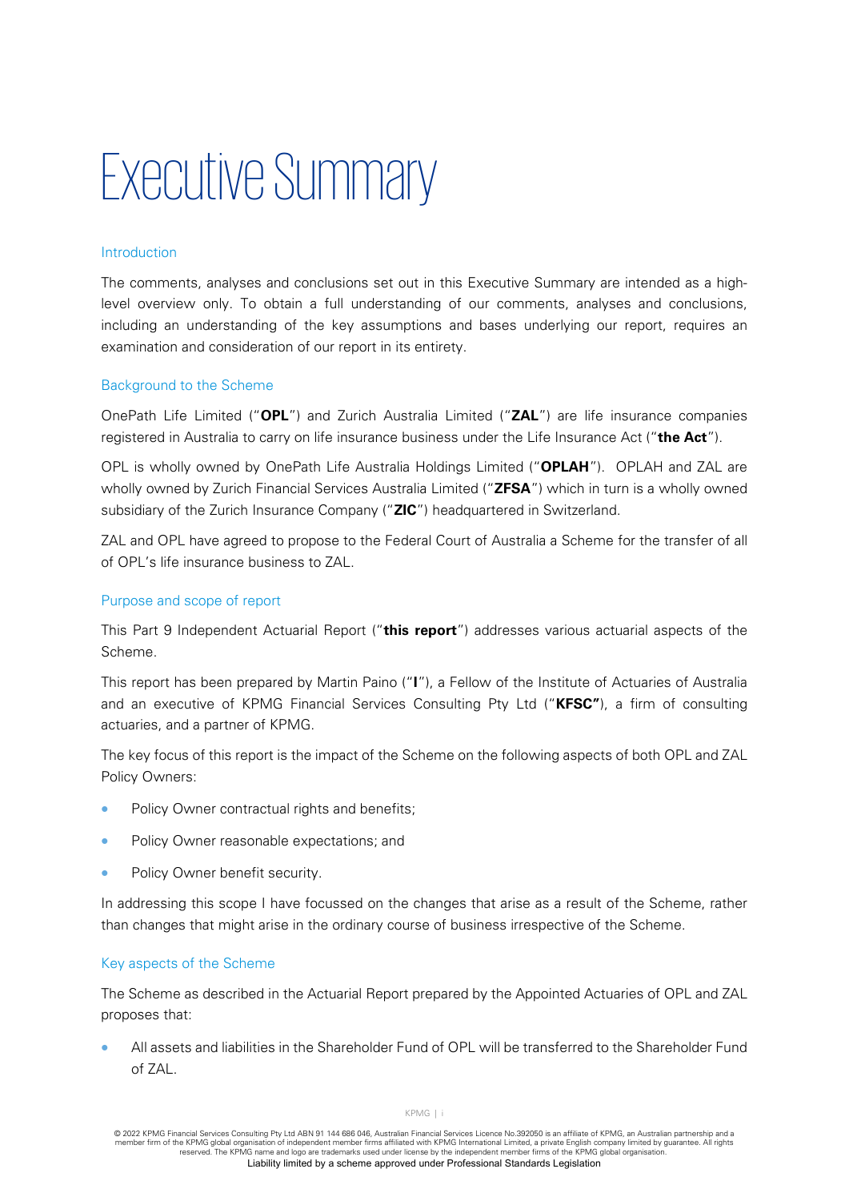# Executive Summary

## Introduction

The comments, analyses and conclusions set out in this Executive Summary are intended as a high-level overview only. To obtain a full understanding of our comments, analyses and conclusions, including an understanding of the key assumptions and bases underlying our report, requires an examination and consideration of our report in its entirety.

## Background to the Scheme

OnePath Life Limited ("**OPL**") and Zurich Australia Limited ("**ZAL**") are life insurance companies registered in Australia to carry on life insurance business under the Life Insurance Act ("**the Act**").

OPL is wholly owned by OnePath Life Australia Holdings Limited ("**OPLAH**"). OPLAH and ZAL are wholly owned by Zurich Financial Services Australia Limited ("**ZFSA**") which in turn is a wholly owned subsidiary of the Zurich Insurance Company ("**ZIC**") headquartered in Switzerland.

ZAL and OPL have agreed to propose to the Federal Court of Australia a Scheme for the transfer of all of OPL's life insurance business to ZAL.

## Purpose and scope of report

This Part 9 Independent Actuarial Report ("**this report**") addresses various actuarial aspects of the Scheme.

This report has been prepared by Martin Paino ("**I**"), a Fellow of the Institute of Actuaries of Australia and an executive of KPMG Financial Services Consulting Pty Ltd ("**KFSC"**), a firm of consulting actuaries, and a partner of KPMG.

The key focus of this report is the impact of the Scheme on the following aspects of both OPL and ZAL Policy Owners:

- Policy Owner contractual rights and benefits;
- Policy Owner reasonable expectations; and
- Policy Owner benefit security.

In addressing this scope I have focussed on the changes that arise as a result of the Scheme, rather than changes that might arise in the ordinary course of business irrespective of the Scheme.

## Key aspects of the Scheme

The Scheme as described in the Actuarial Report prepared by the Appointed Actuaries of OPL and ZAL proposes that:

- All assets and liabilities in the Shareholder Fund of OPL will be transferred to the Shareholder Fund of ZAL.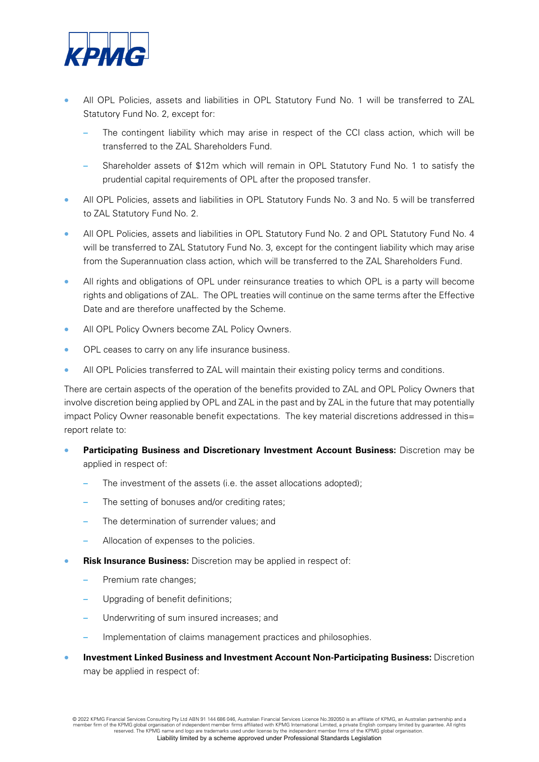- All OPL Policies, assets and liabilities in OPL Statutory Fund No. 1 will be transferred to ZAL Statutory Fund No. 2, except for:
  - The contingent liability which may arise in respect of the CCI class action, which will be transferred to the ZAL Shareholders Fund.
  - Shareholder assets of $12m which will remain in OPL Statutory Fund No. 1 to satisfy the prudential capital requirements of OPL after the proposed transfer.
- All OPL Policies, assets and liabilities in OPL Statutory Funds No. 3 and No. 5 will be transferred to ZAL Statutory Fund No. 2.
- All OPL Policies, assets and liabilities in OPL Statutory Fund No. 2 and OPL Statutory Fund No. 4 will be transferred to ZAL Statutory Fund No. 3, except for the contingent liability which may arise from the Superannuation class action, which will be transferred to the ZAL Shareholders Fund.
- All rights and obligations of OPL under reinsurance treaties to which OPL is a party will become rights and obligations of ZAL. The OPL treaties will continue on the same terms after the Effective Date and are therefore unaffected by the Scheme.
- All OPL Policy Owners become ZAL Policy Owners.
- OPL ceases to carry on any life insurance business.
- All OPL Policies transferred to ZAL will maintain their existing policy terms and conditions.

There are certain aspects of the operation of the benefits provided to ZAL and OPL Policy Owners that involve discretion being applied by OPL and ZAL in the past and by ZAL in the future that may potentially impact Policy Owner reasonable benefit expectations. The key material discretions addressed in this= report relate to:

- **Participating Business and Discretionary Investment Account Business:** Discretion may be applied in respect of:
  - The investment of the assets (i.e. the asset allocations adopted);
  - The setting of bonuses and/or crediting rates;
  - The determination of surrender values; and
  - Allocation of expenses to the policies.
- **Risk Insurance Business:** Discretion may be applied in respect of:
  - Premium rate changes;
  - Upgrading of benefit definitions;
  - Underwriting of sum insured increases; and
  - Implementation of claims management practices and philosophies.
- **Investment Linked Business and Investment Account Non-Participating Business:** Discretion may be applied in respect of: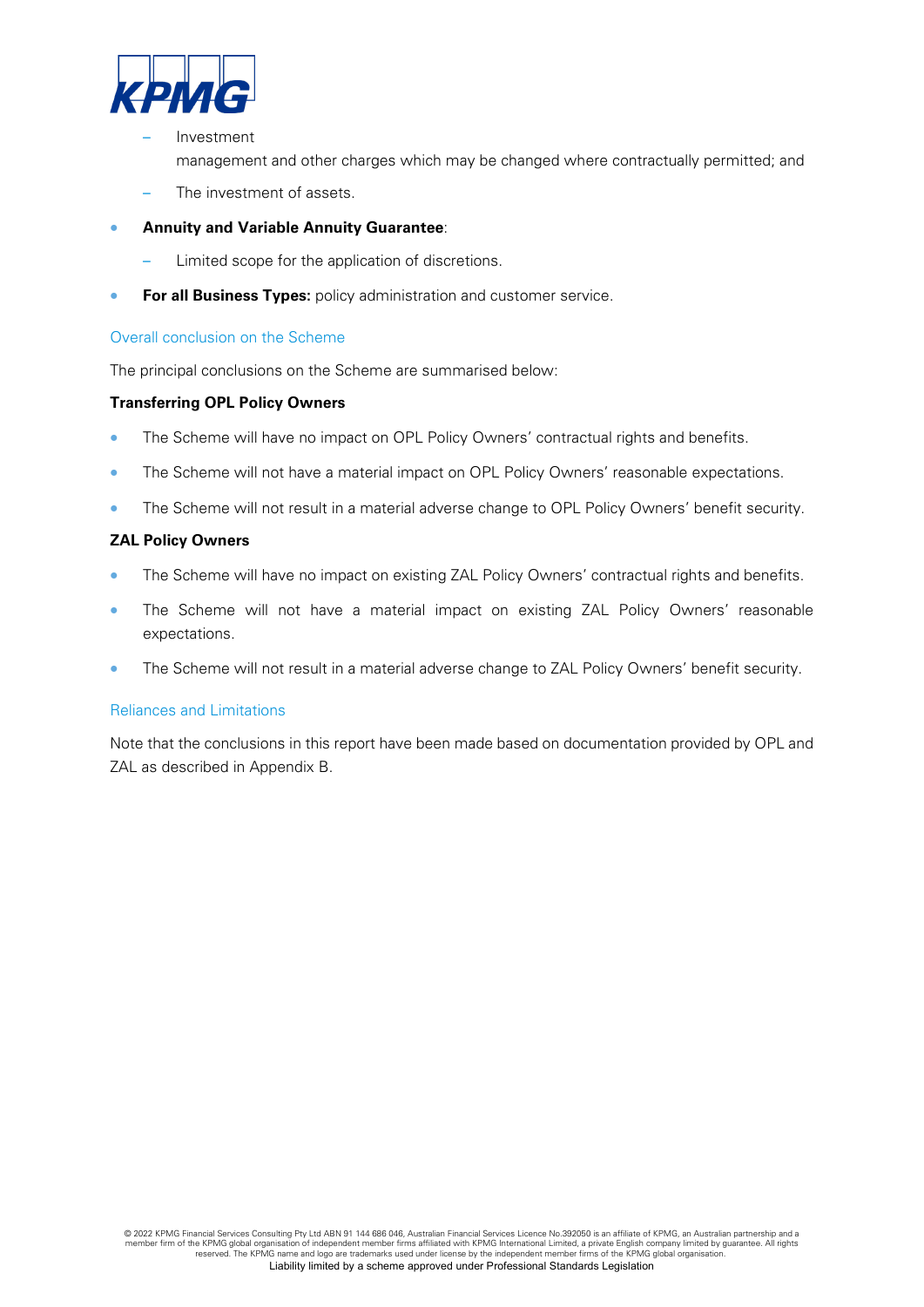- Investment management and other charges which may be changed where contractually permitted; and
  - The investment of assets.
- **Annuity and Variable Annuity Guarantee**:
  - Limited scope for the application of discretions.
- **For all Business Types:** policy administration and customer service.

### Overall conclusion on the Scheme

The principal conclusions on the Scheme are summarised below:

**Transferring OPL Policy Owners**

- The Scheme will have no impact on OPL Policy Owners' contractual rights and benefits.
- The Scheme will not have a material impact on OPL Policy Owners' reasonable expectations.
- The Scheme will not result in a material adverse change to OPL Policy Owners' benefit security.

**ZAL Policy Owners**

- The Scheme will have no impact on existing ZAL Policy Owners' contractual rights and benefits.
- The Scheme will not have a material impact on existing ZAL Policy Owners' reasonable expectations.
- The Scheme will not result in a material adverse change to ZAL Policy Owners' benefit security.

### Reliances and Limitations

Note that the conclusions in this report have been made based on documentation provided by OPL and ZAL as described in Appendix B.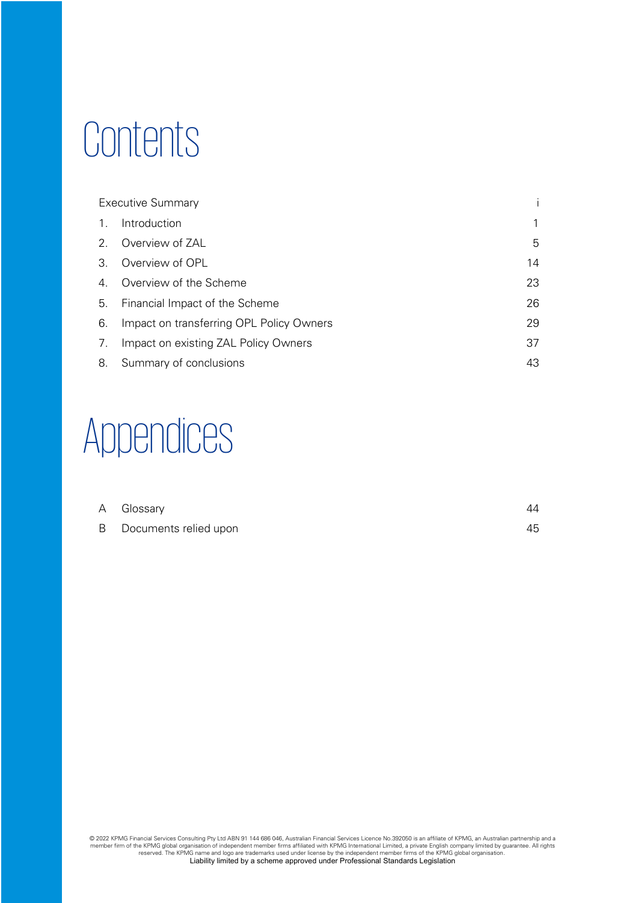# Contents

| | | |
|---|---|---|
| | Executive Summary | i |
| 1. | Introduction | 1 |
| 2. | Overview of ZAL | 5 |
| 3. | Overview of OPL | 14 |
| 4. | Overview of the Scheme | 23 |
| 5. | Financial Impact of the Scheme | 26 |
| 6. | Impact on transferring OPL Policy Owners | 29 |
| 7. | Impact on existing ZAL Policy Owners | 37 |
| 8. | Summary of conclusions | 43 |

# Appendices

| | | |
|---|---|---|
| A | Glossary | 44 |
| B | Documents relied upon | 45 |

© 2022 KPMG Financial Services Consulting Pty Ltd ABN 91 144 686 046, Australian Financial Services Licence No.392050 is an affiliate of KPMG, an Australian partnership and a member firm of the KPMG global organisation of independent member firms affiliated with KPMG International Limited, a private English company limited by guarantee. All rights reserved. The KPMG name and logo are trademarks used under license by the independent member firms of the KPMG global organisation.
Liability limited by a scheme approved under Professional Standards Legislation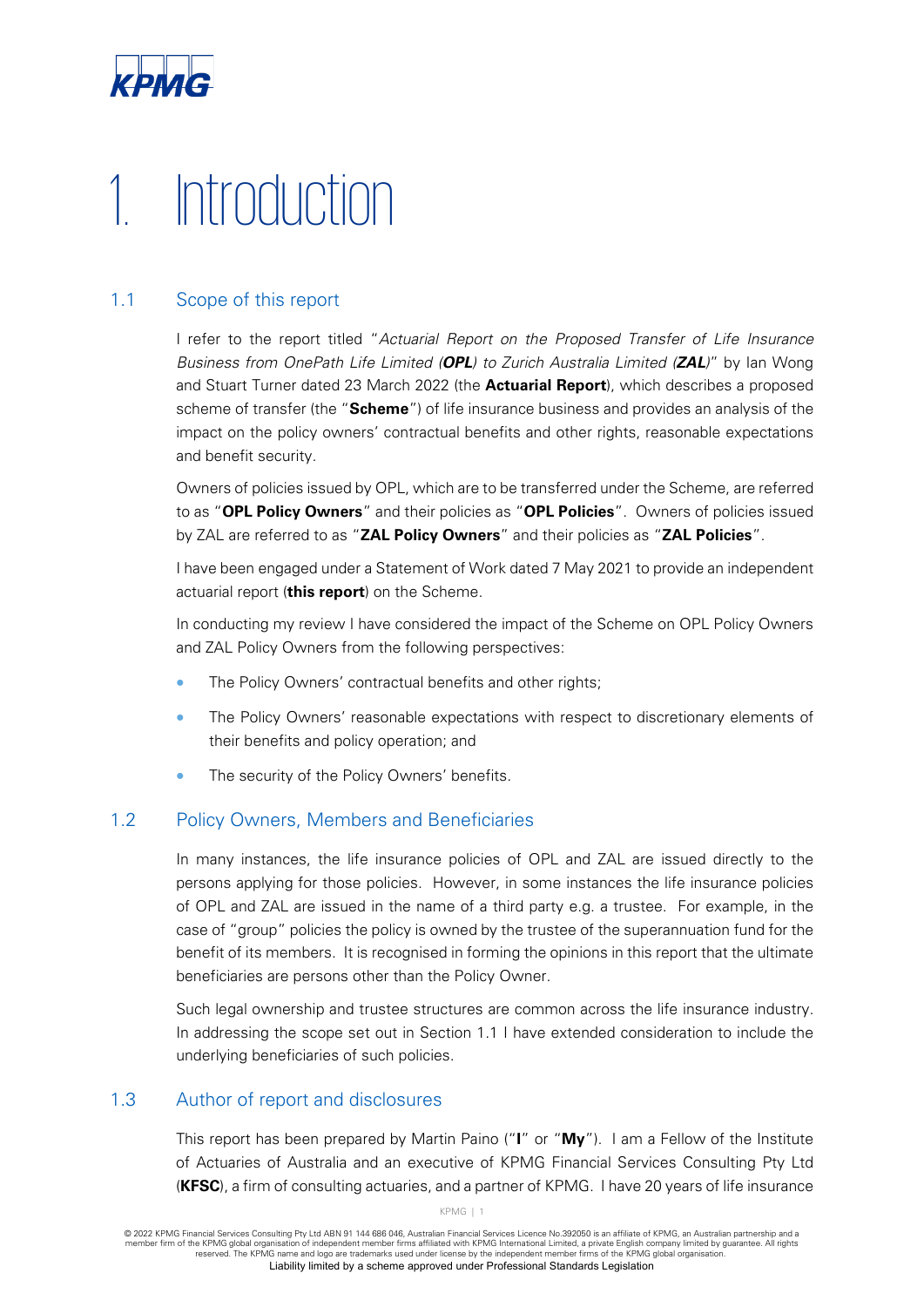# 1. Introduction

## 1.1 Scope of this report

I refer to the report titled "*Actuarial Report on the Proposed Transfer of Life Insurance Business from OnePath Life Limited (**OPL**) to Zurich Australia Limited (**ZAL**)*" by Ian Wong and Stuart Turner dated 23 March 2022 (the **Actuarial Report**), which describes a proposed scheme of transfer (the "**Scheme**") of life insurance business and provides an analysis of the impact on the policy owners' contractual benefits and other rights, reasonable expectations and benefit security.

Owners of policies issued by OPL, which are to be transferred under the Scheme, are referred to as "**OPL Policy Owners**" and their policies as "**OPL Policies**". Owners of policies issued by ZAL are referred to as "**ZAL Policy Owners**" and their policies as "**ZAL Policies**".

I have been engaged under a Statement of Work dated 7 May 2021 to provide an independent actuarial report (**this report**) on the Scheme.

In conducting my review I have considered the impact of the Scheme on OPL Policy Owners and ZAL Policy Owners from the following perspectives:

- The Policy Owners' contractual benefits and other rights;
- The Policy Owners' reasonable expectations with respect to discretionary elements of their benefits and policy operation; and
- The security of the Policy Owners' benefits.

## 1.2 Policy Owners, Members and Beneficiaries

In many instances, the life insurance policies of OPL and ZAL are issued directly to the persons applying for those policies. However, in some instances the life insurance policies of OPL and ZAL are issued in the name of a third party e.g. a trustee. For example, in the case of "group" policies the policy is owned by the trustee of the superannuation fund for the benefit of its members. It is recognised in forming the opinions in this report that the ultimate beneficiaries are persons other than the Policy Owner.

Such legal ownership and trustee structures are common across the life insurance industry. In addressing the scope set out in Section 1.1 I have extended consideration to include the underlying beneficiaries of such policies.

## 1.3 Author of report and disclosures

This report has been prepared by Martin Paino ("**I**" or "**My**"). I am a Fellow of the Institute of Actuaries of Australia and an executive of KPMG Financial Services Consulting Pty Ltd (**KFSC**), a firm of consulting actuaries, and a partner of KPMG. I have 20 years of life insurance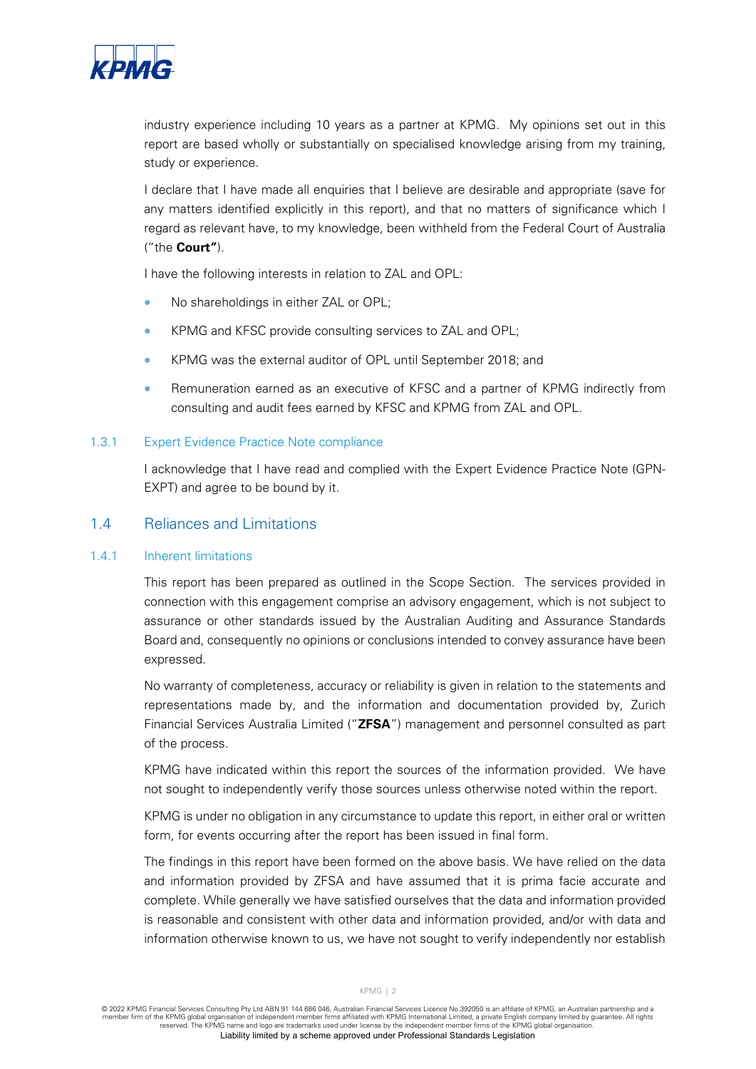industry experience including 10 years as a partner at KPMG. My opinions set out in this report are based wholly or substantially on specialised knowledge arising from my training, study or experience.

I declare that I have made all enquiries that I believe are desirable and appropriate (save for any matters identified explicitly in this report), and that no matters of significance which I regard as relevant have, to my knowledge, been withheld from the Federal Court of Australia ("the **Court"**).

I have the following interests in relation to ZAL and OPL:

- No shareholdings in either ZAL or OPL;
- KPMG and KFSC provide consulting services to ZAL and OPL;
- KPMG was the external auditor of OPL until September 2018; and
- Remuneration earned as an executive of KFSC and a partner of KPMG indirectly from consulting and audit fees earned by KFSC and KPMG from ZAL and OPL.

### 1.3.1 Expert Evidence Practice Note compliance

I acknowledge that I have read and complied with the Expert Evidence Practice Note (GPN-EXPT) and agree to be bound by it.

## 1.4 Reliances and Limitations

### 1.4.1 Inherent limitations

This report has been prepared as outlined in the Scope Section. The services provided in connection with this engagement comprise an advisory engagement, which is not subject to assurance or other standards issued by the Australian Auditing and Assurance Standards Board and, consequently no opinions or conclusions intended to convey assurance have been expressed.

No warranty of completeness, accuracy or reliability is given in relation to the statements and representations made by, and the information and documentation provided by, Zurich Financial Services Australia Limited ("**ZFSA**") management and personnel consulted as part of the process.

KPMG have indicated within this report the sources of the information provided. We have not sought to independently verify those sources unless otherwise noted within the report.

KPMG is under no obligation in any circumstance to update this report, in either oral or written form, for events occurring after the report has been issued in final form.

The findings in this report have been formed on the above basis. We have relied on the data and information provided by ZFSA and have assumed that it is prima facie accurate and complete. While generally we have satisfied ourselves that the data and information provided is reasonable and consistent with other data and information provided, and/or with data and information otherwise known to us, we have not sought to verify independently nor establish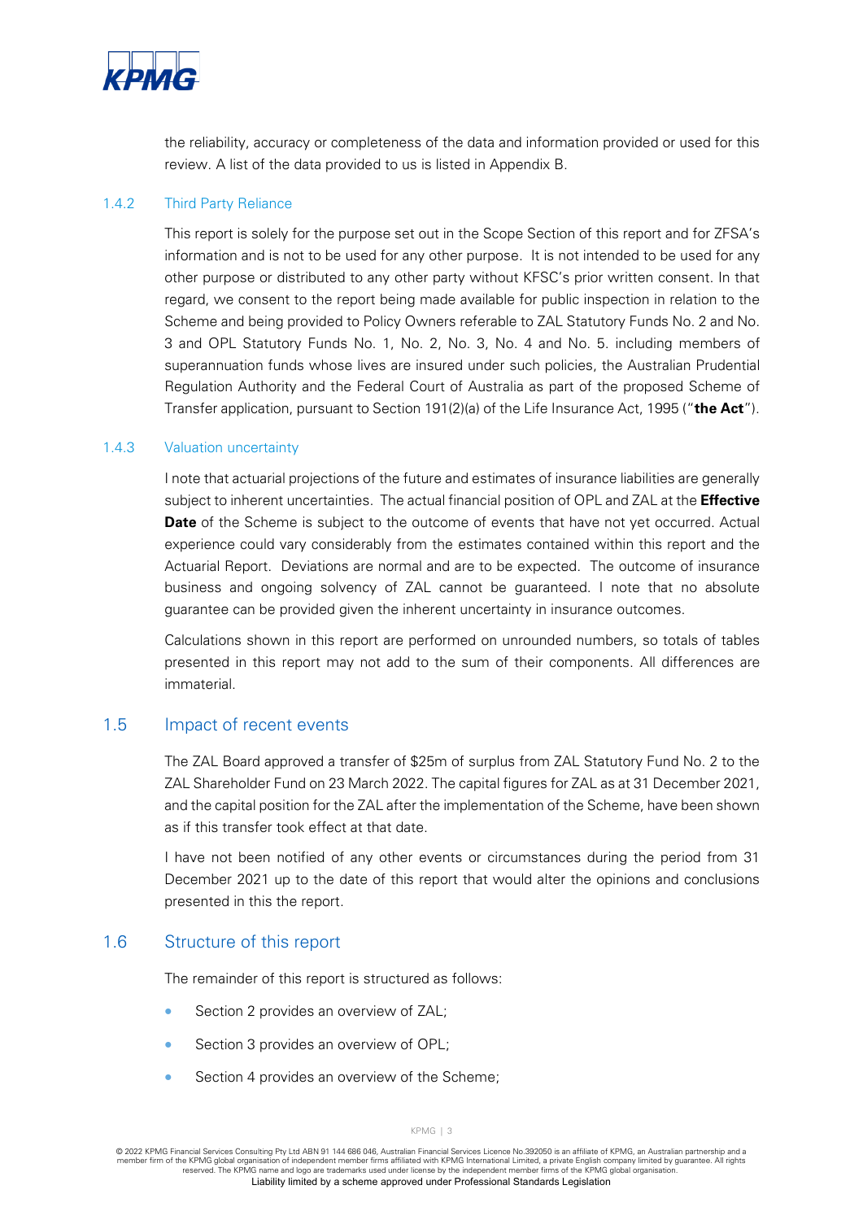the reliability, accuracy or completeness of the data and information provided or used for this review. A list of the data provided to us is listed in Appendix B.

#### 1.4.2 Third Party Reliance

This report is solely for the purpose set out in the Scope Section of this report and for ZFSA's information and is not to be used for any other purpose. It is not intended to be used for any other purpose or distributed to any other party without KFSC's prior written consent. In that regard, we consent to the report being made available for public inspection in relation to the Scheme and being provided to Policy Owners referable to ZAL Statutory Funds No. 2 and No. 3 and OPL Statutory Funds No. 1, No. 2, No. 3, No. 4 and No. 5. including members of superannuation funds whose lives are insured under such policies, the Australian Prudential Regulation Authority and the Federal Court of Australia as part of the proposed Scheme of Transfer application, pursuant to Section 191(2)(a) of the Life Insurance Act, 1995 ("**the Act**").

#### 1.4.3 Valuation uncertainty

I note that actuarial projections of the future and estimates of insurance liabilities are generally subject to inherent uncertainties. The actual financial position of OPL and ZAL at the **Effective Date** of the Scheme is subject to the outcome of events that have not yet occurred. Actual experience could vary considerably from the estimates contained within this report and the Actuarial Report. Deviations are normal and are to be expected. The outcome of insurance business and ongoing solvency of ZAL cannot be guaranteed. I note that no absolute guarantee can be provided given the inherent uncertainty in insurance outcomes.

Calculations shown in this report are performed on unrounded numbers, so totals of tables presented in this report may not add to the sum of their components. All differences are immaterial.

### 1.5 Impact of recent events

The ZAL Board approved a transfer of $25m of surplus from ZAL Statutory Fund No. 2 to the ZAL Shareholder Fund on 23 March 2022. The capital figures for ZAL as at 31 December 2021, and the capital position for the ZAL after the implementation of the Scheme, have been shown as if this transfer took effect at that date.

I have not been notified of any other events or circumstances during the period from 31 December 2021 up to the date of this report that would alter the opinions and conclusions presented in this the report.

### 1.6 Structure of this report

The remainder of this report is structured as follows:

- Section 2 provides an overview of ZAL;
- Section 3 provides an overview of OPL;
- Section 4 provides an overview of the Scheme;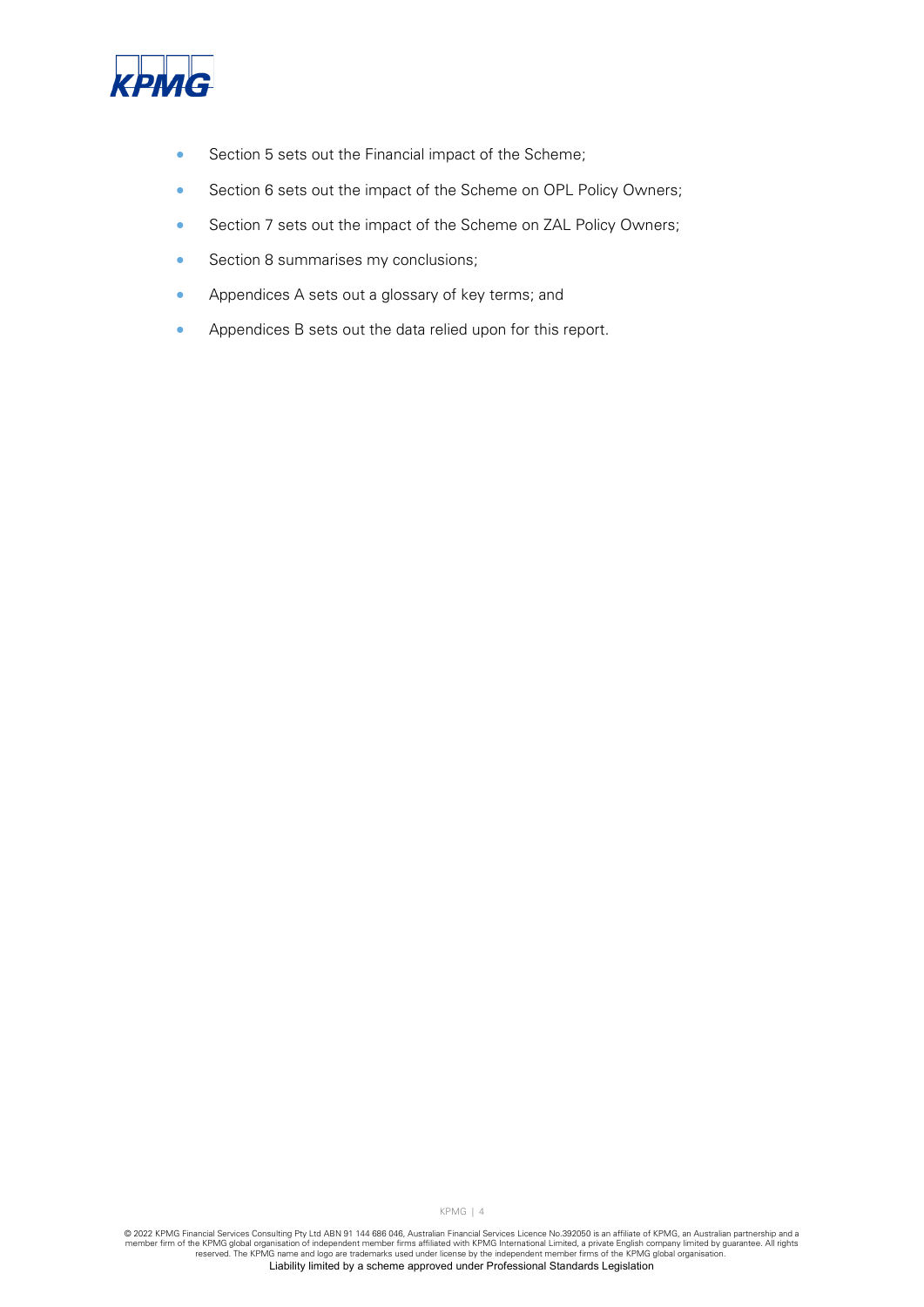- Section 5 sets out the Financial impact of the Scheme;
- Section 6 sets out the impact of the Scheme on OPL Policy Owners;
- Section 7 sets out the impact of the Scheme on ZAL Policy Owners;
- Section 8 summarises my conclusions;
- Appendices A sets out a glossary of key terms; and
- Appendices B sets out the data relied upon for this report.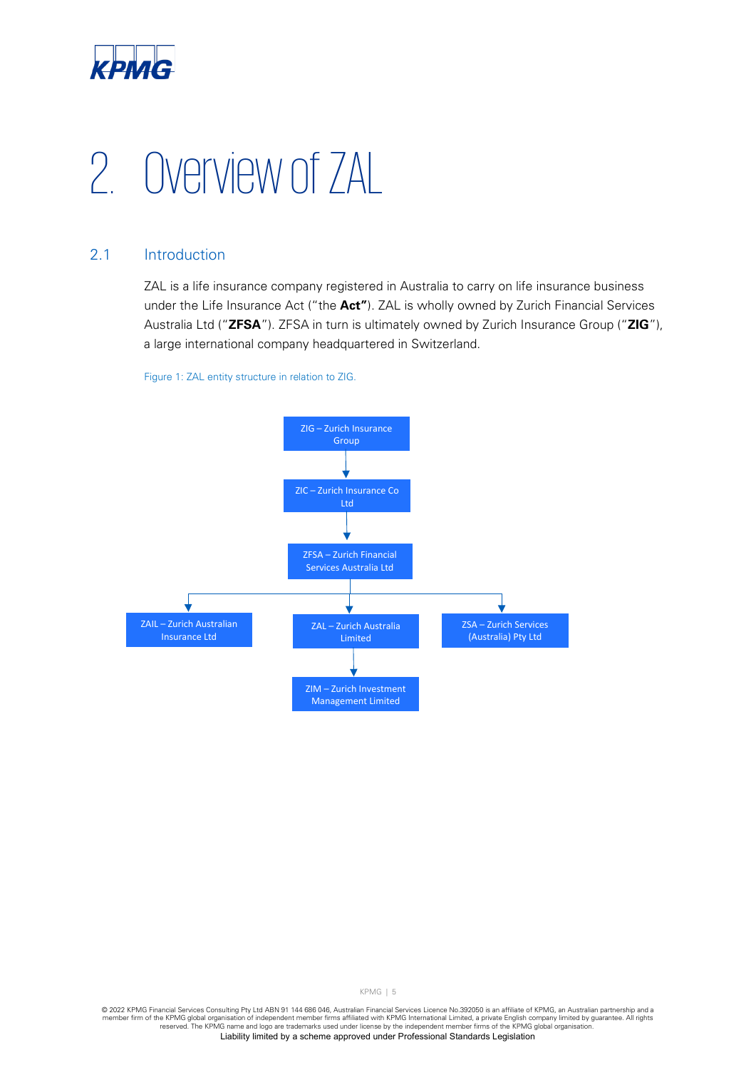# 2. Overview of ZAL

## 2.1 Introduction

ZAL is a life insurance company registered in Australia to carry on life insurance business under the Life Insurance Act ("the **Act"**). ZAL is wholly owned by Zurich Financial Services Australia Ltd ("**ZFSA**"). ZFSA in turn is ultimately owned by Zurich Insurance Group ("**ZIG**"), a large international company headquartered in Switzerland.

Figure 1: ZAL entity structure in relation to ZIG.

- ZIG – Zurich Insurance Group
  - ZIC – Zurich Insurance Co Ltd
    - ZFSA – Zurich Financial Services Australia Ltd
      - ZAIL – Zurich Australian Insurance Ltd
      - ZAL – Zurich Australia Limited
        - ZIM – Zurich Investment Management Limited
      - ZSA – Zurich Services (Australia) Pty Ltd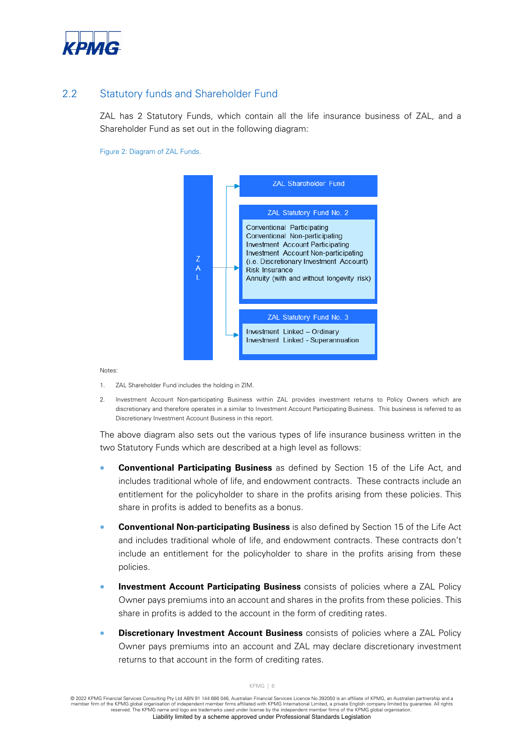## 2.2 Statutory funds and Shareholder Fund

ZAL has 2 Statutory Funds, which contain all the life insurance business of ZAL, and a Shareholder Fund as set out in the following diagram:

Figure 2: Diagram of ZAL Funds.

ZAL

- ZAL Shareholder Fund
- ZAL Statutory Fund No. 2
  - Conventional Participating
  - Conventional Non-participating
  - Investment Account Participating
  - Investment Account Non-participating (i.e. Discretionary Investment Account)
  - Risk Insurance
  - Annuity (with and without longevity risk)
- ZAL Statutory Fund No. 3
  - Investment Linked – Ordinary
  - Investment Linked - Superannuation

Notes:

1. ZAL Shareholder Fund includes the holding in ZIM.
2. Investment Account Non-participating Business within ZAL provides investment returns to Policy Owners which are discretionary and therefore operates in a similar to Investment Account Participating Business. This business is referred to as Discretionary Investment Account Business in this report.

The above diagram also sets out the various types of life insurance business written in the two Statutory Funds which are described at a high level as follows:

- **Conventional Participating Business** as defined by Section 15 of the Life Act, and includes traditional whole of life, and endowment contracts. These contracts include an entitlement for the policyholder to share in the profits arising from these policies. This share in profits is added to benefits as a bonus.
- **Conventional Non-participating Business** is also defined by Section 15 of the Life Act and includes traditional whole of life, and endowment contracts. These contracts don't include an entitlement for the policyholder to share in the profits arising from these policies.
- **Investment Account Participating Business** consists of policies where a ZAL Policy Owner pays premiums into an account and shares in the profits from these policies. This share in profits is added to the account in the form of crediting rates.
- **Discretionary Investment Account Business** consists of policies where a ZAL Policy Owner pays premiums into an account and ZAL may declare discretionary investment returns to that account in the form of crediting rates.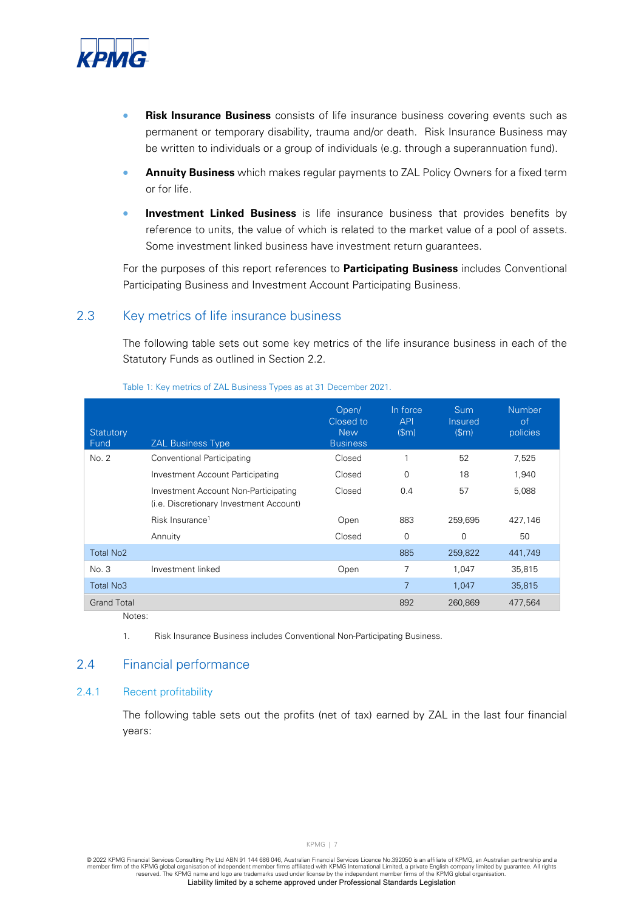- **Risk Insurance Business** consists of life insurance business covering events such as permanent or temporary disability, trauma and/or death. Risk Insurance Business may be written to individuals or a group of individuals (e.g. through a superannuation fund).
- **Annuity Business** which makes regular payments to ZAL Policy Owners for a fixed term or for life.
- **Investment Linked Business** is life insurance business that provides benefits by reference to units, the value of which is related to the market value of a pool of assets. Some investment linked business have investment return guarantees.

For the purposes of this report references to **Participating Business** includes Conventional Participating Business and Investment Account Participating Business.

## 2.3 Key metrics of life insurance business

The following table sets out some key metrics of the life insurance business in each of the Statutory Funds as outlined in Section 2.2.

Table 1: Key metrics of ZAL Business Types as at 31 December 2021.

| Statutory Fund | ZAL Business Type | Open/ Closed to New Business | In force API ($m) | Sum Insured ($m) | Number of policies |
|---|---|---|---|---|---|
| No. 2 | Conventional Participating | Closed | 1 | 52 | 7,525 |
| | Investment Account Participating | Closed | 0 | 18 | 1,940 |
| | Investment Account Non-Participating (i.e. Discretionary Investment Account) | Closed | 0.4 | 57 | 5,088 |
| | Risk Insurance[1] | Open | 883 | 259,695 | 427,146 |
| | Annuity | Closed | 0 | 0 | 50 |
| Total No2 | | | 885 | 259,822 | 441,749 |
| No. 3 | Investment linked | Open | 7 | 1,047 | 35,815 |
| Total No3 | | | 7 | 1,047 | 35,815 |
| Grand Total | | | 892 | 260,869 | 477,564 |

Notes:

1. Risk Insurance Business includes Conventional Non-Participating Business.

## 2.4 Financial performance

### 2.4.1 Recent profitability

The following table sets out the profits (net of tax) earned by ZAL in the last four financial years: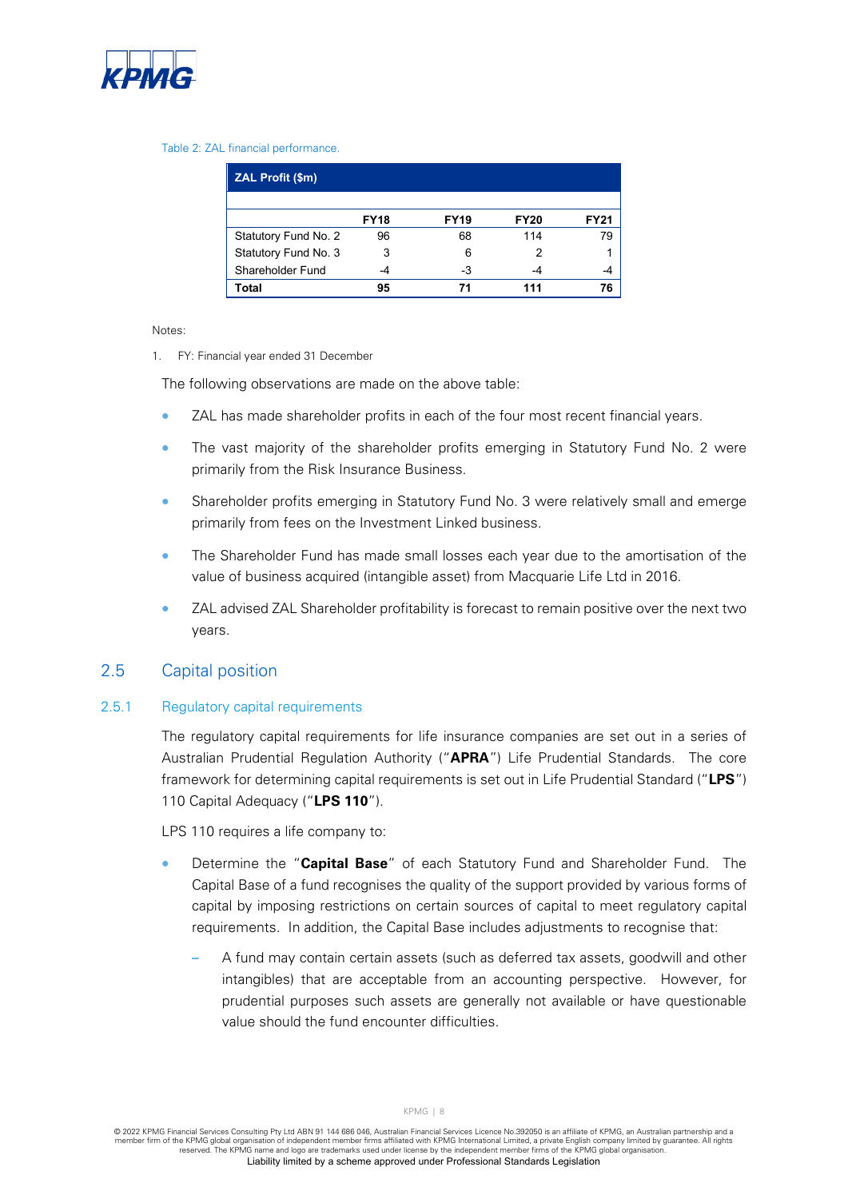Table 2: ZAL financial performance.

| ZAL Profit ($m) | | | | |
|---|---|---|---|---|
| | **FY18** | **FY19** | **FY20** | **FY21** |
| Statutory Fund No. 2 | 96 | 68 | 114 | 79 |
| Statutory Fund No. 3 | 3 | 6 | 2 | 1 |
| Shareholder Fund | -4 | -3 | -4 | -4 |
| **Total** | **95** | **71** | **111** | **76** |

Notes:

1. FY: Financial year ended 31 December

The following observations are made on the above table:

- ZAL has made shareholder profits in each of the four most recent financial years.
- The vast majority of the shareholder profits emerging in Statutory Fund No. 2 were primarily from the Risk Insurance Business.
- Shareholder profits emerging in Statutory Fund No. 3 were relatively small and emerge primarily from fees on the Investment Linked business.
- The Shareholder Fund has made small losses each year due to the amortisation of the value of business acquired (intangible asset) from Macquarie Life Ltd in 2016.
- ZAL advised ZAL Shareholder profitability is forecast to remain positive over the next two years.

## 2.5 Capital position

### 2.5.1 Regulatory capital requirements

The regulatory capital requirements for life insurance companies are set out in a series of Australian Prudential Regulation Authority ("**APRA**") Life Prudential Standards. The core framework for determining capital requirements is set out in Life Prudential Standard ("**LPS**") 110 Capital Adequacy ("**LPS 110**").

LPS 110 requires a life company to:

- Determine the "**Capital Base**" of each Statutory Fund and Shareholder Fund. The Capital Base of a fund recognises the quality of the support provided by various forms of capital by imposing restrictions on certain sources of capital to meet regulatory capital requirements. In addition, the Capital Base includes adjustments to recognise that:
  - A fund may contain certain assets (such as deferred tax assets, goodwill and other intangibles) that are acceptable from an accounting perspective. However, for prudential purposes such assets are generally not available or have questionable value should the fund encounter difficulties.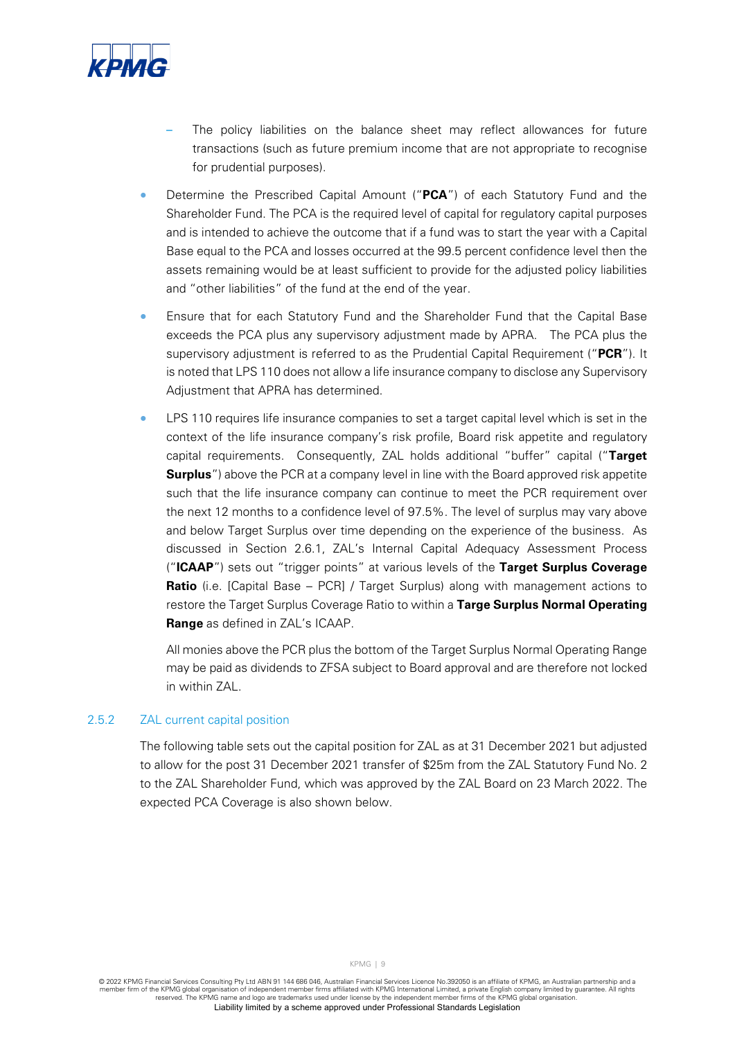- The policy liabilities on the balance sheet may reflect allowances for future transactions (such as future premium income that are not appropriate to recognise for prudential purposes).

- Determine the Prescribed Capital Amount ("**PCA**") of each Statutory Fund and the Shareholder Fund. The PCA is the required level of capital for regulatory capital purposes and is intended to achieve the outcome that if a fund was to start the year with a Capital Base equal to the PCA and losses occurred at the 99.5 percent confidence level then the assets remaining would be at least sufficient to provide for the adjusted policy liabilities and "other liabilities" of the fund at the end of the year.

- Ensure that for each Statutory Fund and the Shareholder Fund that the Capital Base exceeds the PCA plus any supervisory adjustment made by APRA. The PCA plus the supervisory adjustment is referred to as the Prudential Capital Requirement ("**PCR**"). It is noted that LPS 110 does not allow a life insurance company to disclose any Supervisory Adjustment that APRA has determined.

- LPS 110 requires life insurance companies to set a target capital level which is set in the context of the life insurance company's risk profile, Board risk appetite and regulatory capital requirements. Consequently, ZAL holds additional "buffer" capital ("**Target Surplus**") above the PCR at a company level in line with the Board approved risk appetite such that the life insurance company can continue to meet the PCR requirement over the next 12 months to a confidence level of 97.5%. The level of surplus may vary above and below Target Surplus over time depending on the experience of the business. As discussed in Section 2.6.1, ZAL's Internal Capital Adequacy Assessment Process ("**ICAAP**") sets out "trigger points" at various levels of the **Target Surplus Coverage Ratio** (i.e. [Capital Base – PCR] / Target Surplus) along with management actions to restore the Target Surplus Coverage Ratio to within a **Targe Surplus Normal Operating Range** as defined in ZAL's ICAAP.

  All monies above the PCR plus the bottom of the Target Surplus Normal Operating Range may be paid as dividends to ZFSA subject to Board approval and are therefore not locked in within ZAL.

### 2.5.2 ZAL current capital position

The following table sets out the capital position for ZAL as at 31 December 2021 but adjusted to allow for the post 31 December 2021 transfer of $25m from the ZAL Statutory Fund No. 2 to the ZAL Shareholder Fund, which was approved by the ZAL Board on 23 March 2022. The expected PCA Coverage is also shown below.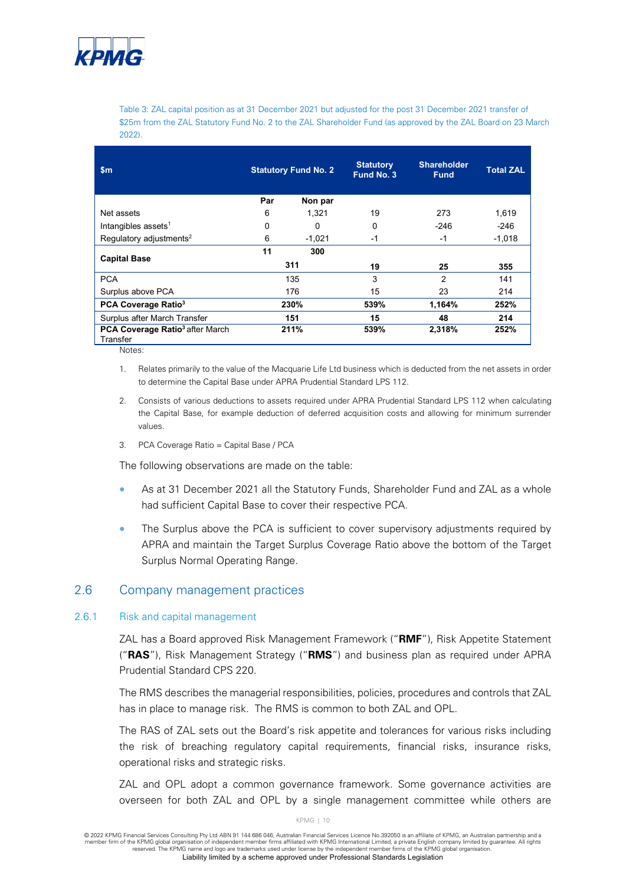Table 3: ZAL capital position as at 31 December 2021 but adjusted for the post 31 December 2021 transfer of $25m from the ZAL Statutory Fund No. 2 to the ZAL Shareholder Fund (as approved by the ZAL Board on 23 March 2022).

| $m | Statutory Fund No. 2 | | Statutory Fund No. 3 | Shareholder Fund | Total ZAL |
|---|---|---|---|---|---|
| | Par | Non par | | | |
| Net assets | 6 | 1,321 | 19 | 273 | 1,619 |
| Intangibles assets[1] | 0 | 0 | 0 | -246 | -246 |
| Regulatory adjustments[2] | 6 | -1,021 | -1 | -1 | -1,018 |
| **Capital Base** | **11** | **300** | | | |
| | **311** | | **19** | **25** | **355** |
| PCA | 135 | | 3 | 2 | 141 |
| Surplus above PCA | 176 | | 15 | 23 | 214 |
| **PCA Coverage Ratio[3]** | **230%** | | **539%** | **1,164%** | **252%** |
| Surplus after March Transfer | **151** | | **15** | **48** | **214** |
| **PCA Coverage Ratio[3]** after March Transfer | **211%** | | **539%** | **2,318%** | **252%** |

Notes:

1. Relates primarily to the value of the Macquarie Life Ltd business which is deducted from the net assets in order to determine the Capital Base under APRA Prudential Standard LPS 112.
2. Consists of various deductions to assets required under APRA Prudential Standard LPS 112 when calculating the Capital Base, for example deduction of deferred acquisition costs and allowing for minimum surrender values.
3. PCA Coverage Ratio = Capital Base / PCA

The following observations are made on the table:

- As at 31 December 2021 all the Statutory Funds, Shareholder Fund and ZAL as a whole had sufficient Capital Base to cover their respective PCA.
- The Surplus above the PCA is sufficient to cover supervisory adjustments required by APRA and maintain the Target Surplus Coverage Ratio above the bottom of the Target Surplus Normal Operating Range.

## 2.6 Company management practices

### 2.6.1 Risk and capital management

ZAL has a Board approved Risk Management Framework ("**RMF**"), Risk Appetite Statement ("**RAS**"), Risk Management Strategy ("**RMS**") and business plan as required under APRA Prudential Standard CPS 220.

The RMS describes the managerial responsibilities, policies, procedures and controls that ZAL has in place to manage risk. The RMS is common to both ZAL and OPL.

The RAS of ZAL sets out the Board's risk appetite and tolerances for various risks including the risk of breaching regulatory capital requirements, financial risks, insurance risks, operational risks and strategic risks.

ZAL and OPL adopt a common governance framework. Some governance activities are overseen for both ZAL and OPL by a single management committee while others are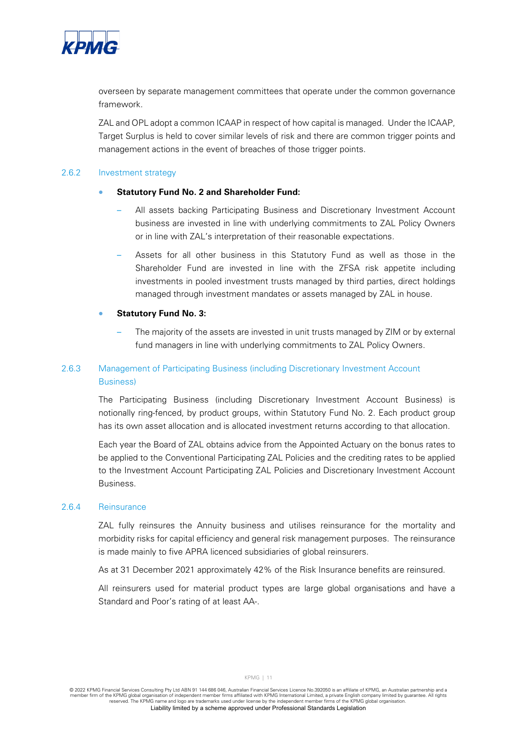overseen by separate management committees that operate under the common governance framework.

ZAL and OPL adopt a common ICAAP in respect of how capital is managed. Under the ICAAP, Target Surplus is held to cover similar levels of risk and there are common trigger points and management actions in the event of breaches of those trigger points.

### 2.6.2 Investment strategy

- **Statutory Fund No. 2 and Shareholder Fund:**
  - All assets backing Participating Business and Discretionary Investment Account business are invested in line with underlying commitments to ZAL Policy Owners or in line with ZAL's interpretation of their reasonable expectations.
  - Assets for all other business in this Statutory Fund as well as those in the Shareholder Fund are invested in line with the ZFSA risk appetite including investments in pooled investment trusts managed by third parties, direct holdings managed through investment mandates or assets managed by ZAL in house.
- **Statutory Fund No. 3:**
  - The majority of the assets are invested in unit trusts managed by ZIM or by external fund managers in line with underlying commitments to ZAL Policy Owners.

### 2.6.3 Management of Participating Business (including Discretionary Investment Account Business)

The Participating Business (including Discretionary Investment Account Business) is notionally ring-fenced, by product groups, within Statutory Fund No. 2. Each product group has its own asset allocation and is allocated investment returns according to that allocation.

Each year the Board of ZAL obtains advice from the Appointed Actuary on the bonus rates to be applied to the Conventional Participating ZAL Policies and the crediting rates to be applied to the Investment Account Participating ZAL Policies and Discretionary Investment Account Business.

### 2.6.4 Reinsurance

ZAL fully reinsures the Annuity business and utilises reinsurance for the mortality and morbidity risks for capital efficiency and general risk management purposes. The reinsurance is made mainly to five APRA licenced subsidiaries of global reinsurers.

As at 31 December 2021 approximately 42% of the Risk Insurance benefits are reinsured.

All reinsurers used for material product types are large global organisations and have a Standard and Poor's rating of at least AA-.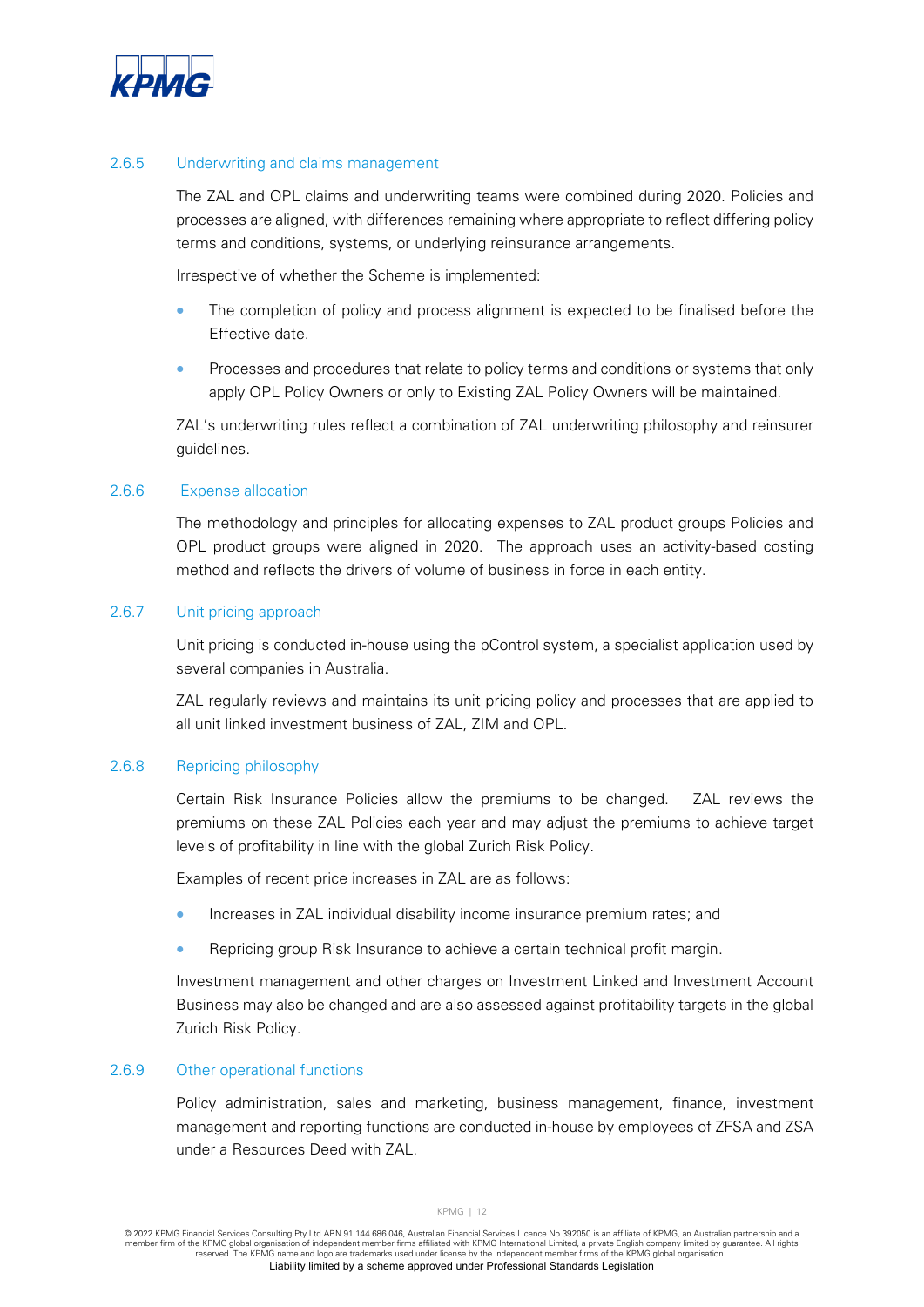### 2.6.5 Underwriting and claims management

The ZAL and OPL claims and underwriting teams were combined during 2020. Policies and processes are aligned, with differences remaining where appropriate to reflect differing policy terms and conditions, systems, or underlying reinsurance arrangements.

Irrespective of whether the Scheme is implemented:

- The completion of policy and process alignment is expected to be finalised before the Effective date.
- Processes and procedures that relate to policy terms and conditions or systems that only apply OPL Policy Owners or only to Existing ZAL Policy Owners will be maintained.

ZAL's underwriting rules reflect a combination of ZAL underwriting philosophy and reinsurer guidelines.

### 2.6.6 Expense allocation

The methodology and principles for allocating expenses to ZAL product groups Policies and OPL product groups were aligned in 2020. The approach uses an activity-based costing method and reflects the drivers of volume of business in force in each entity.

### 2.6.7 Unit pricing approach

Unit pricing is conducted in-house using the pControl system, a specialist application used by several companies in Australia.

ZAL regularly reviews and maintains its unit pricing policy and processes that are applied to all unit linked investment business of ZAL, ZIM and OPL.

### 2.6.8 Repricing philosophy

Certain Risk Insurance Policies allow the premiums to be changed. ZAL reviews the premiums on these ZAL Policies each year and may adjust the premiums to achieve target levels of profitability in line with the global Zurich Risk Policy.

Examples of recent price increases in ZAL are as follows:

- Increases in ZAL individual disability income insurance premium rates; and
- Repricing group Risk Insurance to achieve a certain technical profit margin.

Investment management and other charges on Investment Linked and Investment Account Business may also be changed and are also assessed against profitability targets in the global Zurich Risk Policy.

### 2.6.9 Other operational functions

Policy administration, sales and marketing, business management, finance, investment management and reporting functions are conducted in-house by employees of ZFSA and ZSA under a Resources Deed with ZAL.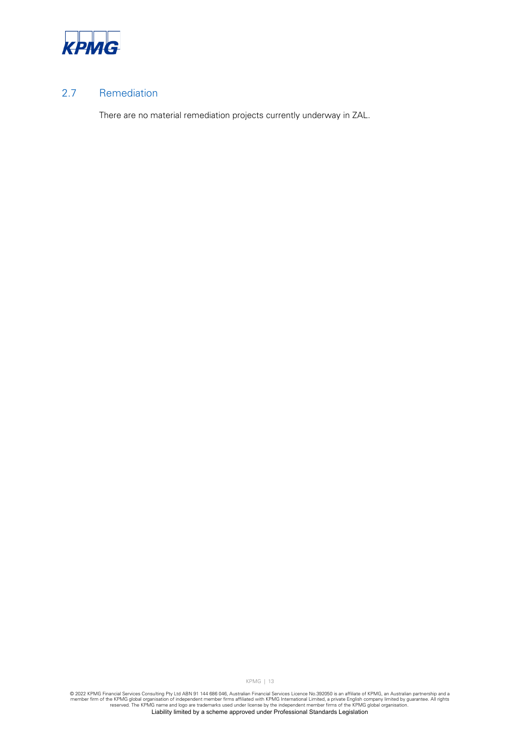## 2.7 Remediation

There are no material remediation projects currently underway in ZAL.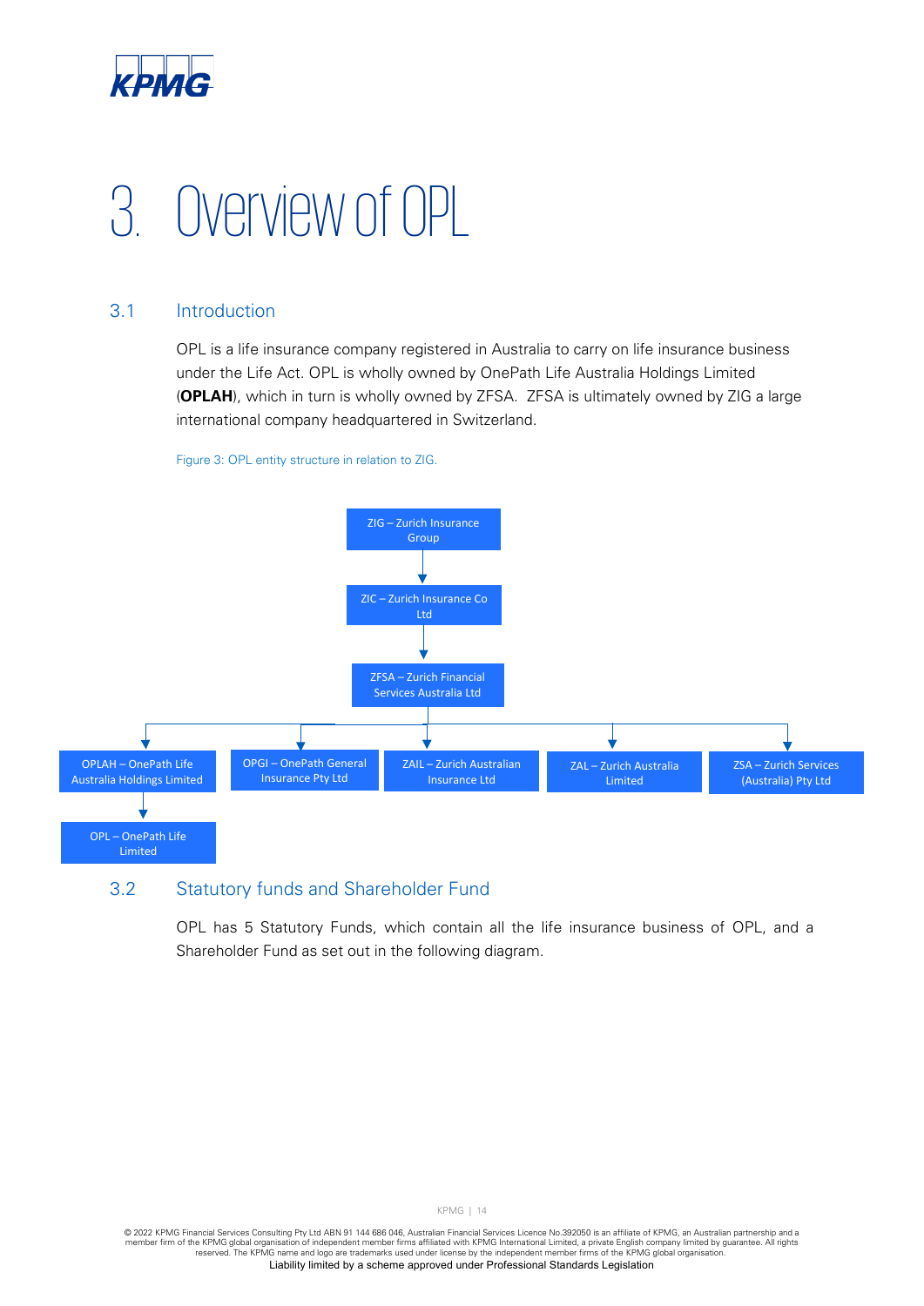# 3. Overview of OPL

## 3.1 Introduction

OPL is a life insurance company registered in Australia to carry on life insurance business under the Life Act. OPL is wholly owned by OnePath Life Australia Holdings Limited (**OPLAH**), which in turn is wholly owned by ZFSA. ZFSA is ultimately owned by ZIG a large international company headquartered in Switzerland.

Figure 3: OPL entity structure in relation to ZIG.

ZIG – Zurich Insurance Group
→ ZIC – Zurich Insurance Co Ltd
→ ZFSA – Zurich Financial Services Australia Ltd
→ OPLAH – OnePath Life Australia Holdings Limited
  → OPL – OnePath Life Limited
→ OPGI – OnePath General Insurance Pty Ltd
→ ZAIL – Zurich Australian Insurance Ltd
→ ZAL – Zurich Australia Limited
→ ZSA – Zurich Services (Australia) Pty Ltd

## 3.2 Statutory funds and Shareholder Fund

OPL has 5 Statutory Funds, which contain all the life insurance business of OPL, and a Shareholder Fund as set out in the following diagram.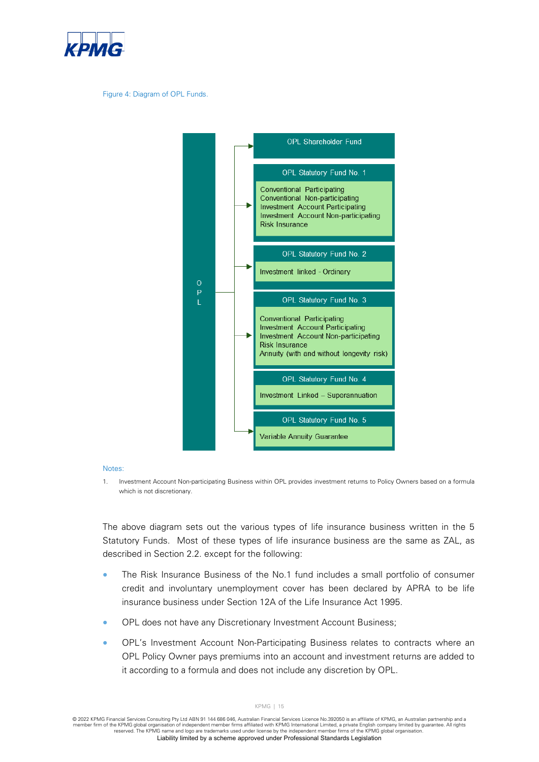Figure 4: Diagram of OPL Funds.

**OPL**

- **OPL Shareholder Fund**
- **OPL Statutory Fund No. 1**
  - Conventional Participating
  - Conventional Non-participating
  - Investment Account Participating
  - Investment Account Non-participating
  - Risk Insurance
- **OPL Statutory Fund No. 2**
  - Investment linked - Ordinary
- **OPL Statutory Fund No. 3**
  - Conventional Participating
  - Investment Account Participating
  - Investment Account Non-participating
  - Risk Insurance
  - Annuity (with and without longevity risk)
- **OPL Statutory Fund No. 4**
  - Investment Linked – Superannuation
- **OPL Statutory Fund No. 5**
  - Variable Annuity Guarantee

Notes:

1. Investment Account Non-participating Business within OPL provides investment returns to Policy Owners based on a formula which is not discretionary.

The above diagram sets out the various types of life insurance business written in the 5 Statutory Funds. Most of these types of life insurance business are the same as ZAL, as described in Section 2.2. except for the following:

- The Risk Insurance Business of the No.1 fund includes a small portfolio of consumer credit and involuntary unemployment cover has been declared by APRA to be life insurance business under Section 12A of the Life Insurance Act 1995.
- OPL does not have any Discretionary Investment Account Business;
- OPL's Investment Account Non-Participating Business relates to contracts where an OPL Policy Owner pays premiums into an account and investment returns are added to it according to a formula and does not include any discretion by OPL.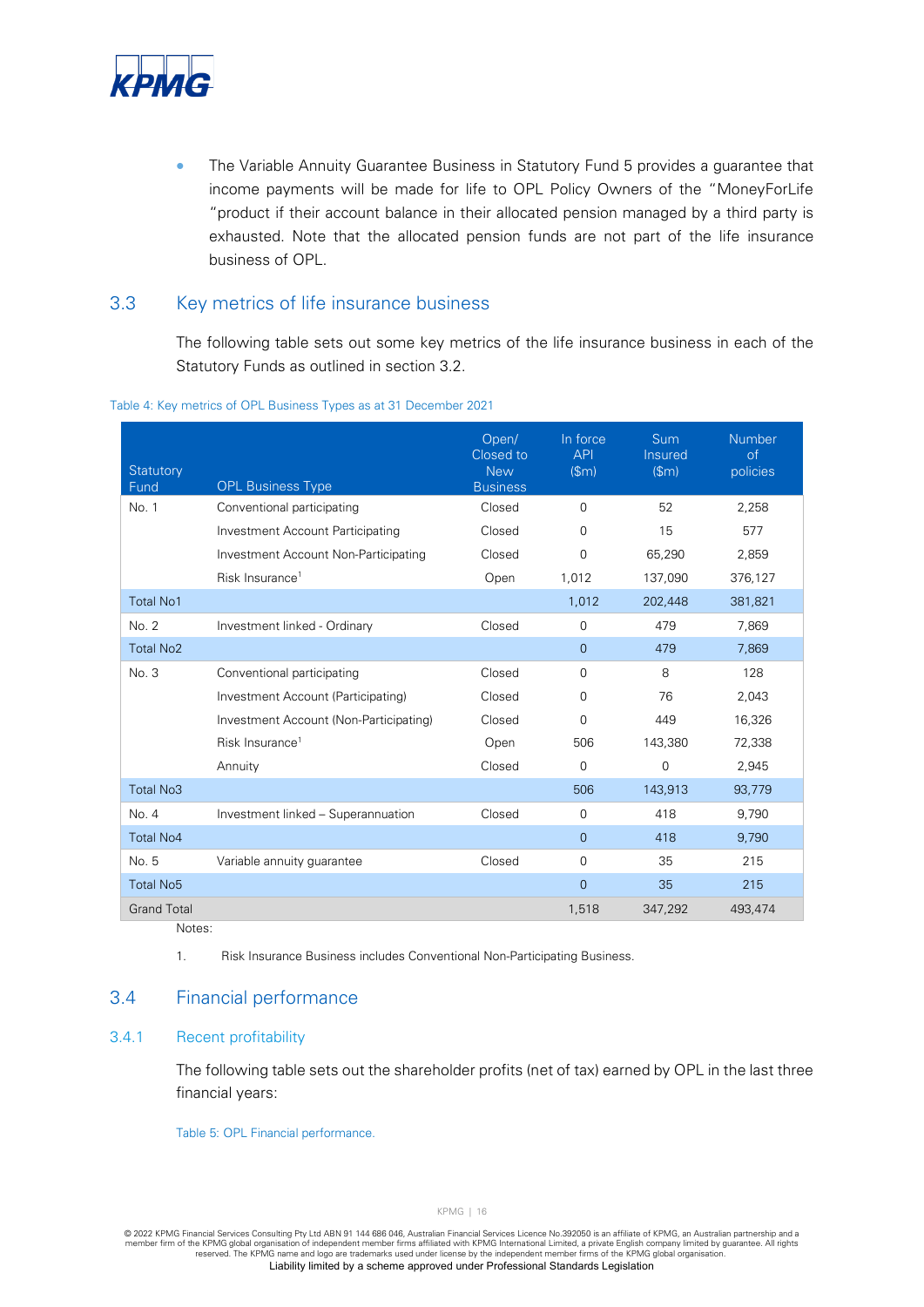- The Variable Annuity Guarantee Business in Statutory Fund 5 provides a guarantee that income payments will be made for life to OPL Policy Owners of the "MoneyForLife "product if their account balance in their allocated pension managed by a third party is exhausted. Note that the allocated pension funds are not part of the life insurance business of OPL.

## 3.3 Key metrics of life insurance business

The following table sets out some key metrics of the life insurance business in each of the Statutory Funds as outlined in section 3.2.

Table 4: Key metrics of OPL Business Types as at 31 December 2021

| Statutory Fund | OPL Business Type | Open/ Closed to New Business | In force API ($m) | Sum Insured ($m) | Number of policies |
|---|---|---|---|---|---|
| No. 1 | Conventional participating | Closed | 0 | 52 | 2,258 |
| | Investment Account Participating | Closed | 0 | 15 | 577 |
| | Investment Account Non-Participating | Closed | 0 | 65,290 | 2,859 |
| | Risk Insurance[1] | Open | 1,012 | 137,090 | 376,127 |
| Total No1 | | | 1,012 | 202,448 | 381,821 |
| No. 2 | Investment linked - Ordinary | Closed | 0 | 479 | 7,869 |
| Total No2 | | | 0 | 479 | 7,869 |
| No. 3 | Conventional participating | Closed | 0 | 8 | 128 |
| | Investment Account (Participating) | Closed | 0 | 76 | 2,043 |
| | Investment Account (Non-Participating) | Closed | 0 | 449 | 16,326 |
| | Risk Insurance[1] | Open | 506 | 143,380 | 72,338 |
| | Annuity | Closed | 0 | 0 | 2,945 |
| Total No3 | | | 506 | 143,913 | 93,779 |
| No. 4 | Investment linked – Superannuation | Closed | 0 | 418 | 9,790 |
| Total No4 | | | 0 | 418 | 9,790 |
| No. 5 | Variable annuity guarantee | Closed | 0 | 35 | 215 |
| Total No5 | | | 0 | 35 | 215 |
| Grand Total | | | 1,518 | 347,292 | 493,474 |

Notes:

1. Risk Insurance Business includes Conventional Non-Participating Business.

## 3.4 Financial performance

### 3.4.1 Recent profitability

The following table sets out the shareholder profits (net of tax) earned by OPL in the last three financial years:

Table 5: OPL Financial performance.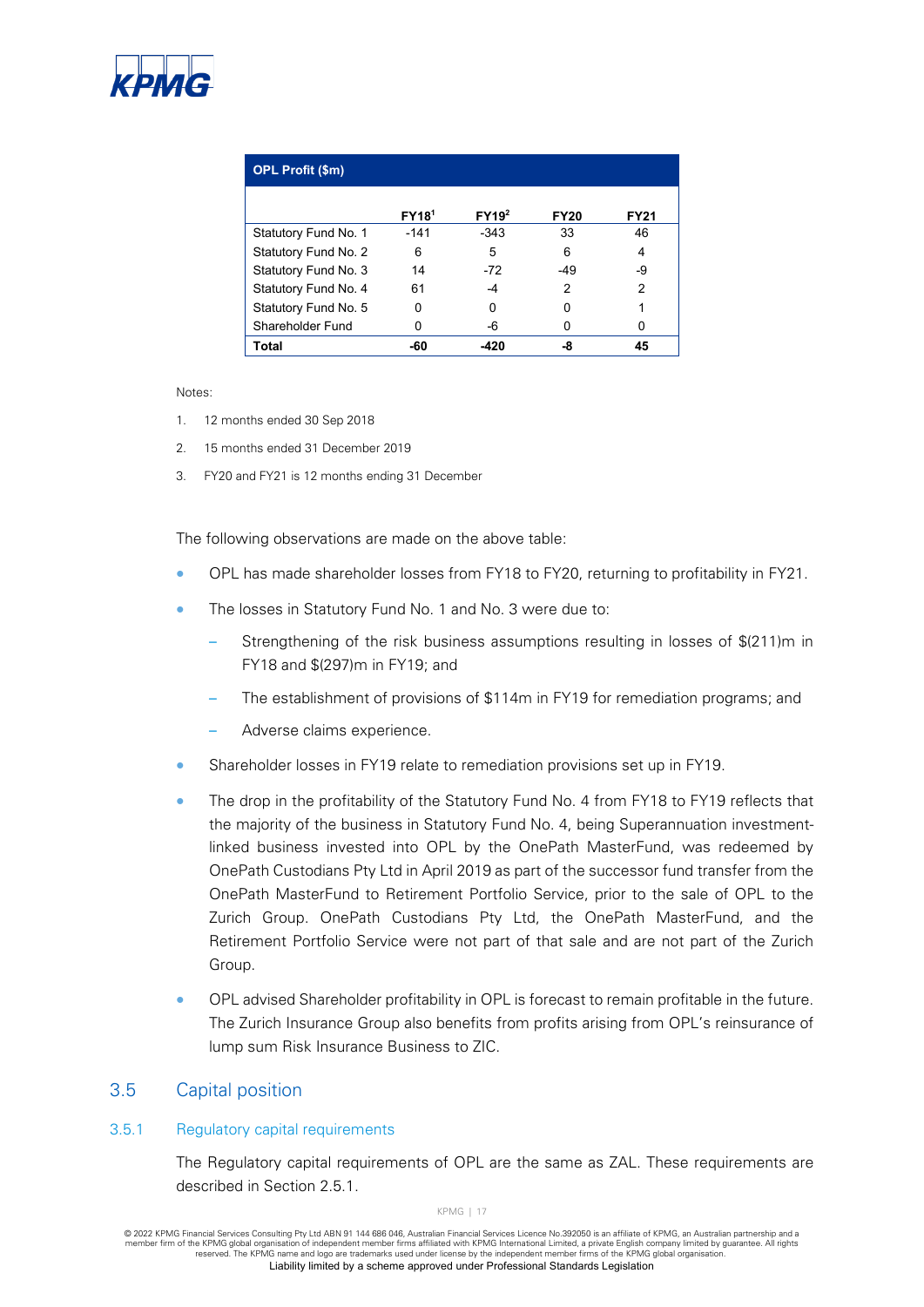| OPL Profit ($m) | | | | |
|---|---|---|---|---|
| | FY18[1] | FY19[2] | FY20 | FY21 |
| Statutory Fund No. 1 | -141 | -343 | 33 | 46 |
| Statutory Fund No. 2 | 6 | 5 | 6 | 4 |
| Statutory Fund No. 3 | 14 | -72 | -49 | -9 |
| Statutory Fund No. 4 | 61 | -4 | 2 | 2 |
| Statutory Fund No. 5 | 0 | 0 | 0 | 1 |
| Shareholder Fund | 0 | -6 | 0 | 0 |
| **Total** | **-60** | **-420** | **-8** | **45** |

Notes:

1. 12 months ended 30 Sep 2018
2. 15 months ended 31 December 2019
3. FY20 and FY21 is 12 months ending 31 December

The following observations are made on the above table:

- OPL has made shareholder losses from FY18 to FY20, returning to profitability in FY21.
- The losses in Statutory Fund No. 1 and No. 3 were due to:
  - Strengthening of the risk business assumptions resulting in losses of $(211)m in FY18 and $(297)m in FY19; and
  - The establishment of provisions of $114m in FY19 for remediation programs; and
  - Adverse claims experience.
- Shareholder losses in FY19 relate to remediation provisions set up in FY19.
- The drop in the profitability of the Statutory Fund No. 4 from FY18 to FY19 reflects that the majority of the business in Statutory Fund No. 4, being Superannuation investment-linked business invested into OPL by the OnePath MasterFund, was redeemed by OnePath Custodians Pty Ltd in April 2019 as part of the successor fund transfer from the OnePath MasterFund to Retirement Portfolio Service, prior to the sale of OPL to the Zurich Group. OnePath Custodians Pty Ltd, the OnePath MasterFund, and the Retirement Portfolio Service were not part of that sale and are not part of the Zurich Group.
- OPL advised Shareholder profitability in OPL is forecast to remain profitable in the future. The Zurich Insurance Group also benefits from profits arising from OPL's reinsurance of lump sum Risk Insurance Business to ZIC.

## 3.5 Capital position

### 3.5.1 Regulatory capital requirements

The Regulatory capital requirements of OPL are the same as ZAL. These requirements are described in Section 2.5.1.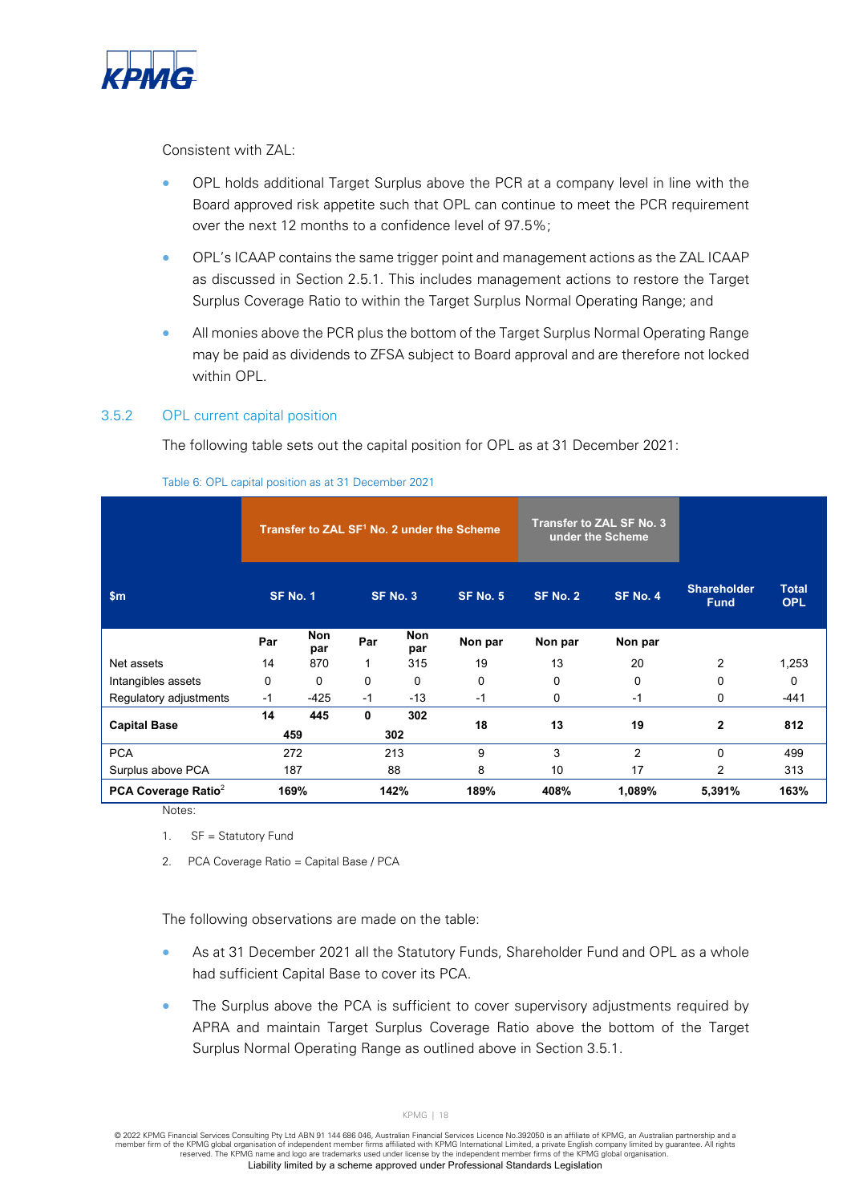Consistent with ZAL:

- OPL holds additional Target Surplus above the PCR at a company level in line with the Board approved risk appetite such that OPL can continue to meet the PCR requirement over the next 12 months to a confidence level of 97.5%;
- OPL's ICAAP contains the same trigger point and management actions as the ZAL ICAAP as discussed in Section 2.5.1. This includes management actions to restore the Target Surplus Coverage Ratio to within the Target Surplus Normal Operating Range; and
- All monies above the PCR plus the bottom of the Target Surplus Normal Operating Range may be paid as dividends to ZFSA subject to Board approval and are therefore not locked within OPL.

### 3.5.2 OPL current capital position

The following table sets out the capital position for OPL as at 31 December 2021:

Table 6: OPL capital position as at 31 December 2021

| | Transfer to ZAL SF[1] No. 2 under the Scheme | | | | | Transfer to ZAL SF No. 3 under the Scheme | | | |
|---|---|---|---|---|---|---|---|---|---|
| $m | SF No. 1 | | SF No. 3 | | SF No. 5 | SF No. 2 | SF No. 4 | Shareholder Fund | Total OPL |
| | Par | Non par | Par | Non par | Non par | Non par | Non par | | |
| Net assets | 14 | 870 | 1 | 315 | 19 | 13 | 20 | 2 | 1,253 |
| Intangibles assets | 0 | 0 | 0 | 0 | 0 | 0 | 0 | 0 | 0 |
| Regulatory adjustments | -1 | -425 | -1 | -13 | -1 | 0 | -1 | 0 | -441 |
| **Capital Base** | **14** | **445** | **0** | **302** | **18** | **13** | **19** | **2** | **812** |
| | **459** | | **302** | | | | | | |
| PCA | 272 | | 213 | | 9 | 3 | 2 | 0 | 499 |
| Surplus above PCA | 187 | | 88 | | 8 | 10 | 17 | 2 | 313 |
| **PCA Coverage Ratio[2]** | **169%** | | **142%** | | **189%** | **408%** | **1,089%** | **5,391%** | **163%** |

Notes:

1. SF = Statutory Fund
2. PCA Coverage Ratio = Capital Base / PCA

The following observations are made on the table:

- As at 31 December 2021 all the Statutory Funds, Shareholder Fund and OPL as a whole had sufficient Capital Base to cover its PCA.
- The Surplus above the PCA is sufficient to cover supervisory adjustments required by APRA and maintain Target Surplus Coverage Ratio above the bottom of the Target Surplus Normal Operating Range as outlined above in Section 3.5.1.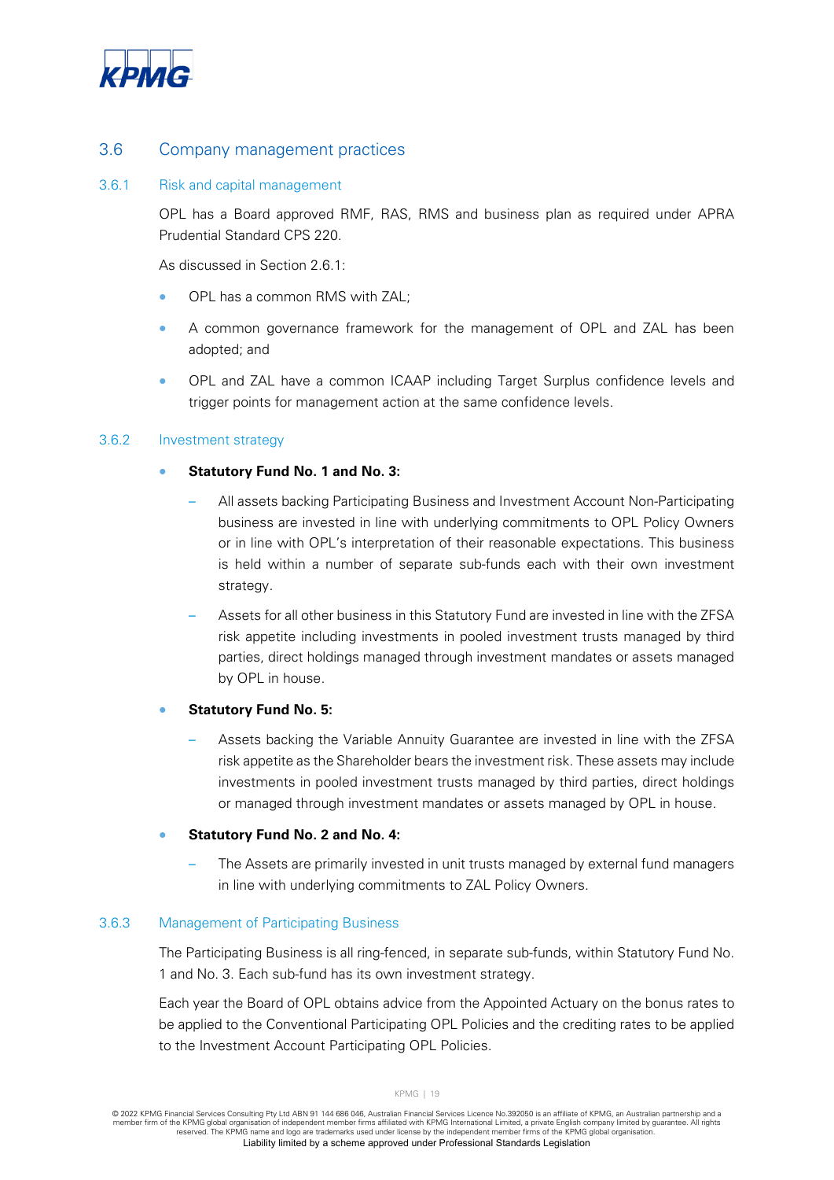## 3.6 Company management practices

### 3.6.1 Risk and capital management

OPL has a Board approved RMF, RAS, RMS and business plan as required under APRA Prudential Standard CPS 220.

As discussed in Section 2.6.1:

- OPL has a common RMS with ZAL;
- A common governance framework for the management of OPL and ZAL has been adopted; and
- OPL and ZAL have a common ICAAP including Target Surplus confidence levels and trigger points for management action at the same confidence levels.

### 3.6.2 Investment strategy

- **Statutory Fund No. 1 and No. 3:**
  - All assets backing Participating Business and Investment Account Non-Participating business are invested in line with underlying commitments to OPL Policy Owners or in line with OPL's interpretation of their reasonable expectations. This business is held within a number of separate sub-funds each with their own investment strategy.
  - Assets for all other business in this Statutory Fund are invested in line with the ZFSA risk appetite including investments in pooled investment trusts managed by third parties, direct holdings managed through investment mandates or assets managed by OPL in house.
- **Statutory Fund No. 5:**
  - Assets backing the Variable Annuity Guarantee are invested in line with the ZFSA risk appetite as the Shareholder bears the investment risk. These assets may include investments in pooled investment trusts managed by third parties, direct holdings or managed through investment mandates or assets managed by OPL in house.
- **Statutory Fund No. 2 and No. 4:**
  - The Assets are primarily invested in unit trusts managed by external fund managers in line with underlying commitments to ZAL Policy Owners.

### 3.6.3 Management of Participating Business

The Participating Business is all ring-fenced, in separate sub-funds, within Statutory Fund No. 1 and No. 3. Each sub-fund has its own investment strategy.

Each year the Board of OPL obtains advice from the Appointed Actuary on the bonus rates to be applied to the Conventional Participating OPL Policies and the crediting rates to be applied to the Investment Account Participating OPL Policies.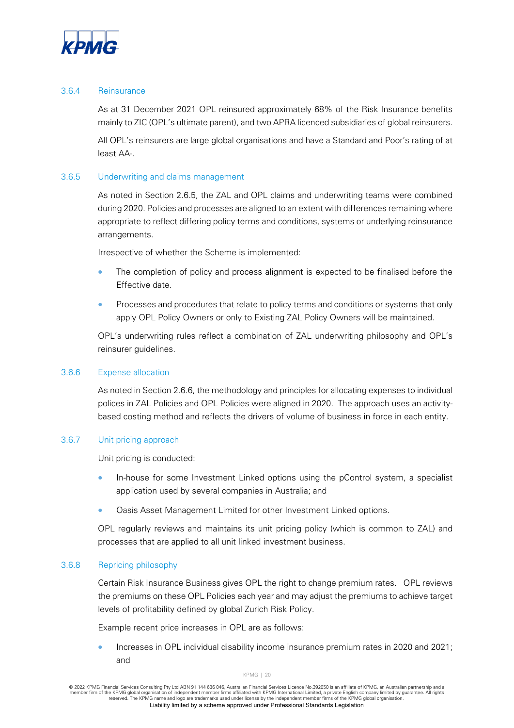### 3.6.4 Reinsurance

As at 31 December 2021 OPL reinsured approximately 68% of the Risk Insurance benefits mainly to ZIC (OPL's ultimate parent), and two APRA licenced subsidiaries of global reinsurers.

All OPL's reinsurers are large global organisations and have a Standard and Poor's rating of at least AA-.

### 3.6.5 Underwriting and claims management

As noted in Section 2.6.5, the ZAL and OPL claims and underwriting teams were combined during 2020. Policies and processes are aligned to an extent with differences remaining where appropriate to reflect differing policy terms and conditions, systems or underlying reinsurance arrangements.

Irrespective of whether the Scheme is implemented:

- The completion of policy and process alignment is expected to be finalised before the Effective date.
- Processes and procedures that relate to policy terms and conditions or systems that only apply OPL Policy Owners or only to Existing ZAL Policy Owners will be maintained.

OPL's underwriting rules reflect a combination of ZAL underwriting philosophy and OPL's reinsurer guidelines.

### 3.6.6 Expense allocation

As noted in Section 2.6.6, the methodology and principles for allocating expenses to individual polices in ZAL Policies and OPL Policies were aligned in 2020. The approach uses an activity-based costing method and reflects the drivers of volume of business in force in each entity.

### 3.6.7 Unit pricing approach

Unit pricing is conducted:

- In-house for some Investment Linked options using the pControl system, a specialist application used by several companies in Australia; and
- Oasis Asset Management Limited for other Investment Linked options.

OPL regularly reviews and maintains its unit pricing policy (which is common to ZAL) and processes that are applied to all unit linked investment business.

### 3.6.8 Repricing philosophy

Certain Risk Insurance Business gives OPL the right to change premium rates. OPL reviews the premiums on these OPL Policies each year and may adjust the premiums to achieve target levels of profitability defined by global Zurich Risk Policy.

Example recent price increases in OPL are as follows:

- Increases in OPL individual disability income insurance premium rates in 2020 and 2021; and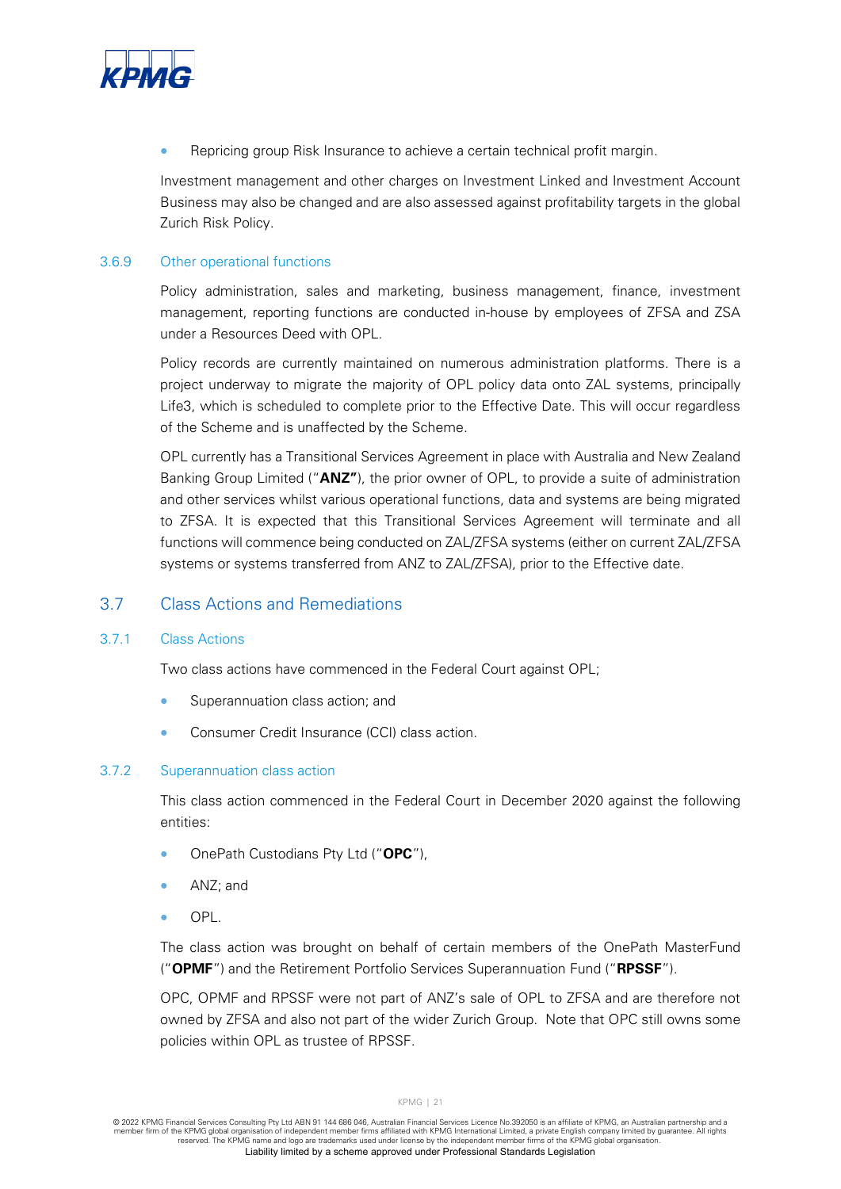- Repricing group Risk Insurance to achieve a certain technical profit margin.

Investment management and other charges on Investment Linked and Investment Account Business may also be changed and are also assessed against profitability targets in the global Zurich Risk Policy.

### 3.6.9 Other operational functions

Policy administration, sales and marketing, business management, finance, investment management, reporting functions are conducted in-house by employees of ZFSA and ZSA under a Resources Deed with OPL.

Policy records are currently maintained on numerous administration platforms. There is a project underway to migrate the majority of OPL policy data onto ZAL systems, principally Life3, which is scheduled to complete prior to the Effective Date. This will occur regardless of the Scheme and is unaffected by the Scheme.

OPL currently has a Transitional Services Agreement in place with Australia and New Zealand Banking Group Limited ("**ANZ"**), the prior owner of OPL, to provide a suite of administration and other services whilst various operational functions, data and systems are being migrated to ZFSA. It is expected that this Transitional Services Agreement will terminate and all functions will commence being conducted on ZAL/ZFSA systems (either on current ZAL/ZFSA systems or systems transferred from ANZ to ZAL/ZFSA), prior to the Effective date.

## 3.7 Class Actions and Remediations

### 3.7.1 Class Actions

Two class actions have commenced in the Federal Court against OPL;

- Superannuation class action; and
- Consumer Credit Insurance (CCI) class action.

### 3.7.2 Superannuation class action

This class action commenced in the Federal Court in December 2020 against the following entities:

- OnePath Custodians Pty Ltd ("**OPC**"),
- ANZ; and
- OPL.

The class action was brought on behalf of certain members of the OnePath MasterFund ("**OPMF**") and the Retirement Portfolio Services Superannuation Fund ("**RPSSF**").

OPC, OPMF and RPSSF were not part of ANZ's sale of OPL to ZFSA and are therefore not owned by ZFSA and also not part of the wider Zurich Group. Note that OPC still owns some policies within OPL as trustee of RPSSF.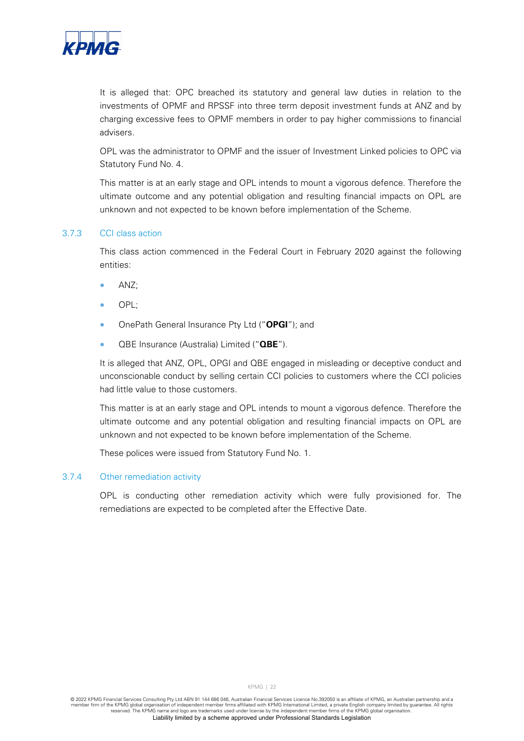It is alleged that: OPC breached its statutory and general law duties in relation to the investments of OPMF and RPSSF into three term deposit investment funds at ANZ and by charging excessive fees to OPMF members in order to pay higher commissions to financial advisers.

OPL was the administrator to OPMF and the issuer of Investment Linked policies to OPC via Statutory Fund No. 4.

This matter is at an early stage and OPL intends to mount a vigorous defence. Therefore the ultimate outcome and any potential obligation and resulting financial impacts on OPL are unknown and not expected to be known before implementation of the Scheme.

### 3.7.3 CCI class action

This class action commenced in the Federal Court in February 2020 against the following entities:

- ANZ;
- OPL;
- OnePath General Insurance Pty Ltd ("**OPGI**"); and
- QBE Insurance (Australia) Limited ("**QBE**").

It is alleged that ANZ, OPL, OPGI and QBE engaged in misleading or deceptive conduct and unconscionable conduct by selling certain CCI policies to customers where the CCI policies had little value to those customers.

This matter is at an early stage and OPL intends to mount a vigorous defence. Therefore the ultimate outcome and any potential obligation and resulting financial impacts on OPL are unknown and not expected to be known before implementation of the Scheme.

These polices were issued from Statutory Fund No. 1.

### 3.7.4 Other remediation activity

OPL is conducting other remediation activity which were fully provisioned for. The remediations are expected to be completed after the Effective Date.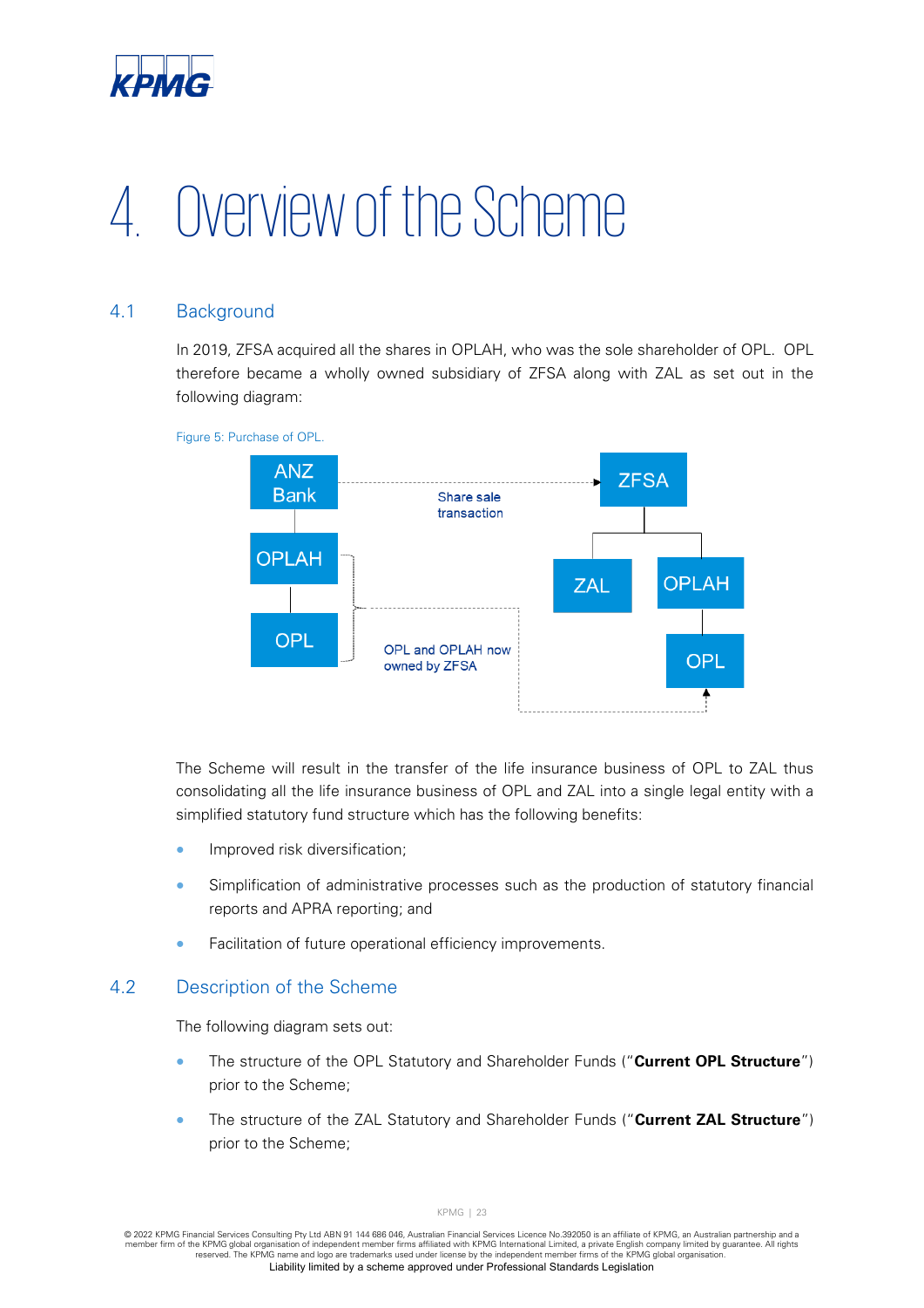# 4. Overview of the Scheme

## 4.1 Background

In 2019, ZFSA acquired all the shares in OPLAH, who was the sole shareholder of OPL. OPL therefore became a wholly owned subsidiary of ZFSA along with ZAL as set out in the following diagram:

Figure 5: Purchase of OPL.

ANZ Bank

OPLAH

OPL

Share sale transaction

OPL and OPLAH now owned by ZFSA

ZFSA

ZAL

OPLAH

OPL

The Scheme will result in the transfer of the life insurance business of OPL to ZAL thus consolidating all the life insurance business of OPL and ZAL into a single legal entity with a simplified statutory fund structure which has the following benefits:

- Improved risk diversification;
- Simplification of administrative processes such as the production of statutory financial reports and APRA reporting; and
- Facilitation of future operational efficiency improvements.

## 4.2 Description of the Scheme

The following diagram sets out:

- The structure of the OPL Statutory and Shareholder Funds ("**Current OPL Structure**") prior to the Scheme;
- The structure of the ZAL Statutory and Shareholder Funds ("**Current ZAL Structure**") prior to the Scheme;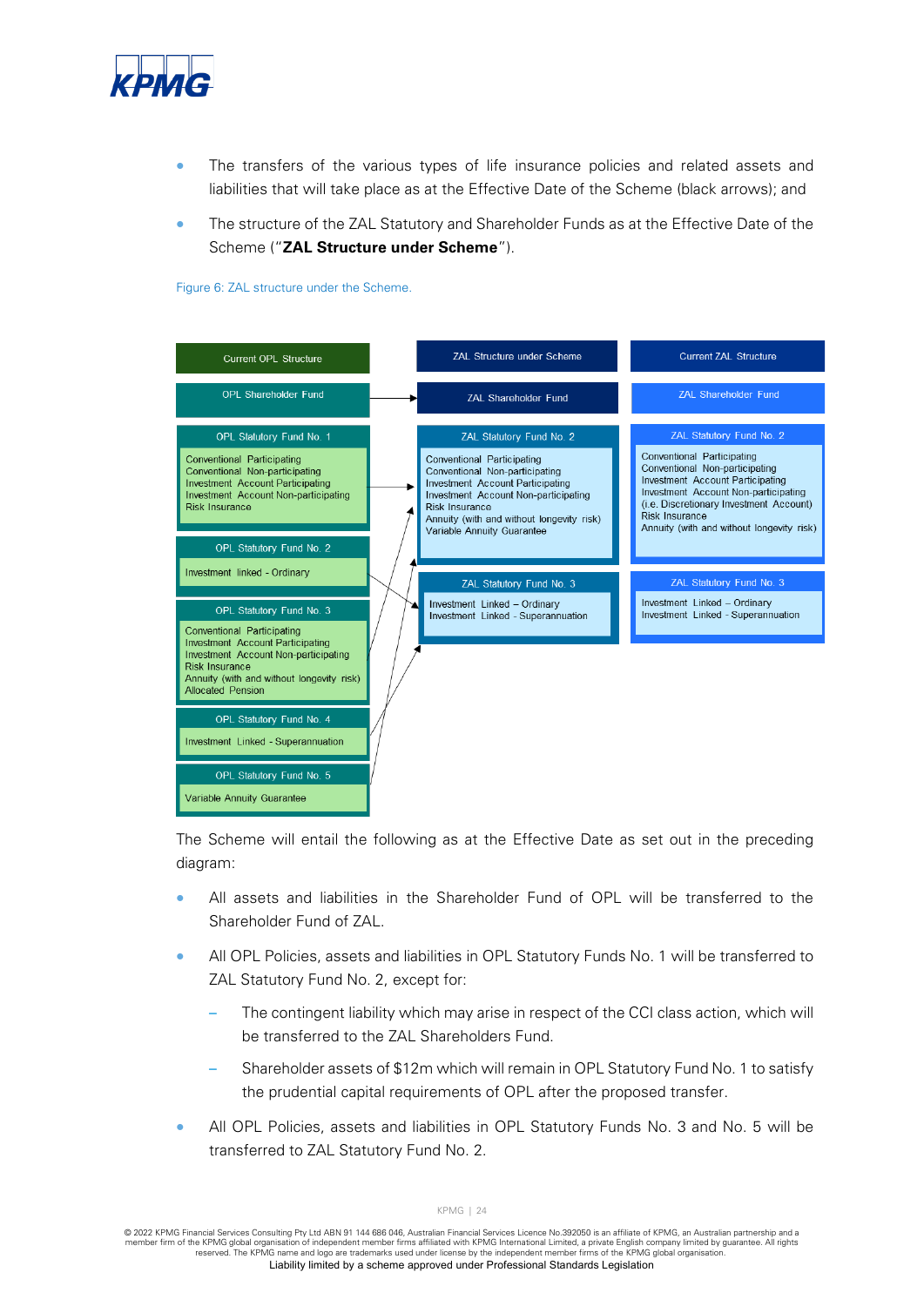- The transfers of the various types of life insurance policies and related assets and liabilities that will take place as at the Effective Date of the Scheme (black arrows); and
- The structure of the ZAL Statutory and Shareholder Funds as at the Effective Date of the Scheme ("**ZAL Structure under Scheme**").

Figure 6: ZAL structure under the Scheme.

| Current OPL Structure | ZAL Structure under Scheme | Current ZAL Structure |
|---|---|---|
| OPL Shareholder Fund | ZAL Shareholder Fund | ZAL Shareholder Fund |
| **OPL Statutory Fund No. 1**<br>Conventional Participating<br>Conventional Non-participating<br>Investment Account Participating<br>Investment Account Non-participating<br>Risk Insurance | **ZAL Statutory Fund No. 2**<br>Conventional Participating<br>Conventional Non-participating<br>Investment Account Participating<br>Investment Account Non-participating<br>Risk Insurance<br>Annuity (with and without longevity risk)<br>Variable Annuity Guarantee | **ZAL Statutory Fund No. 2**<br>Conventional Participating<br>Conventional Non-participating<br>Investment Account Participating<br>Investment Account Non-participating (i.e. Discretionary Investment Account)<br>Risk Insurance<br>Annuity (with and without longevity risk) |
| **OPL Statutory Fund No. 2**<br>Investment linked - Ordinary | **ZAL Statutory Fund No. 3**<br>Investment Linked – Ordinary<br>Investment Linked - Superannuation | **ZAL Statutory Fund No. 3**<br>Investment Linked – Ordinary<br>Investment Linked - Superannuation |
| **OPL Statutory Fund No. 3**<br>Conventional Participating<br>Investment Account Participating<br>Investment Account Non-participating<br>Risk Insurance<br>Annuity (with and without longevity risk)<br>Allocated Pension | | |
| **OPL Statutory Fund No. 4**<br>Investment Linked - Superannuation | | |
| **OPL Statutory Fund No. 5**<br>Variable Annuity Guarantee | | |

The Scheme will entail the following as at the Effective Date as set out in the preceding diagram:

- All assets and liabilities in the Shareholder Fund of OPL will be transferred to the Shareholder Fund of ZAL.
- All OPL Policies, assets and liabilities in OPL Statutory Funds No. 1 will be transferred to ZAL Statutory Fund No. 2, except for:
  - The contingent liability which may arise in respect of the CCI class action, which will be transferred to the ZAL Shareholders Fund.
  - Shareholder assets of $12m which will remain in OPL Statutory Fund No. 1 to satisfy the prudential capital requirements of OPL after the proposed transfer.
- All OPL Policies, assets and liabilities in OPL Statutory Funds No. 3 and No. 5 will be transferred to ZAL Statutory Fund No. 2.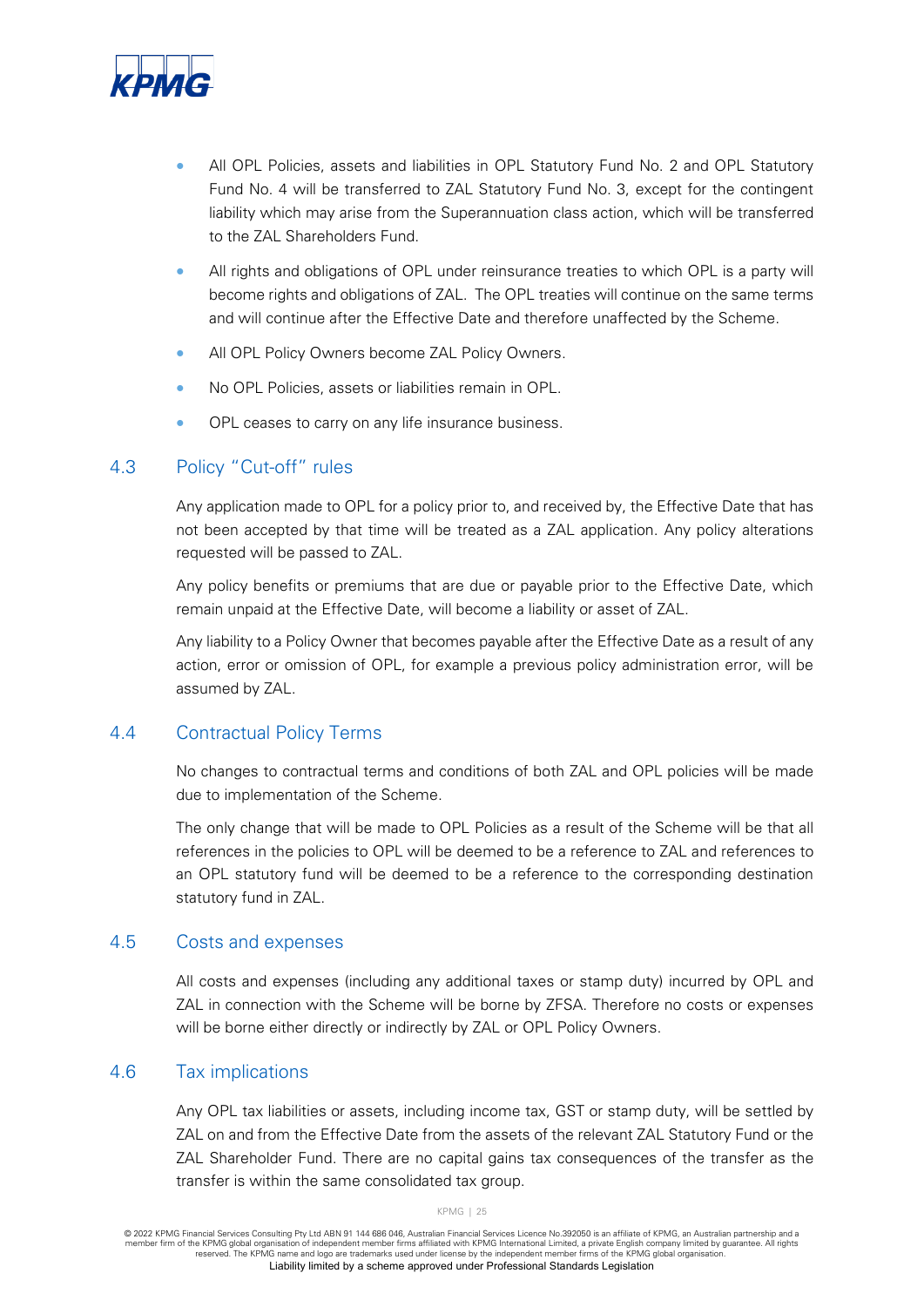- All OPL Policies, assets and liabilities in OPL Statutory Fund No. 2 and OPL Statutory Fund No. 4 will be transferred to ZAL Statutory Fund No. 3, except for the contingent liability which may arise from the Superannuation class action, which will be transferred to the ZAL Shareholders Fund.
- All rights and obligations of OPL under reinsurance treaties to which OPL is a party will become rights and obligations of ZAL. The OPL treaties will continue on the same terms and will continue after the Effective Date and therefore unaffected by the Scheme.
- All OPL Policy Owners become ZAL Policy Owners.
- No OPL Policies, assets or liabilities remain in OPL.
- OPL ceases to carry on any life insurance business.

## 4.3 Policy "Cut-off" rules

Any application made to OPL for a policy prior to, and received by, the Effective Date that has not been accepted by that time will be treated as a ZAL application. Any policy alterations requested will be passed to ZAL.

Any policy benefits or premiums that are due or payable prior to the Effective Date, which remain unpaid at the Effective Date, will become a liability or asset of ZAL.

Any liability to a Policy Owner that becomes payable after the Effective Date as a result of any action, error or omission of OPL, for example a previous policy administration error, will be assumed by ZAL.

## 4.4 Contractual Policy Terms

No changes to contractual terms and conditions of both ZAL and OPL policies will be made due to implementation of the Scheme.

The only change that will be made to OPL Policies as a result of the Scheme will be that all references in the policies to OPL will be deemed to be a reference to ZAL and references to an OPL statutory fund will be deemed to be a reference to the corresponding destination statutory fund in ZAL.

## 4.5 Costs and expenses

All costs and expenses (including any additional taxes or stamp duty) incurred by OPL and ZAL in connection with the Scheme will be borne by ZFSA. Therefore no costs or expenses will be borne either directly or indirectly by ZAL or OPL Policy Owners.

## 4.6 Tax implications

Any OPL tax liabilities or assets, including income tax, GST or stamp duty, will be settled by ZAL on and from the Effective Date from the assets of the relevant ZAL Statutory Fund or the ZAL Shareholder Fund. There are no capital gains tax consequences of the transfer as the transfer is within the same consolidated tax group.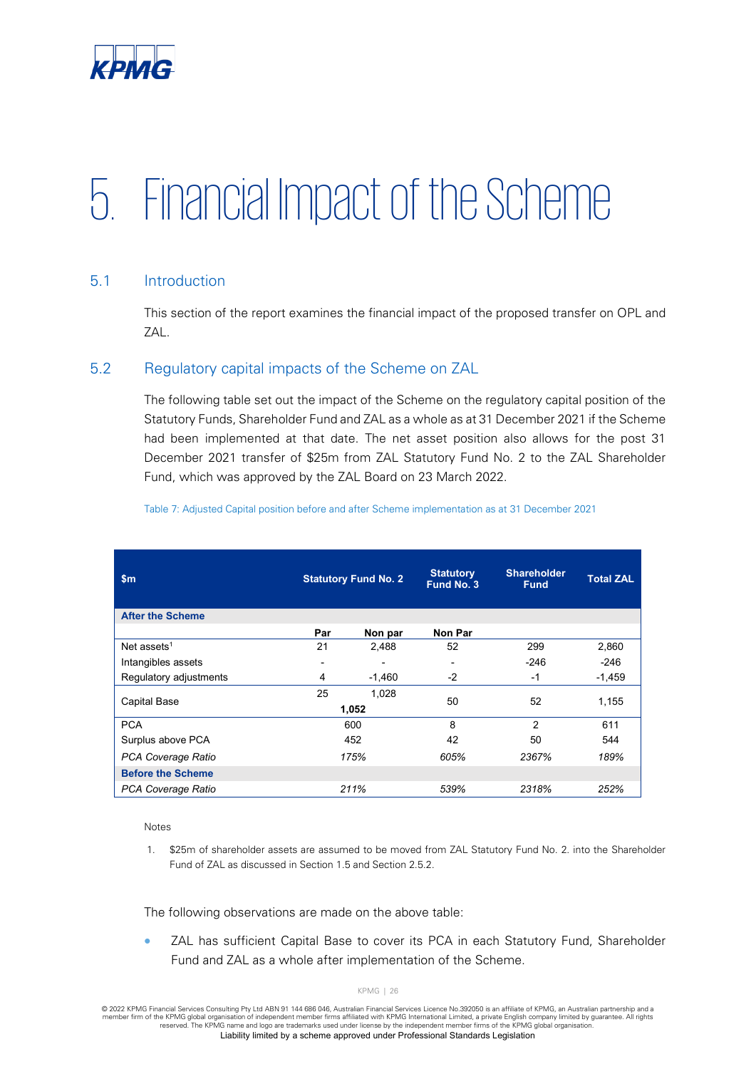# 5. Financial Impact of the Scheme

## 5.1 Introduction

This section of the report examines the financial impact of the proposed transfer on OPL and ZAL.

## 5.2 Regulatory capital impacts of the Scheme on ZAL

The following table set out the impact of the Scheme on the regulatory capital position of the Statutory Funds, Shareholder Fund and ZAL as a whole as at 31 December 2021 if the Scheme had been implemented at that date. The net asset position also allows for the post 31 December 2021 transfer of $25m from ZAL Statutory Fund No. 2 to the ZAL Shareholder Fund, which was approved by the ZAL Board on 23 March 2022.

Table 7: Adjusted Capital position before and after Scheme implementation as at 31 December 2021

| $m | Statutory Fund No. 2 | | Statutory Fund No. 3 | Shareholder Fund | Total ZAL |
|---|---|---|---|---|---|
| **After the Scheme** | | | | | |
| | **Par** | **Non par** | **Non Par** | | |
| Net assets[1] | 21 | 2,488 | 52 | 299 | 2,860 |
| Intangibles assets | - | - | - | -246 | -246 |
| Regulatory adjustments | 4 | -1,460 | -2 | -1 | -1,459 |
| Capital Base | 25 | 1,028 | 50 | 52 | 1,155 |
| | **1,052** | | | | |
| PCA | 600 | | 8 | 2 | 611 |
| Surplus above PCA | 452 | | 42 | 50 | 544 |
| *PCA Coverage Ratio* | *175%* | | *605%* | *2367%* | *189%* |
| **Before the Scheme** | | | | | |
| *PCA Coverage Ratio* | *211%* | | *539%* | *2318%* | *252%* |

Notes

1. $25m of shareholder assets are assumed to be moved from ZAL Statutory Fund No. 2. into the Shareholder Fund of ZAL as discussed in Section 1.5 and Section 2.5.2.

The following observations are made on the above table:

- ZAL has sufficient Capital Base to cover its PCA in each Statutory Fund, Shareholder Fund and ZAL as a whole after implementation of the Scheme.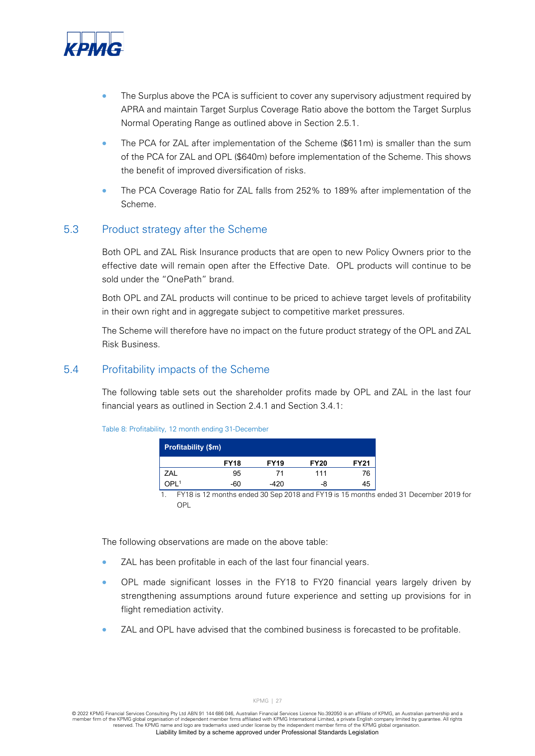- The Surplus above the PCA is sufficient to cover any supervisory adjustment required by APRA and maintain Target Surplus Coverage Ratio above the bottom the Target Surplus Normal Operating Range as outlined above in Section 2.5.1.
- The PCA for ZAL after implementation of the Scheme ($611m) is smaller than the sum of the PCA for ZAL and OPL ($640m) before implementation of the Scheme. This shows the benefit of improved diversification of risks.
- The PCA Coverage Ratio for ZAL falls from 252% to 189% after implementation of the Scheme.

## 5.3 Product strategy after the Scheme

Both OPL and ZAL Risk Insurance products that are open to new Policy Owners prior to the effective date will remain open after the Effective Date. OPL products will continue to be sold under the "OnePath" brand.

Both OPL and ZAL products will continue to be priced to achieve target levels of profitability in their own right and in aggregate subject to competitive market pressures.

The Scheme will therefore have no impact on the future product strategy of the OPL and ZAL Risk Business.

## 5.4 Profitability impacts of the Scheme

The following table sets out the shareholder profits made by OPL and ZAL in the last four financial years as outlined in Section 2.4.1 and Section 3.4.1:

Table 8: Profitability, 12 month ending 31-December

| Profitability ($m) | FY18 | FY19 | FY20 | FY21 |
|---|---|---|---|---|
| ZAL | 95 | 71 | 111 | 76 |
| OPL[1] | -60 | -420 | -8 | 45 |

1. FY18 is 12 months ended 30 Sep 2018 and FY19 is 15 months ended 31 December 2019 for OPL

The following observations are made on the above table:

- ZAL has been profitable in each of the last four financial years.
- OPL made significant losses in the FY18 to FY20 financial years largely driven by strengthening assumptions around future experience and setting up provisions for in flight remediation activity.
- ZAL and OPL have advised that the combined business is forecasted to be profitable.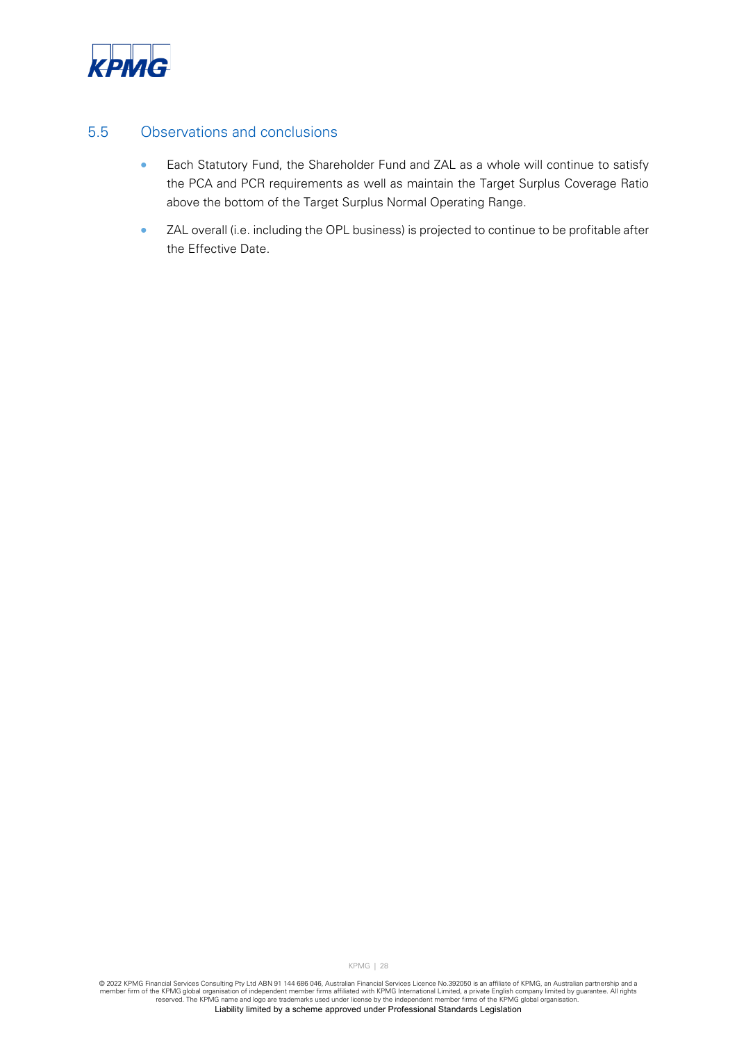## 5.5 Observations and conclusions

- Each Statutory Fund, the Shareholder Fund and ZAL as a whole will continue to satisfy the PCA and PCR requirements as well as maintain the Target Surplus Coverage Ratio above the bottom of the Target Surplus Normal Operating Range.
- ZAL overall (i.e. including the OPL business) is projected to continue to be profitable after the Effective Date.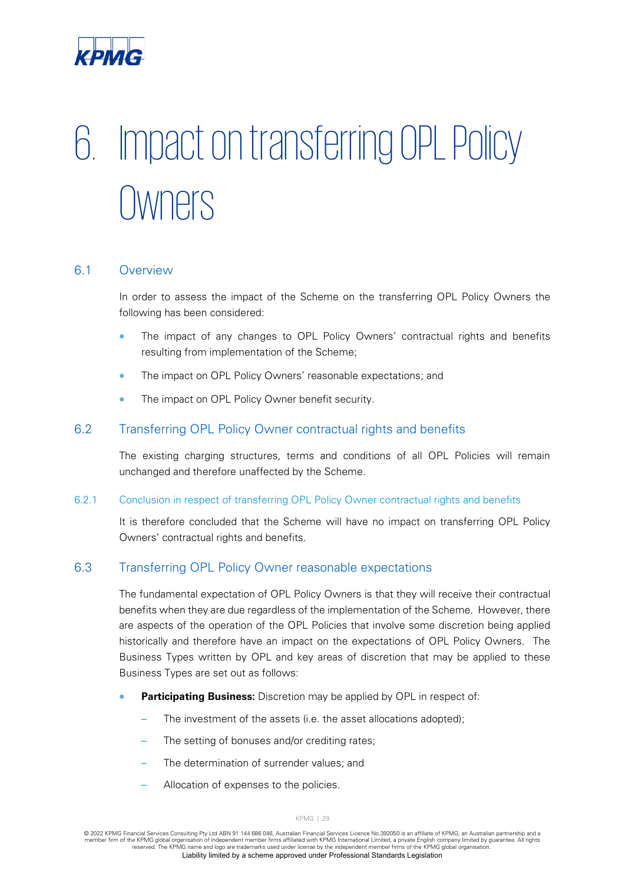# 6. Impact on transferring OPL Policy Owners

## 6.1 Overview

In order to assess the impact of the Scheme on the transferring OPL Policy Owners the following has been considered:

- The impact of any changes to OPL Policy Owners' contractual rights and benefits resulting from implementation of the Scheme;
- The impact on OPL Policy Owners' reasonable expectations; and
- The impact on OPL Policy Owner benefit security.

## 6.2 Transferring OPL Policy Owner contractual rights and benefits

The existing charging structures, terms and conditions of all OPL Policies will remain unchanged and therefore unaffected by the Scheme.

### 6.2.1 Conclusion in respect of transferring OPL Policy Owner contractual rights and benefits

It is therefore concluded that the Scheme will have no impact on transferring OPL Policy Owners' contractual rights and benefits.

## 6.3 Transferring OPL Policy Owner reasonable expectations

The fundamental expectation of OPL Policy Owners is that they will receive their contractual benefits when they are due regardless of the implementation of the Scheme. However, there are aspects of the operation of the OPL Policies that involve some discretion being applied historically and therefore have an impact on the expectations of OPL Policy Owners. The Business Types written by OPL and key areas of discretion that may be applied to these Business Types are set out as follows:

- **Participating Business:** Discretion may be applied by OPL in respect of:
  - The investment of the assets (i.e. the asset allocations adopted);
  - The setting of bonuses and/or crediting rates;
  - The determination of surrender values; and
  - Allocation of expenses to the policies.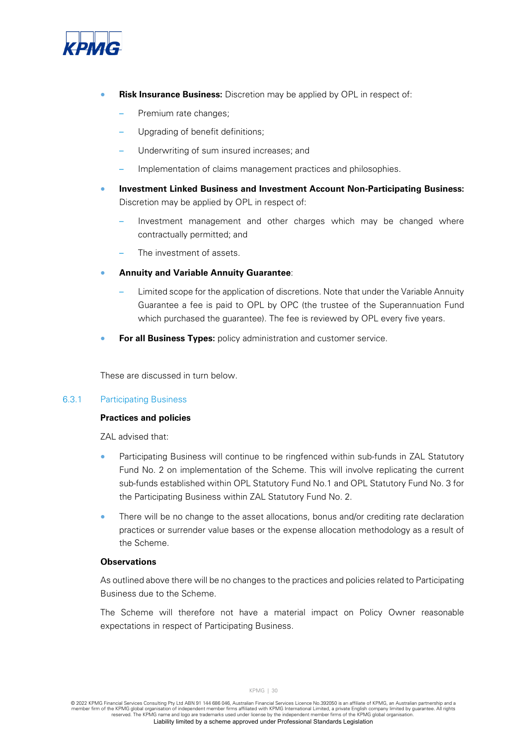- **Risk Insurance Business:** Discretion may be applied by OPL in respect of:
  - Premium rate changes;
  - Upgrading of benefit definitions;
  - Underwriting of sum insured increases; and
  - Implementation of claims management practices and philosophies.
- **Investment Linked Business and Investment Account Non-Participating Business:** Discretion may be applied by OPL in respect of:
  - Investment management and other charges which may be changed where contractually permitted; and
  - The investment of assets.
- **Annuity and Variable Annuity Guarantee**:
  - Limited scope for the application of discretions. Note that under the Variable Annuity Guarantee a fee is paid to OPL by OPC (the trustee of the Superannuation Fund which purchased the guarantee). The fee is reviewed by OPL every five years.
- **For all Business Types:** policy administration and customer service.

These are discussed in turn below.

### 6.3.1 Participating Business

**Practices and policies**

ZAL advised that:

- Participating Business will continue to be ringfenced within sub-funds in ZAL Statutory Fund No. 2 on implementation of the Scheme. This will involve replicating the current sub-funds established within OPL Statutory Fund No.1 and OPL Statutory Fund No. 3 for the Participating Business within ZAL Statutory Fund No. 2.
- There will be no change to the asset allocations, bonus and/or crediting rate declaration practices or surrender value bases or the expense allocation methodology as a result of the Scheme.

**Observations**

As outlined above there will be no changes to the practices and policies related to Participating Business due to the Scheme.

The Scheme will therefore not have a material impact on Policy Owner reasonable expectations in respect of Participating Business.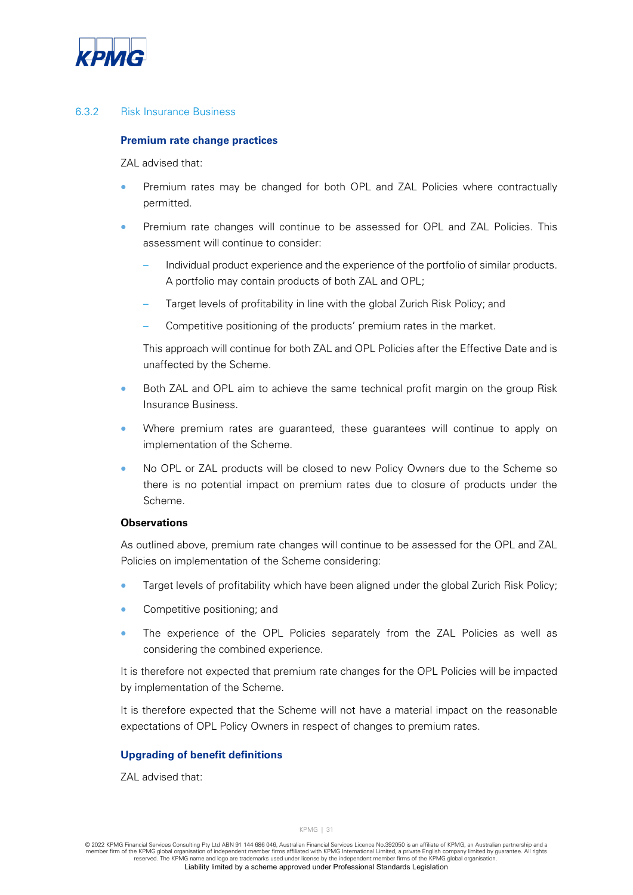### 6.3.2 Risk Insurance Business

**Premium rate change practices**

ZAL advised that:

- Premium rates may be changed for both OPL and ZAL Policies where contractually permitted.
- Premium rate changes will continue to be assessed for OPL and ZAL Policies. This assessment will continue to consider:
  - Individual product experience and the experience of the portfolio of similar products. A portfolio may contain products of both ZAL and OPL;
  - Target levels of profitability in line with the global Zurich Risk Policy; and
  - Competitive positioning of the products' premium rates in the market.

  This approach will continue for both ZAL and OPL Policies after the Effective Date and is unaffected by the Scheme.
- Both ZAL and OPL aim to achieve the same technical profit margin on the group Risk Insurance Business.
- Where premium rates are guaranteed, these guarantees will continue to apply on implementation of the Scheme.
- No OPL or ZAL products will be closed to new Policy Owners due to the Scheme so there is no potential impact on premium rates due to closure of products under the Scheme.

**Observations**

As outlined above, premium rate changes will continue to be assessed for the OPL and ZAL Policies on implementation of the Scheme considering:

- Target levels of profitability which have been aligned under the global Zurich Risk Policy;
- Competitive positioning; and
- The experience of the OPL Policies separately from the ZAL Policies as well as considering the combined experience.

It is therefore not expected that premium rate changes for the OPL Policies will be impacted by implementation of the Scheme.

It is therefore expected that the Scheme will not have a material impact on the reasonable expectations of OPL Policy Owners in respect of changes to premium rates.

**Upgrading of benefit definitions**

ZAL advised that: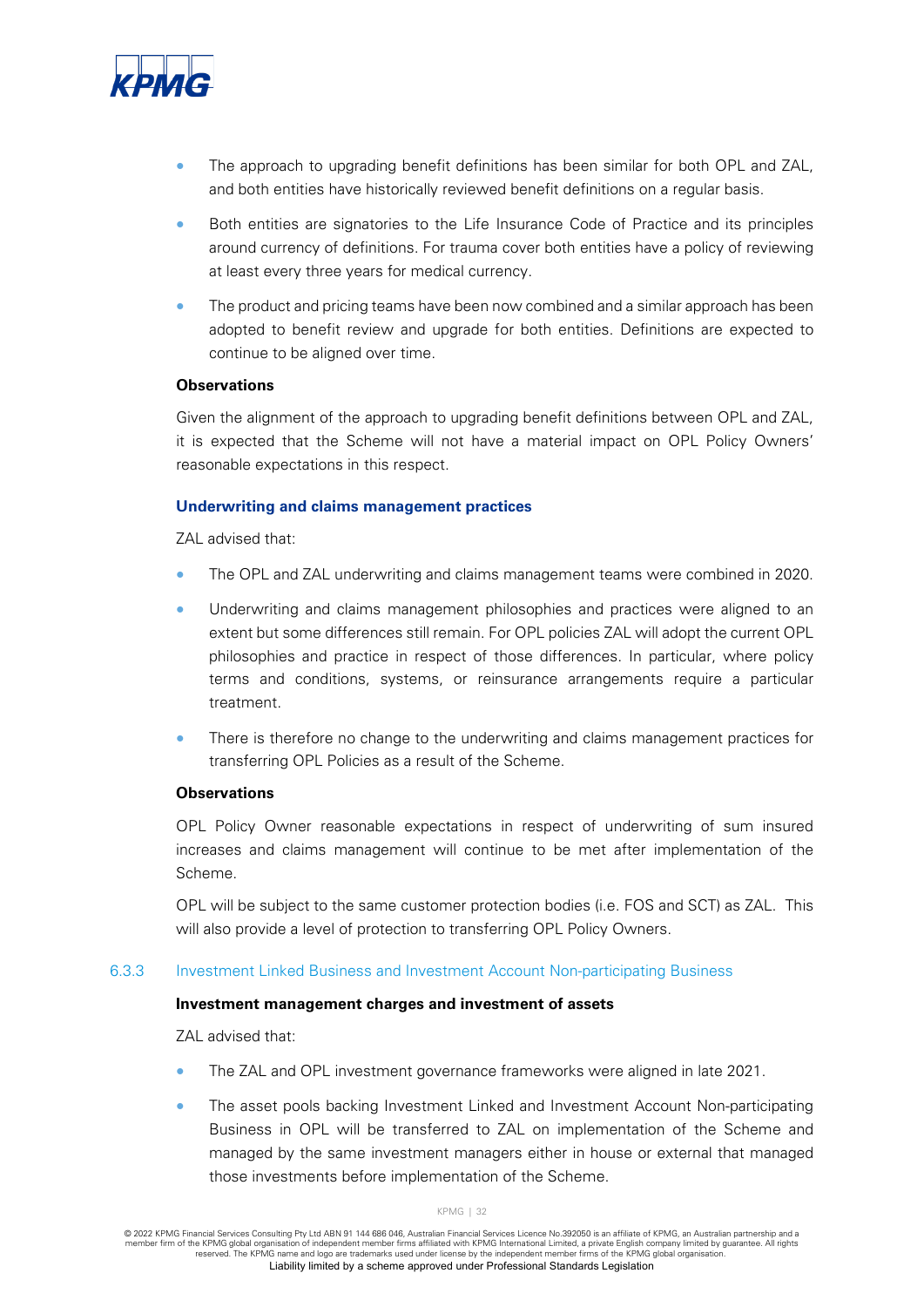- The approach to upgrading benefit definitions has been similar for both OPL and ZAL, and both entities have historically reviewed benefit definitions on a regular basis.
- Both entities are signatories to the Life Insurance Code of Practice and its principles around currency of definitions. For trauma cover both entities have a policy of reviewing at least every three years for medical currency.
- The product and pricing teams have been now combined and a similar approach has been adopted to benefit review and upgrade for both entities. Definitions are expected to continue to be aligned over time.

**Observations**

Given the alignment of the approach to upgrading benefit definitions between OPL and ZAL, it is expected that the Scheme will not have a material impact on OPL Policy Owners' reasonable expectations in this respect.

**Underwriting and claims management practices**

ZAL advised that:

- The OPL and ZAL underwriting and claims management teams were combined in 2020.
- Underwriting and claims management philosophies and practices were aligned to an extent but some differences still remain. For OPL policies ZAL will adopt the current OPL philosophies and practice in respect of those differences. In particular, where policy terms and conditions, systems, or reinsurance arrangements require a particular treatment.
- There is therefore no change to the underwriting and claims management practices for transferring OPL Policies as a result of the Scheme.

**Observations**

OPL Policy Owner reasonable expectations in respect of underwriting of sum insured increases and claims management will continue to be met after implementation of the Scheme.

OPL will be subject to the same customer protection bodies (i.e. FOS and SCT) as ZAL. This will also provide a level of protection to transferring OPL Policy Owners.

### 6.3.3 Investment Linked Business and Investment Account Non-participating Business

**Investment management charges and investment of assets**

ZAL advised that:

- The ZAL and OPL investment governance frameworks were aligned in late 2021.
- The asset pools backing Investment Linked and Investment Account Non-participating Business in OPL will be transferred to ZAL on implementation of the Scheme and managed by the same investment managers either in house or external that managed those investments before implementation of the Scheme.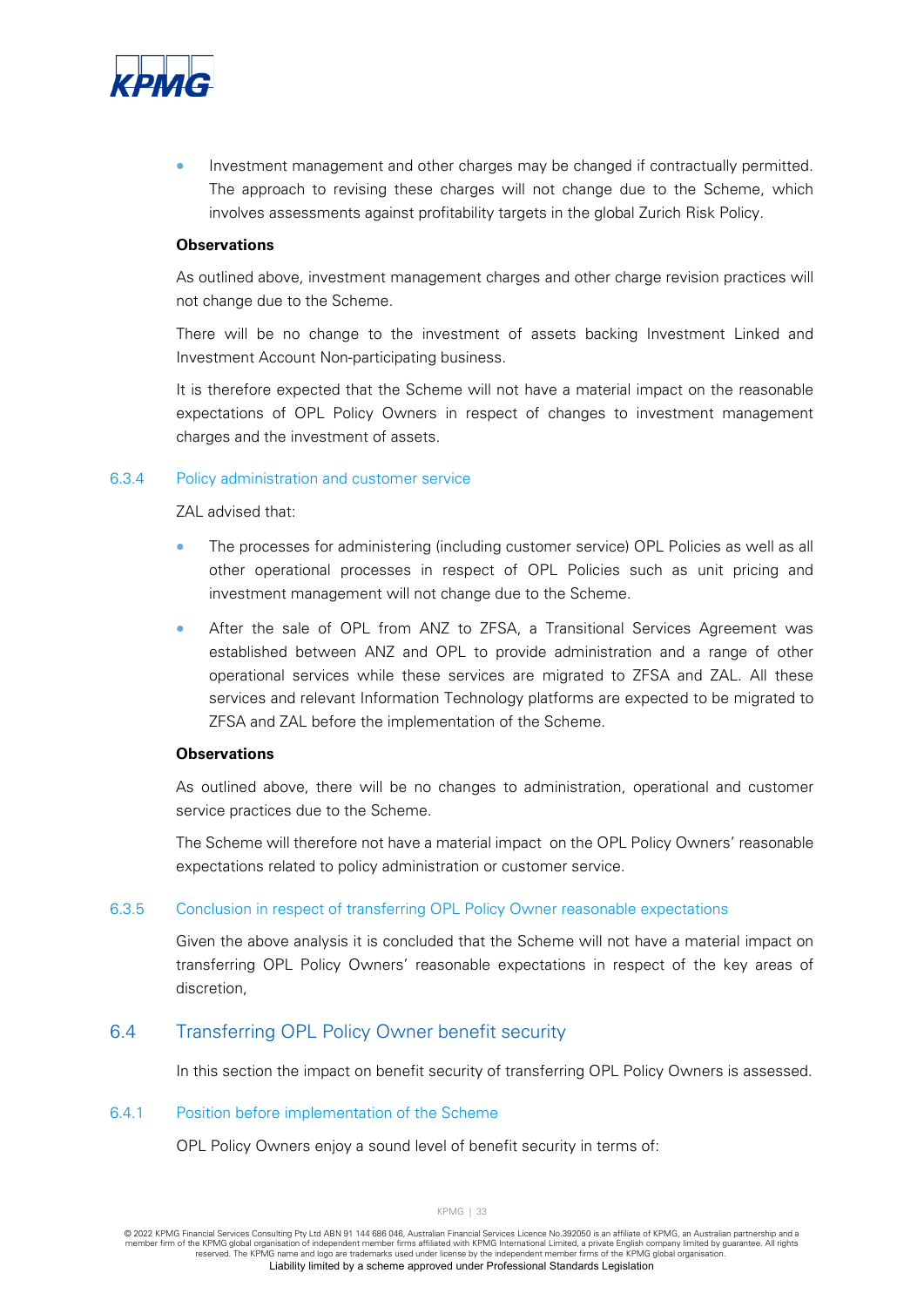- Investment management and other charges may be changed if contractually permitted. The approach to revising these charges will not change due to the Scheme, which involves assessments against profitability targets in the global Zurich Risk Policy.

**Observations**

As outlined above, investment management charges and other charge revision practices will not change due to the Scheme.

There will be no change to the investment of assets backing Investment Linked and Investment Account Non-participating business.

It is therefore expected that the Scheme will not have a material impact on the reasonable expectations of OPL Policy Owners in respect of changes to investment management charges and the investment of assets.

### 6.3.4 Policy administration and customer service

ZAL advised that:

- The processes for administering (including customer service) OPL Policies as well as all other operational processes in respect of OPL Policies such as unit pricing and investment management will not change due to the Scheme.
- After the sale of OPL from ANZ to ZFSA, a Transitional Services Agreement was established between ANZ and OPL to provide administration and a range of other operational services while these services are migrated to ZFSA and ZAL. All these services and relevant Information Technology platforms are expected to be migrated to ZFSA and ZAL before the implementation of the Scheme.

**Observations**

As outlined above, there will be no changes to administration, operational and customer service practices due to the Scheme.

The Scheme will therefore not have a material impact on the OPL Policy Owners' reasonable expectations related to policy administration or customer service.

### 6.3.5 Conclusion in respect of transferring OPL Policy Owner reasonable expectations

Given the above analysis it is concluded that the Scheme will not have a material impact on transferring OPL Policy Owners' reasonable expectations in respect of the key areas of discretion,

## 6.4 Transferring OPL Policy Owner benefit security

In this section the impact on benefit security of transferring OPL Policy Owners is assessed.

### 6.4.1 Position before implementation of the Scheme

OPL Policy Owners enjoy a sound level of benefit security in terms of: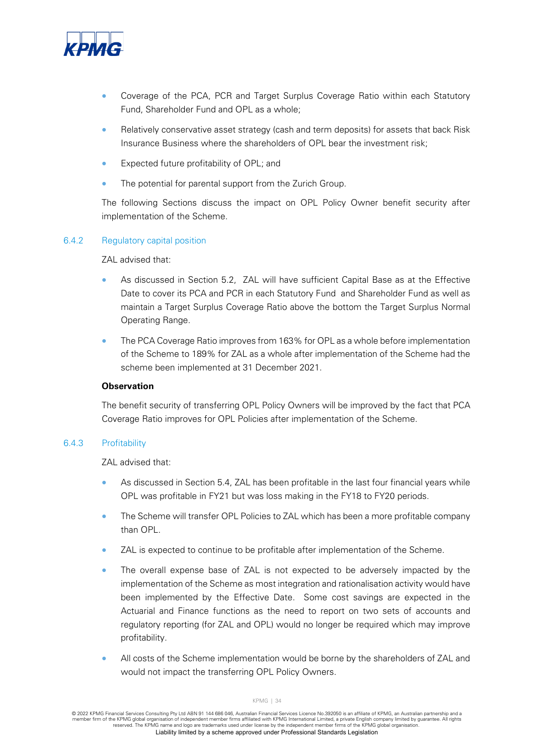- Coverage of the PCA, PCR and Target Surplus Coverage Ratio within each Statutory Fund, Shareholder Fund and OPL as a whole;
- Relatively conservative asset strategy (cash and term deposits) for assets that back Risk Insurance Business where the shareholders of OPL bear the investment risk;
- Expected future profitability of OPL; and
- The potential for parental support from the Zurich Group.

The following Sections discuss the impact on OPL Policy Owner benefit security after implementation of the Scheme.

### 6.4.2 Regulatory capital position

ZAL advised that:

- As discussed in Section 5.2, ZAL will have sufficient Capital Base as at the Effective Date to cover its PCA and PCR in each Statutory Fund and Shareholder Fund as well as maintain a Target Surplus Coverage Ratio above the bottom the Target Surplus Normal Operating Range.
- The PCA Coverage Ratio improves from 163% for OPL as a whole before implementation of the Scheme to 189% for ZAL as a whole after implementation of the Scheme had the scheme been implemented at 31 December 2021.

**Observation**

The benefit security of transferring OPL Policy Owners will be improved by the fact that PCA Coverage Ratio improves for OPL Policies after implementation of the Scheme.

### 6.4.3 Profitability

ZAL advised that:

- As discussed in Section 5.4, ZAL has been profitable in the last four financial years while OPL was profitable in FY21 but was loss making in the FY18 to FY20 periods.
- The Scheme will transfer OPL Policies to ZAL which has been a more profitable company than OPL.
- ZAL is expected to continue to be profitable after implementation of the Scheme.
- The overall expense base of ZAL is not expected to be adversely impacted by the implementation of the Scheme as most integration and rationalisation activity would have been implemented by the Effective Date. Some cost savings are expected in the Actuarial and Finance functions as the need to report on two sets of accounts and regulatory reporting (for ZAL and OPL) would no longer be required which may improve profitability.
- All costs of the Scheme implementation would be borne by the shareholders of ZAL and would not impact the transferring OPL Policy Owners.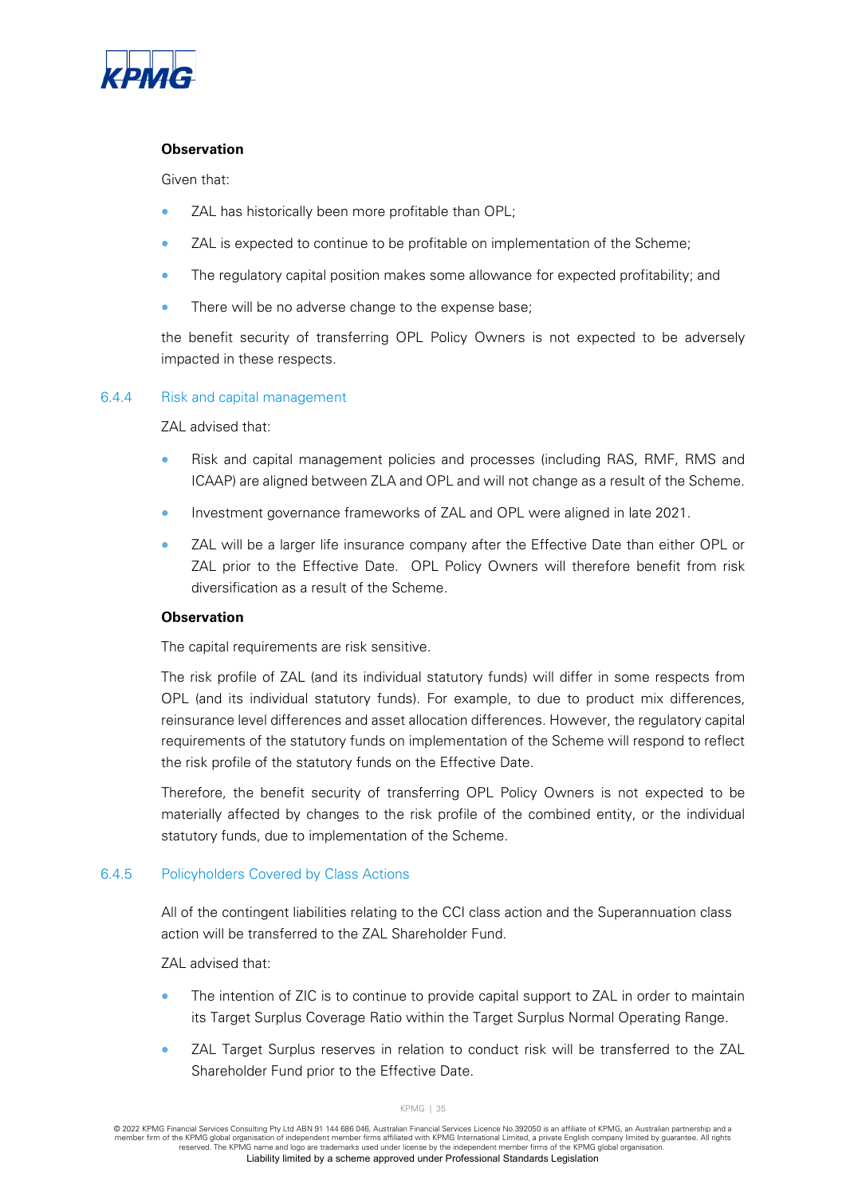**Observation**

Given that:

- ZAL has historically been more profitable than OPL;
- ZAL is expected to continue to be profitable on implementation of the Scheme;
- The regulatory capital position makes some allowance for expected profitability; and
- There will be no adverse change to the expense base;

the benefit security of transferring OPL Policy Owners is not expected to be adversely impacted in these respects.

### 6.4.4 Risk and capital management

ZAL advised that:

- Risk and capital management policies and processes (including RAS, RMF, RMS and ICAAP) are aligned between ZLA and OPL and will not change as a result of the Scheme.
- Investment governance frameworks of ZAL and OPL were aligned in late 2021.
- ZAL will be a larger life insurance company after the Effective Date than either OPL or ZAL prior to the Effective Date. OPL Policy Owners will therefore benefit from risk diversification as a result of the Scheme.

**Observation**

The capital requirements are risk sensitive.

The risk profile of ZAL (and its individual statutory funds) will differ in some respects from OPL (and its individual statutory funds). For example, to due to product mix differences, reinsurance level differences and asset allocation differences. However, the regulatory capital requirements of the statutory funds on implementation of the Scheme will respond to reflect the risk profile of the statutory funds on the Effective Date.

Therefore, the benefit security of transferring OPL Policy Owners is not expected to be materially affected by changes to the risk profile of the combined entity, or the individual statutory funds, due to implementation of the Scheme.

### 6.4.5 Policyholders Covered by Class Actions

All of the contingent liabilities relating to the CCI class action and the Superannuation class action will be transferred to the ZAL Shareholder Fund.

ZAL advised that:

- The intention of ZIC is to continue to provide capital support to ZAL in order to maintain its Target Surplus Coverage Ratio within the Target Surplus Normal Operating Range.
- ZAL Target Surplus reserves in relation to conduct risk will be transferred to the ZAL Shareholder Fund prior to the Effective Date.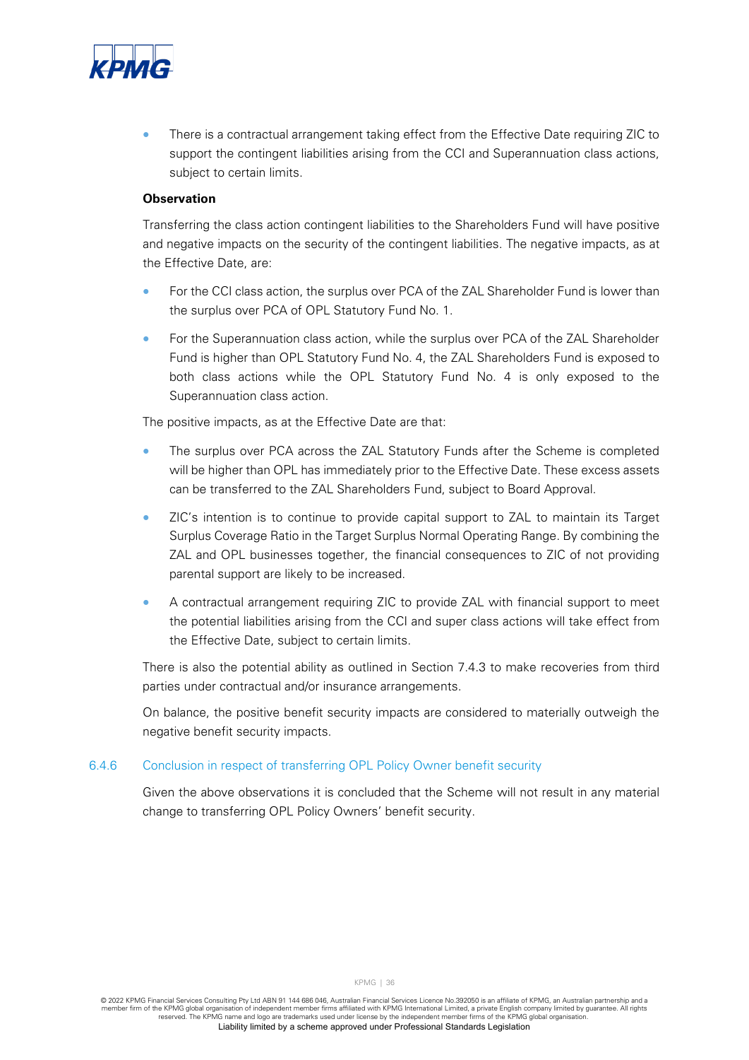- There is a contractual arrangement taking effect from the Effective Date requiring ZIC to support the contingent liabilities arising from the CCI and Superannuation class actions, subject to certain limits.

**Observation**

Transferring the class action contingent liabilities to the Shareholders Fund will have positive and negative impacts on the security of the contingent liabilities. The negative impacts, as at the Effective Date, are:

- For the CCI class action, the surplus over PCA of the ZAL Shareholder Fund is lower than the surplus over PCA of OPL Statutory Fund No. 1.
- For the Superannuation class action, while the surplus over PCA of the ZAL Shareholder Fund is higher than OPL Statutory Fund No. 4, the ZAL Shareholders Fund is exposed to both class actions while the OPL Statutory Fund No. 4 is only exposed to the Superannuation class action.

The positive impacts, as at the Effective Date are that:

- The surplus over PCA across the ZAL Statutory Funds after the Scheme is completed will be higher than OPL has immediately prior to the Effective Date. These excess assets can be transferred to the ZAL Shareholders Fund, subject to Board Approval.
- ZIC's intention is to continue to provide capital support to ZAL to maintain its Target Surplus Coverage Ratio in the Target Surplus Normal Operating Range. By combining the ZAL and OPL businesses together, the financial consequences to ZIC of not providing parental support are likely to be increased.
- A contractual arrangement requiring ZIC to provide ZAL with financial support to meet the potential liabilities arising from the CCI and super class actions will take effect from the Effective Date, subject to certain limits.

There is also the potential ability as outlined in Section 7.4.3 to make recoveries from third parties under contractual and/or insurance arrangements.

On balance, the positive benefit security impacts are considered to materially outweigh the negative benefit security impacts.

### 6.4.6 Conclusion in respect of transferring OPL Policy Owner benefit security

Given the above observations it is concluded that the Scheme will not result in any material change to transferring OPL Policy Owners' benefit security.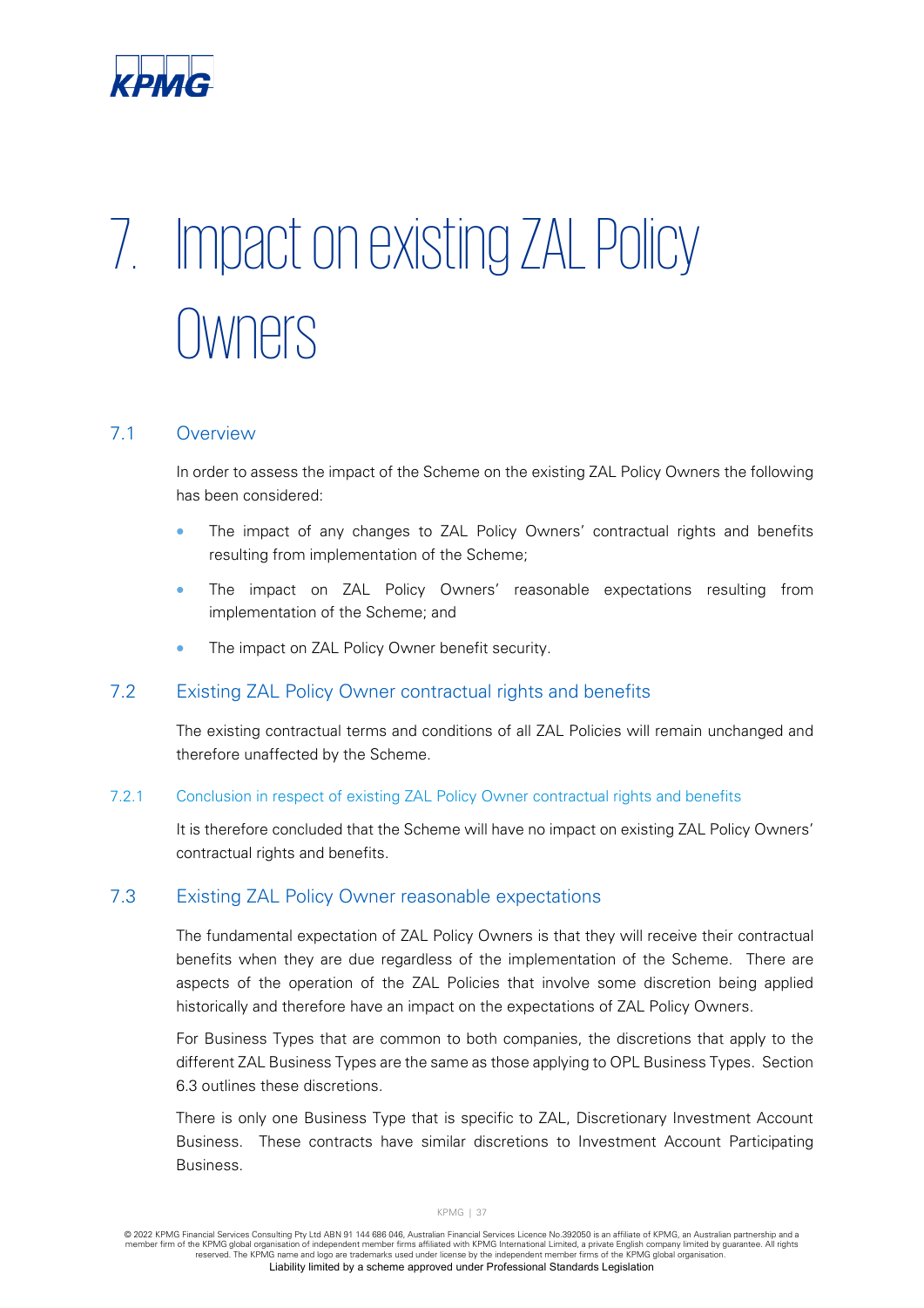# 7. Impact on existing ZAL Policy Owners

## 7.1 Overview

In order to assess the impact of the Scheme on the existing ZAL Policy Owners the following has been considered:

- The impact of any changes to ZAL Policy Owners' contractual rights and benefits resulting from implementation of the Scheme;
- The impact on ZAL Policy Owners' reasonable expectations resulting from implementation of the Scheme; and
- The impact on ZAL Policy Owner benefit security.

## 7.2 Existing ZAL Policy Owner contractual rights and benefits

The existing contractual terms and conditions of all ZAL Policies will remain unchanged and therefore unaffected by the Scheme.

### 7.2.1 Conclusion in respect of existing ZAL Policy Owner contractual rights and benefits

It is therefore concluded that the Scheme will have no impact on existing ZAL Policy Owners' contractual rights and benefits.

## 7.3 Existing ZAL Policy Owner reasonable expectations

The fundamental expectation of ZAL Policy Owners is that they will receive their contractual benefits when they are due regardless of the implementation of the Scheme. There are aspects of the operation of the ZAL Policies that involve some discretion being applied historically and therefore have an impact on the expectations of ZAL Policy Owners.

For Business Types that are common to both companies, the discretions that apply to the different ZAL Business Types are the same as those applying to OPL Business Types. Section 6.3 outlines these discretions.

There is only one Business Type that is specific to ZAL, Discretionary Investment Account Business. These contracts have similar discretions to Investment Account Participating Business.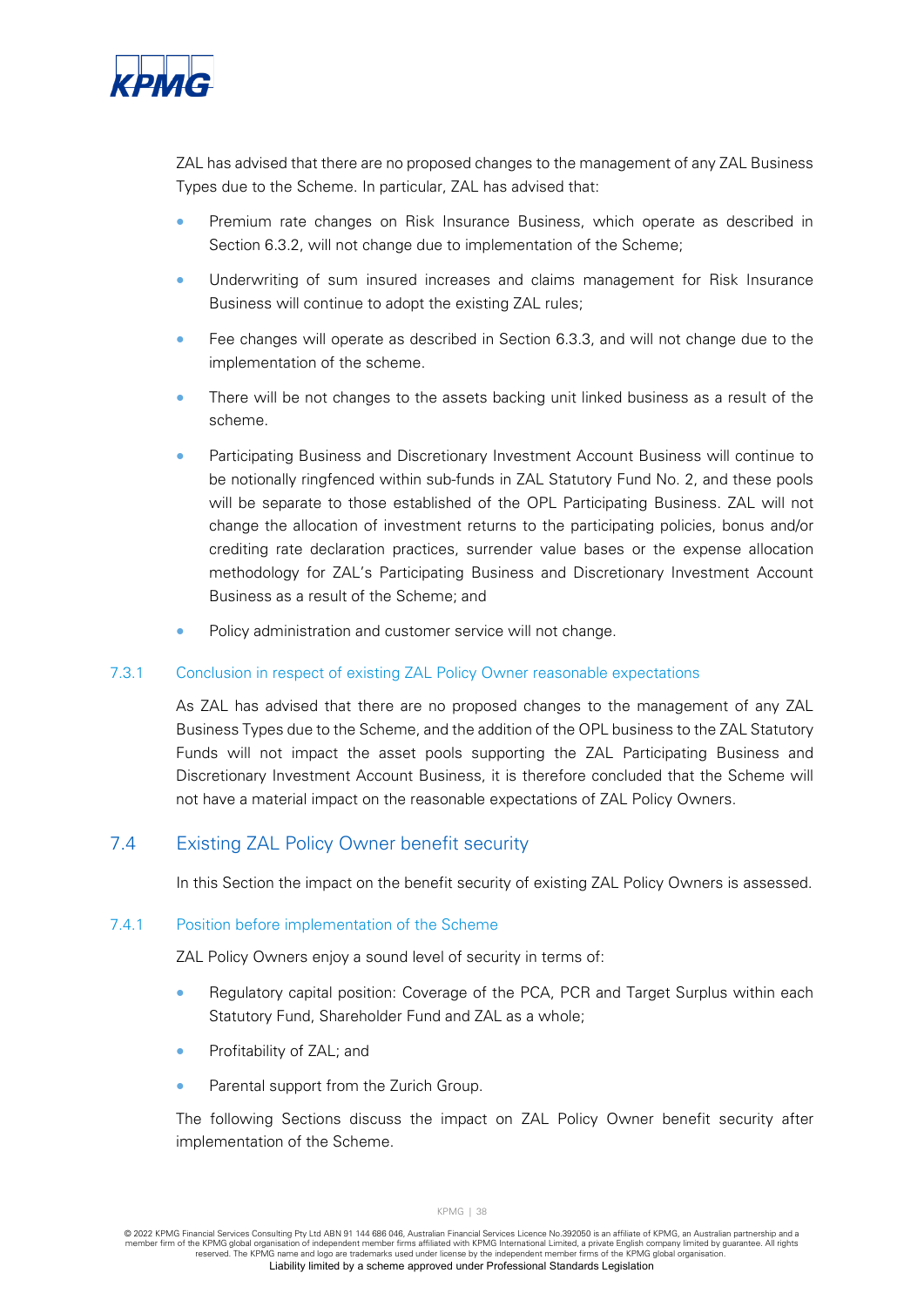ZAL has advised that there are no proposed changes to the management of any ZAL Business Types due to the Scheme. In particular, ZAL has advised that:

- Premium rate changes on Risk Insurance Business, which operate as described in Section 6.3.2, will not change due to implementation of the Scheme;
- Underwriting of sum insured increases and claims management for Risk Insurance Business will continue to adopt the existing ZAL rules;
- Fee changes will operate as described in Section 6.3.3, and will not change due to the implementation of the scheme.
- There will be not changes to the assets backing unit linked business as a result of the scheme.
- Participating Business and Discretionary Investment Account Business will continue to be notionally ringfenced within sub-funds in ZAL Statutory Fund No. 2, and these pools will be separate to those established of the OPL Participating Business. ZAL will not change the allocation of investment returns to the participating policies, bonus and/or crediting rate declaration practices, surrender value bases or the expense allocation methodology for ZAL's Participating Business and Discretionary Investment Account Business as a result of the Scheme; and
- Policy administration and customer service will not change.

### 7.3.1 Conclusion in respect of existing ZAL Policy Owner reasonable expectations

As ZAL has advised that there are no proposed changes to the management of any ZAL Business Types due to the Scheme, and the addition of the OPL business to the ZAL Statutory Funds will not impact the asset pools supporting the ZAL Participating Business and Discretionary Investment Account Business, it is therefore concluded that the Scheme will not have a material impact on the reasonable expectations of ZAL Policy Owners.

## 7.4 Existing ZAL Policy Owner benefit security

In this Section the impact on the benefit security of existing ZAL Policy Owners is assessed.

### 7.4.1 Position before implementation of the Scheme

ZAL Policy Owners enjoy a sound level of security in terms of:

- Regulatory capital position: Coverage of the PCA, PCR and Target Surplus within each Statutory Fund, Shareholder Fund and ZAL as a whole;
- Profitability of ZAL; and
- Parental support from the Zurich Group.

The following Sections discuss the impact on ZAL Policy Owner benefit security after implementation of the Scheme.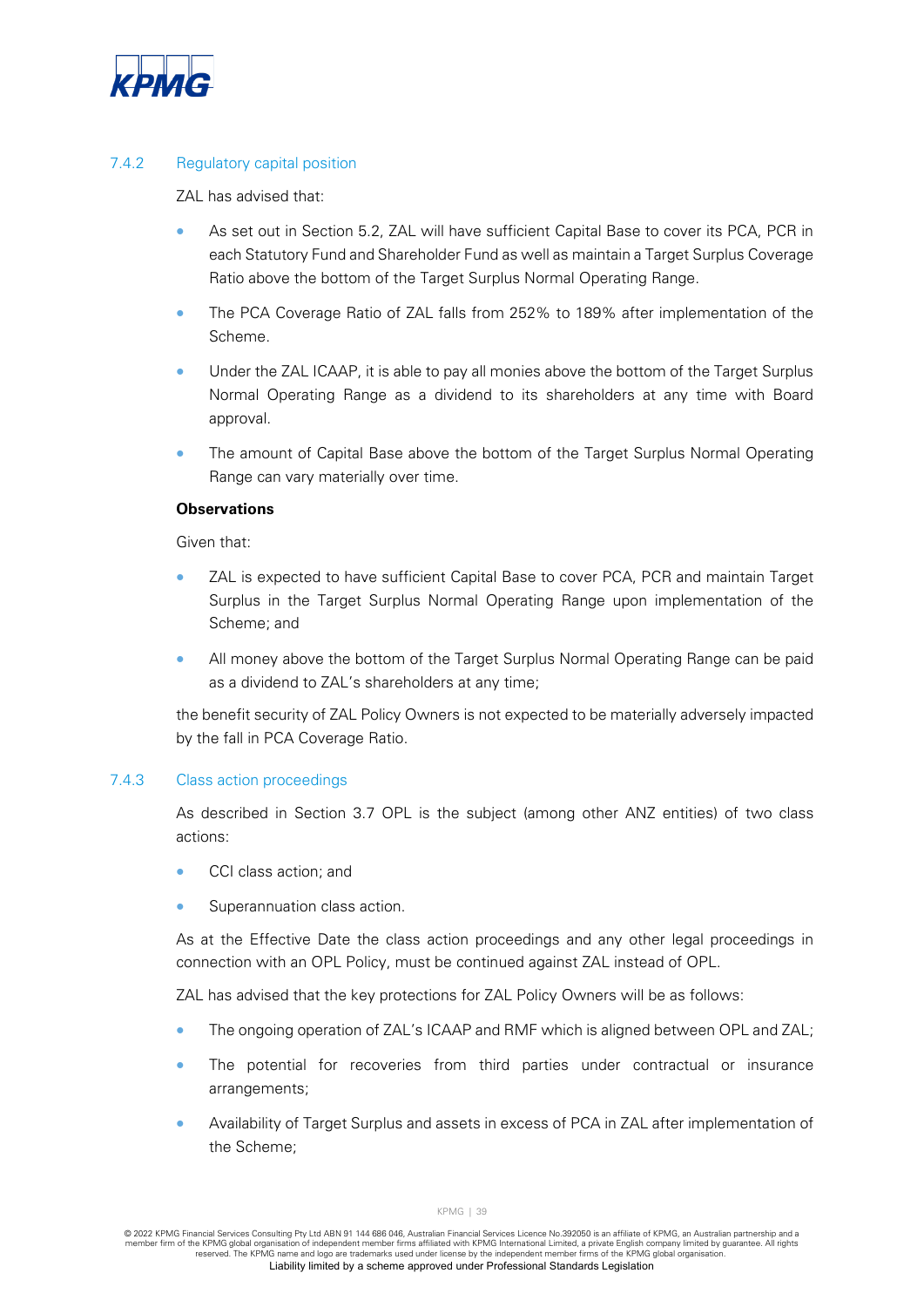### 7.4.2 Regulatory capital position

ZAL has advised that:

- As set out in Section 5.2, ZAL will have sufficient Capital Base to cover its PCA, PCR in each Statutory Fund and Shareholder Fund as well as maintain a Target Surplus Coverage Ratio above the bottom of the Target Surplus Normal Operating Range.
- The PCA Coverage Ratio of ZAL falls from 252% to 189% after implementation of the Scheme.
- Under the ZAL ICAAP, it is able to pay all monies above the bottom of the Target Surplus Normal Operating Range as a dividend to its shareholders at any time with Board approval.
- The amount of Capital Base above the bottom of the Target Surplus Normal Operating Range can vary materially over time.

**Observations**

Given that:

- ZAL is expected to have sufficient Capital Base to cover PCA, PCR and maintain Target Surplus in the Target Surplus Normal Operating Range upon implementation of the Scheme; and
- All money above the bottom of the Target Surplus Normal Operating Range can be paid as a dividend to ZAL's shareholders at any time;

the benefit security of ZAL Policy Owners is not expected to be materially adversely impacted by the fall in PCA Coverage Ratio.

### 7.4.3 Class action proceedings

As described in Section 3.7 OPL is the subject (among other ANZ entities) of two class actions:

- CCI class action; and
- Superannuation class action.

As at the Effective Date the class action proceedings and any other legal proceedings in connection with an OPL Policy, must be continued against ZAL instead of OPL.

ZAL has advised that the key protections for ZAL Policy Owners will be as follows:

- The ongoing operation of ZAL's ICAAP and RMF which is aligned between OPL and ZAL;
- The potential for recoveries from third parties under contractual or insurance arrangements;
- Availability of Target Surplus and assets in excess of PCA in ZAL after implementation of the Scheme;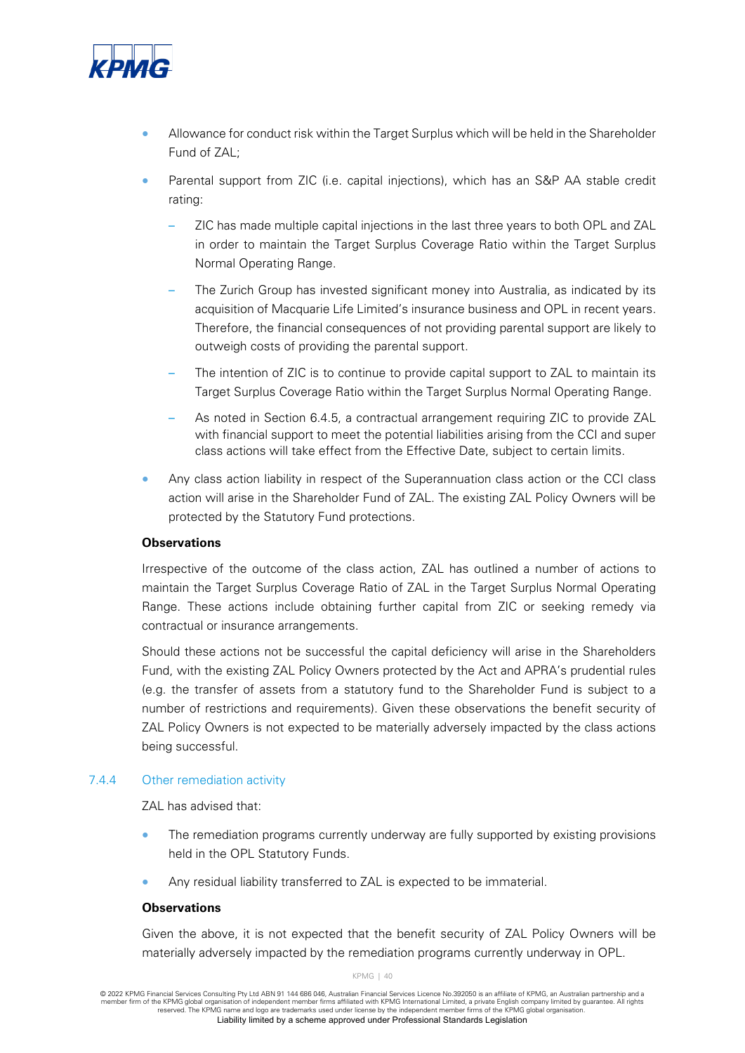- Allowance for conduct risk within the Target Surplus which will be held in the Shareholder Fund of ZAL;
- Parental support from ZIC (i.e. capital injections), which has an S&P AA stable credit rating:
  - ZIC has made multiple capital injections in the last three years to both OPL and ZAL in order to maintain the Target Surplus Coverage Ratio within the Target Surplus Normal Operating Range.
  - The Zurich Group has invested significant money into Australia, as indicated by its acquisition of Macquarie Life Limited's insurance business and OPL in recent years. Therefore, the financial consequences of not providing parental support are likely to outweigh costs of providing the parental support.
  - The intention of ZIC is to continue to provide capital support to ZAL to maintain its Target Surplus Coverage Ratio within the Target Surplus Normal Operating Range.
  - As noted in Section 6.4.5, a contractual arrangement requiring ZIC to provide ZAL with financial support to meet the potential liabilities arising from the CCI and super class actions will take effect from the Effective Date, subject to certain limits.
- Any class action liability in respect of the Superannuation class action or the CCI class action will arise in the Shareholder Fund of ZAL. The existing ZAL Policy Owners will be protected by the Statutory Fund protections.

**Observations**

Irrespective of the outcome of the class action, ZAL has outlined a number of actions to maintain the Target Surplus Coverage Ratio of ZAL in the Target Surplus Normal Operating Range. These actions include obtaining further capital from ZIC or seeking remedy via contractual or insurance arrangements.

Should these actions not be successful the capital deficiency will arise in the Shareholders Fund, with the existing ZAL Policy Owners protected by the Act and APRA's prudential rules (e.g. the transfer of assets from a statutory fund to the Shareholder Fund is subject to a number of restrictions and requirements). Given these observations the benefit security of ZAL Policy Owners is not expected to be materially adversely impacted by the class actions being successful.

### 7.4.4 Other remediation activity

ZAL has advised that:

- The remediation programs currently underway are fully supported by existing provisions held in the OPL Statutory Funds.
- Any residual liability transferred to ZAL is expected to be immaterial.

**Observations**

Given the above, it is not expected that the benefit security of ZAL Policy Owners will be materially adversely impacted by the remediation programs currently underway in OPL.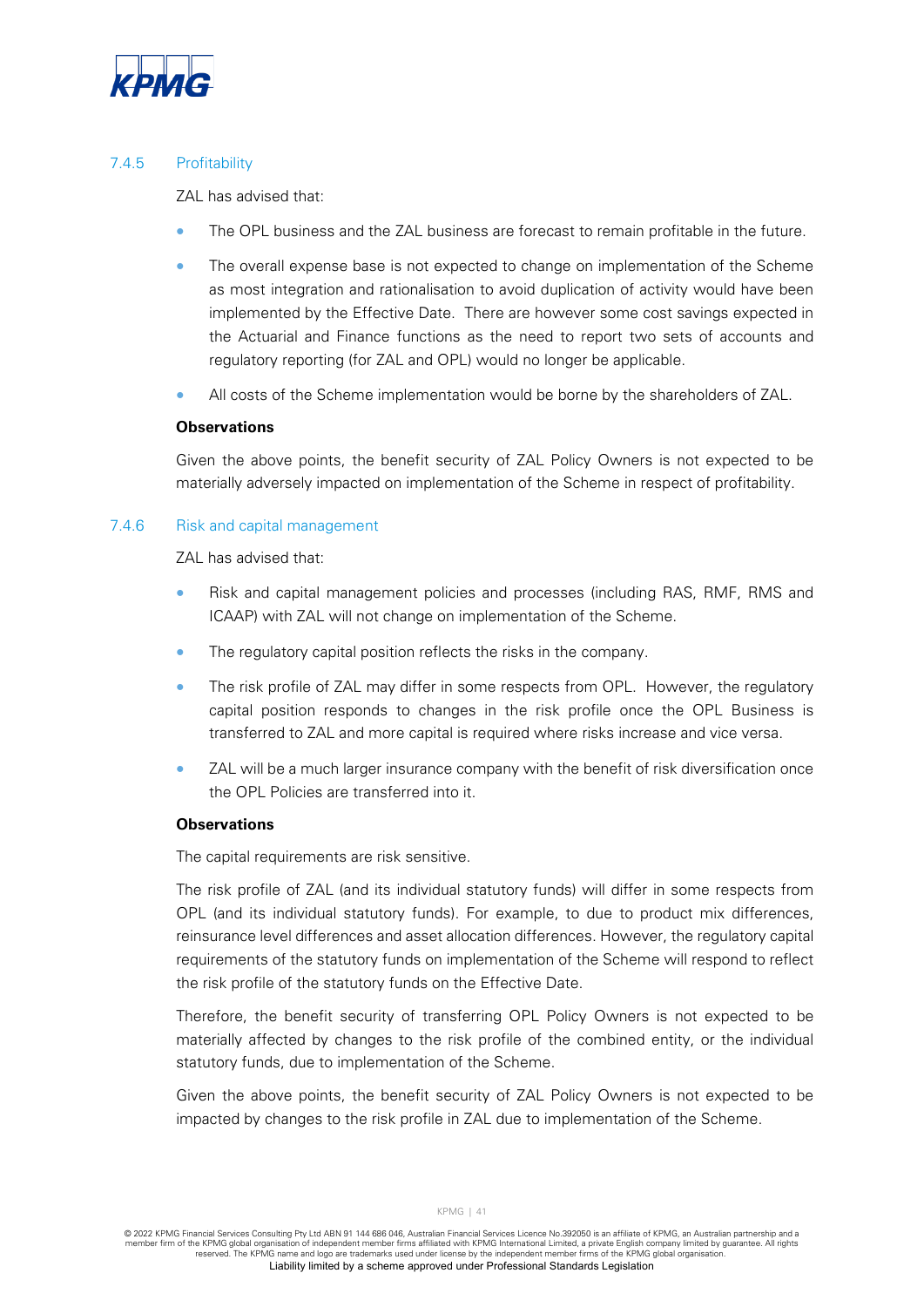### 7.4.5 Profitability

ZAL has advised that:

- The OPL business and the ZAL business are forecast to remain profitable in the future.
- The overall expense base is not expected to change on implementation of the Scheme as most integration and rationalisation to avoid duplication of activity would have been implemented by the Effective Date. There are however some cost savings expected in the Actuarial and Finance functions as the need to report two sets of accounts and regulatory reporting (for ZAL and OPL) would no longer be applicable.
- All costs of the Scheme implementation would be borne by the shareholders of ZAL.

**Observations**

Given the above points, the benefit security of ZAL Policy Owners is not expected to be materially adversely impacted on implementation of the Scheme in respect of profitability.

### 7.4.6 Risk and capital management

ZAL has advised that:

- Risk and capital management policies and processes (including RAS, RMF, RMS and ICAAP) with ZAL will not change on implementation of the Scheme.
- The regulatory capital position reflects the risks in the company.
- The risk profile of ZAL may differ in some respects from OPL. However, the regulatory capital position responds to changes in the risk profile once the OPL Business is transferred to ZAL and more capital is required where risks increase and vice versa.
- ZAL will be a much larger insurance company with the benefit of risk diversification once the OPL Policies are transferred into it.

**Observations**

The capital requirements are risk sensitive.

The risk profile of ZAL (and its individual statutory funds) will differ in some respects from OPL (and its individual statutory funds). For example, to due to product mix differences, reinsurance level differences and asset allocation differences. However, the regulatory capital requirements of the statutory funds on implementation of the Scheme will respond to reflect the risk profile of the statutory funds on the Effective Date.

Therefore, the benefit security of transferring OPL Policy Owners is not expected to be materially affected by changes to the risk profile of the combined entity, or the individual statutory funds, due to implementation of the Scheme.

Given the above points, the benefit security of ZAL Policy Owners is not expected to be impacted by changes to the risk profile in ZAL due to implementation of the Scheme.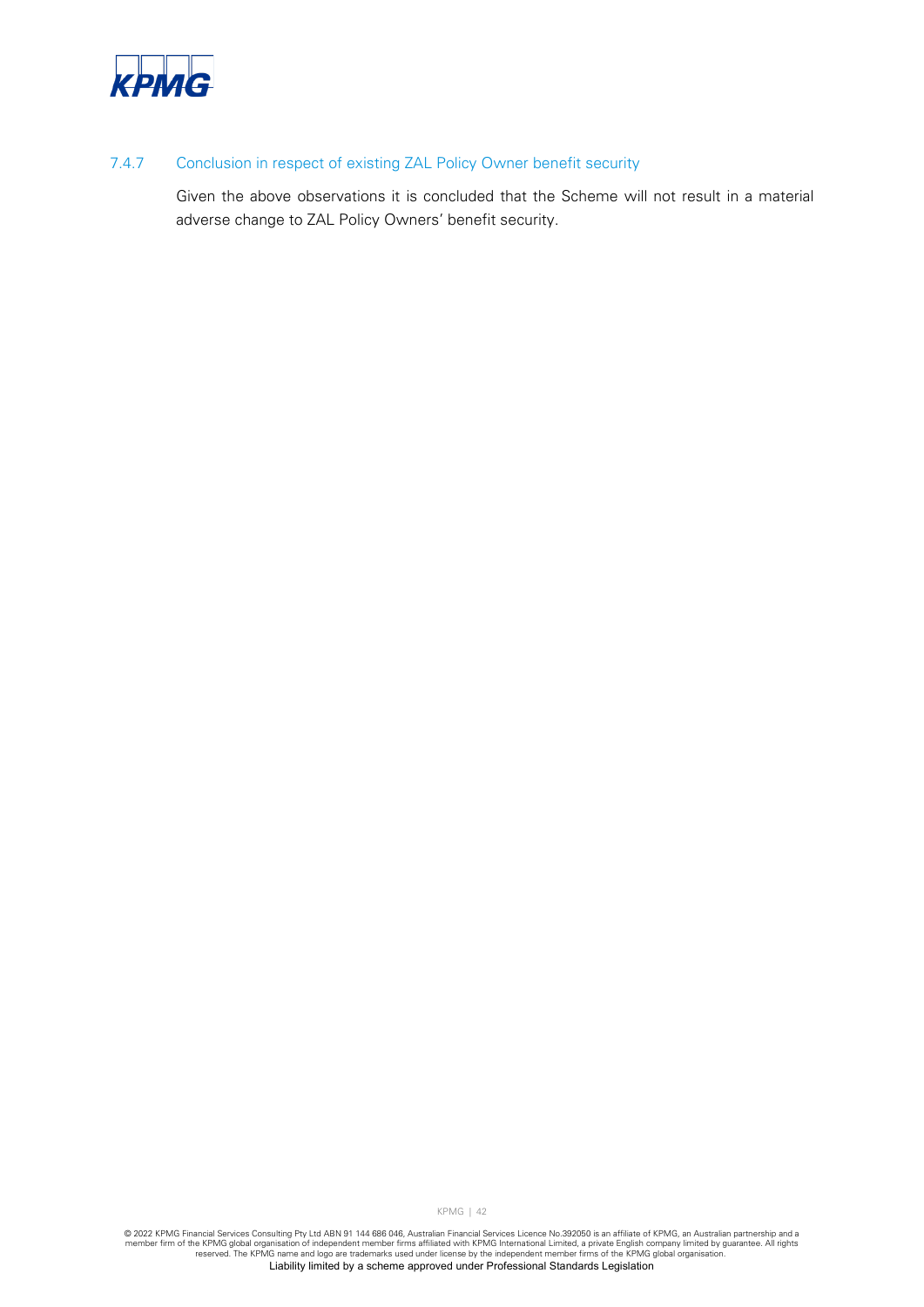#### 7.4.7 Conclusion in respect of existing ZAL Policy Owner benefit security

Given the above observations it is concluded that the Scheme will not result in a material adverse change to ZAL Policy Owners' benefit security.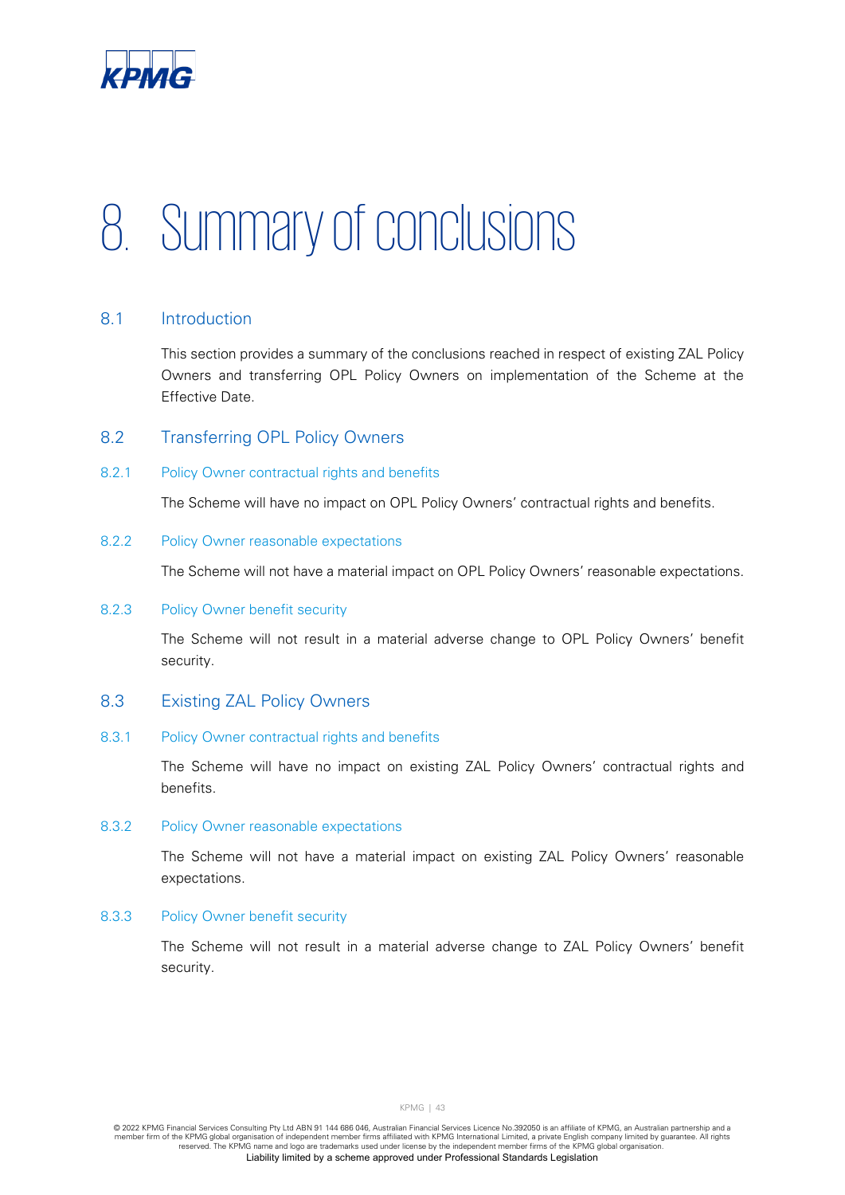# 8. Summary of conclusions

## 8.1 Introduction

This section provides a summary of the conclusions reached in respect of existing ZAL Policy Owners and transferring OPL Policy Owners on implementation of the Scheme at the Effective Date.

## 8.2 Transferring OPL Policy Owners

### 8.2.1 Policy Owner contractual rights and benefits

The Scheme will have no impact on OPL Policy Owners' contractual rights and benefits.

### 8.2.2 Policy Owner reasonable expectations

The Scheme will not have a material impact on OPL Policy Owners' reasonable expectations.

### 8.2.3 Policy Owner benefit security

The Scheme will not result in a material adverse change to OPL Policy Owners' benefit security.

## 8.3 Existing ZAL Policy Owners

### 8.3.1 Policy Owner contractual rights and benefits

The Scheme will have no impact on existing ZAL Policy Owners' contractual rights and benefits.

### 8.3.2 Policy Owner reasonable expectations

The Scheme will not have a material impact on existing ZAL Policy Owners' reasonable expectations.

### 8.3.3 Policy Owner benefit security

The Scheme will not result in a material adverse change to ZAL Policy Owners' benefit security.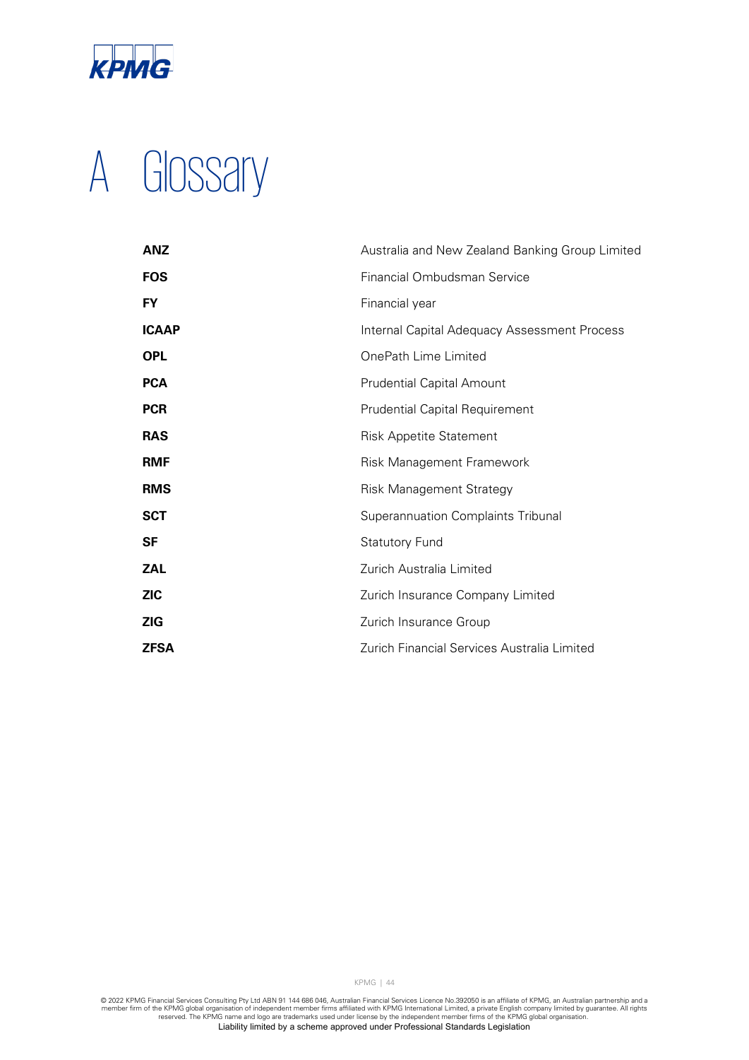# A Glossary

| | |
|---|---|
| **ANZ** | Australia and New Zealand Banking Group Limited |
| **FOS** | Financial Ombudsman Service |
| **FY** | Financial year |
| **ICAAP** | Internal Capital Adequacy Assessment Process |
| **OPL** | OnePath Lime Limited |
| **PCA** | Prudential Capital Amount |
| **PCR** | Prudential Capital Requirement |
| **RAS** | Risk Appetite Statement |
| **RMF** | Risk Management Framework |
| **RMS** | Risk Management Strategy |
| **SCT** | Superannuation Complaints Tribunal |
| **SF** | Statutory Fund |
| **ZAL** | Zurich Australia Limited |
| **ZIC** | Zurich Insurance Company Limited |
| **ZIG** | Zurich Insurance Group |
| **ZFSA** | Zurich Financial Services Australia Limited |

© 2022 KPMG Financial Services Consulting Pty Ltd ABN 91 144 686 046, Australian Financial Services Licence No.392050 is an affiliate of KPMG, an Australian partnership and a member firm of the KPMG global organisation of independent member firms affiliated with KPMG International Limited, a private English company limited by guarantee. All rights reserved. The KPMG name and logo are trademarks used under license by the independent member firms of the KPMG global organisation.
Liability limited by a scheme approved under Professional Standards Legislation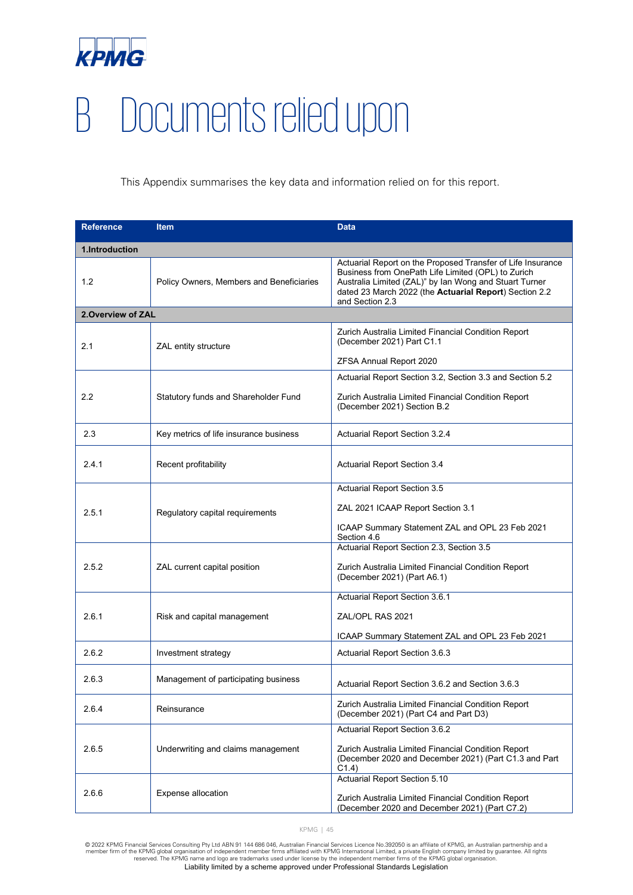# B Documents relied upon

This Appendix summarises the key data and information relied on for this report.

| Reference | Item | Data |
|---|---|---|
| **1.Introduction** | | |
| 1.2 | Policy Owners, Members and Beneficiaries | Actuarial Report on the Proposed Transfer of Life Insurance Business from OnePath Life Limited (OPL) to Zurich Australia Limited (ZAL)" by Ian Wong and Stuart Turner dated 23 March 2022 (the **Actuarial Report**) Section 2.2 and Section 2.3 |
| **2.Overview of ZAL** | | |
| 2.1 | ZAL entity structure | Zurich Australia Limited Financial Condition Report (December 2021) Part C1.1<br><br>ZFSA Annual Report 2020 |
| 2.2 | Statutory funds and Shareholder Fund | Actuarial Report Section 3.2, Section 3.3 and Section 5.2<br><br>Zurich Australia Limited Financial Condition Report (December 2021) Section B.2 |
| 2.3 | Key metrics of life insurance business | Actuarial Report Section 3.2.4 |
| 2.4.1 | Recent profitability | Actuarial Report Section 3.4 |
| 2.5.1 | Regulatory capital requirements | Actuarial Report Section 3.5<br><br>ZAL 2021 ICAAP Report Section 3.1<br><br>ICAAP Summary Statement ZAL and OPL 23 Feb 2021 Section 4.6 |
| 2.5.2 | ZAL current capital position | Actuarial Report Section 2.3, Section 3.5<br><br>Zurich Australia Limited Financial Condition Report (December 2021) (Part A6.1) |
| 2.6.1 | Risk and capital management | Actuarial Report Section 3.6.1<br><br>ZAL/OPL RAS 2021<br><br>ICAAP Summary Statement ZAL and OPL 23 Feb 2021 |
| 2.6.2 | Investment strategy | Actuarial Report Section 3.6.3 |
| 2.6.3 | Management of participating business | Actuarial Report Section 3.6.2 and Section 3.6.3 |
| 2.6.4 | Reinsurance | Zurich Australia Limited Financial Condition Report (December 2021) (Part C4 and Part D3) |
| 2.6.5 | Underwriting and claims management | Actuarial Report Section 3.6.2<br><br>Zurich Australia Limited Financial Condition Report (December 2020 and December 2021) (Part C1.3 and Part C1.4) |
| 2.6.6 | Expense allocation | Actuarial Report Section 5.10<br><br>Zurich Australia Limited Financial Condition Report (December 2020 and December 2021) (Part C7.2) |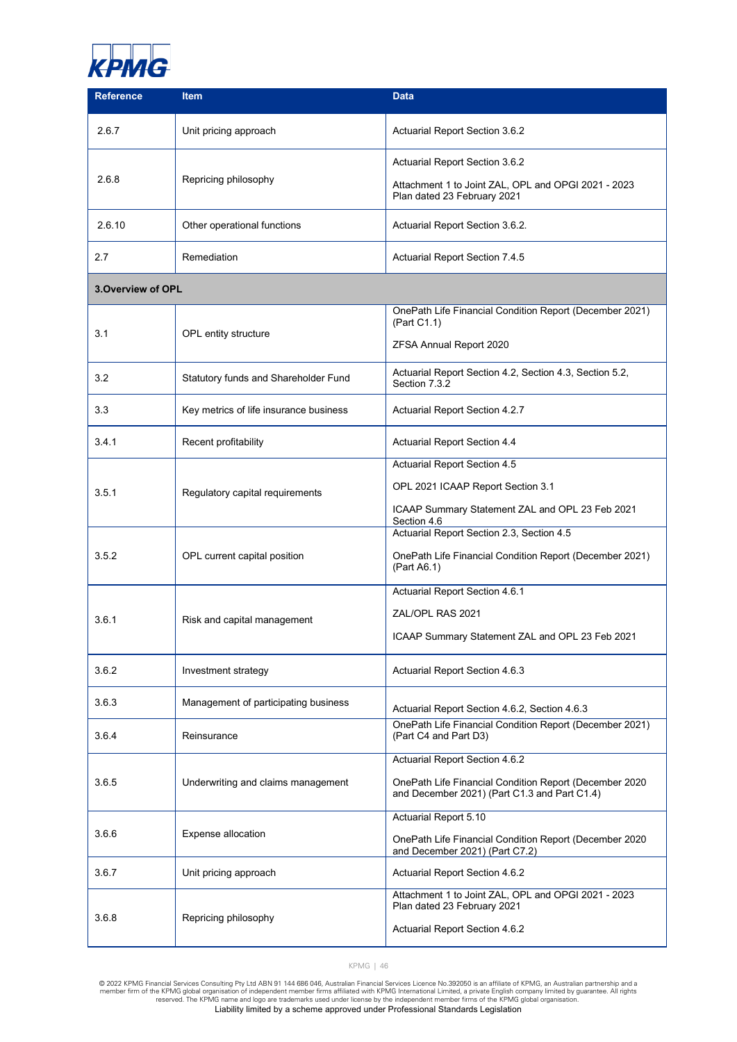| Reference | Item | Data |
|---|---|---|
| 2.6.7 | Unit pricing approach | Actuarial Report Section 3.6.2 |
| 2.6.8 | Repricing philosophy | Actuarial Report Section 3.6.2<br><br>Attachment 1 to Joint ZAL, OPL and OPGI 2021 - 2023 Plan dated 23 February 2021 |
| 2.6.10 | Other operational functions | Actuarial Report Section 3.6.2. |
| 2.7 | Remediation | Actuarial Report Section 7.4.5 |
| **3.Overview of OPL** | | |
| 3.1 | OPL entity structure | OnePath Life Financial Condition Report (December 2021) (Part C1.1)<br><br>ZFSA Annual Report 2020 |
| 3.2 | Statutory funds and Shareholder Fund | Actuarial Report Section 4.2, Section 4.3, Section 5.2, Section 7.3.2 |
| 3.3 | Key metrics of life insurance business | Actuarial Report Section 4.2.7 |
| 3.4.1 | Recent profitability | Actuarial Report Section 4.4 |
| 3.5.1 | Regulatory capital requirements | Actuarial Report Section 4.5<br><br>OPL 2021 ICAAP Report Section 3.1<br><br>ICAAP Summary Statement ZAL and OPL 23 Feb 2021 Section 4.6 |
| 3.5.2 | OPL current capital position | Actuarial Report Section 2.3, Section 4.5<br><br>OnePath Life Financial Condition Report (December 2021) (Part A6.1) |
| 3.6.1 | Risk and capital management | Actuarial Report Section 4.6.1<br><br>ZAL/OPL RAS 2021<br><br>ICAAP Summary Statement ZAL and OPL 23 Feb 2021 |
| 3.6.2 | Investment strategy | Actuarial Report Section 4.6.3 |
| 3.6.3 | Management of participating business | Actuarial Report Section 4.6.2, Section 4.6.3 |
| 3.6.4 | Reinsurance | OnePath Life Financial Condition Report (December 2021) (Part C4 and Part D3) |
| 3.6.5 | Underwriting and claims management | Actuarial Report Section 4.6.2<br><br>OnePath Life Financial Condition Report (December 2020 and December 2021) (Part C1.3 and Part C1.4) |
| 3.6.6 | Expense allocation | Actuarial Report 5.10<br><br>OnePath Life Financial Condition Report (December 2020 and December 2021) (Part C7.2) |
| 3.6.7 | Unit pricing approach | Actuarial Report Section 4.6.2 |
| 3.6.8 | Repricing philosophy | Attachment 1 to Joint ZAL, OPL and OPGI 2021 - 2023 Plan dated 23 February 2021<br><br>Actuarial Report Section 4.6.2 |

© 2022 KPMG Financial Services Consulting Pty Ltd ABN 91 144 686 046, Australian Financial Services Licence No.392050 is an affiliate of KPMG, an Australian partnership and a member firm of the KPMG global organisation of independent member firms affiliated with KPMG International Limited, a private English company limited by guarantee. All rights reserved. The KPMG name and logo are trademarks used under license by the independent member firms of the KPMG global organisation.
Liability limited by a scheme approved under Professional Standards Legislation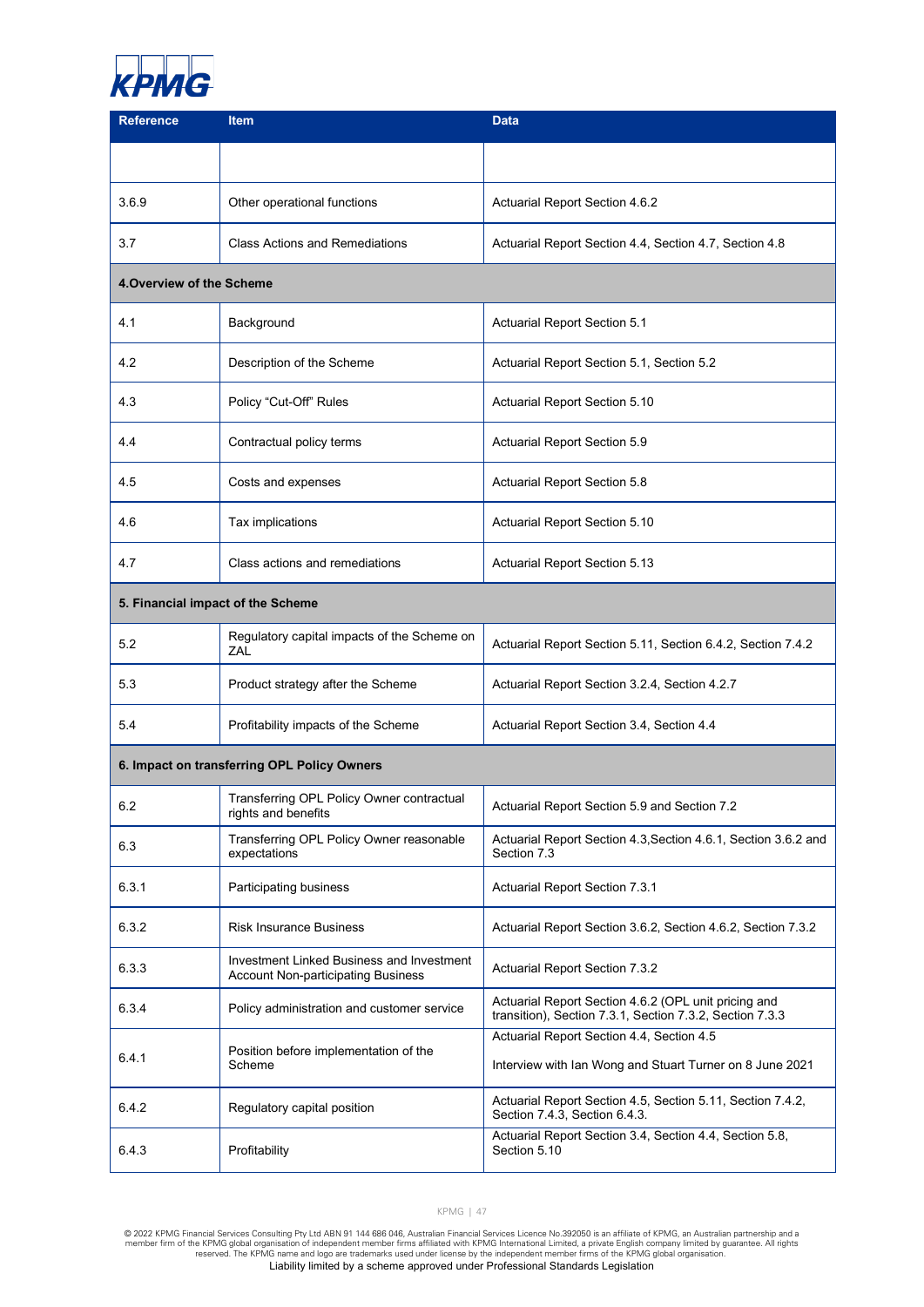| Reference | Item | Data |
|---|---|---|
| | | |
| 3.6.9 | Other operational functions | Actuarial Report Section 4.6.2 |
| 3.7 | Class Actions and Remediations | Actuarial Report Section 4.4, Section 4.7, Section 4.8 |
| **4.Overview of the Scheme** | | |
| 4.1 | Background | Actuarial Report Section 5.1 |
| 4.2 | Description of the Scheme | Actuarial Report Section 5.1, Section 5.2 |
| 4.3 | Policy “Cut-Off” Rules | Actuarial Report Section 5.10 |
| 4.4 | Contractual policy terms | Actuarial Report Section 5.9 |
| 4.5 | Costs and expenses | Actuarial Report Section 5.8 |
| 4.6 | Tax implications | Actuarial Report Section 5.10 |
| 4.7 | Class actions and remediations | Actuarial Report Section 5.13 |
| **5. Financial impact of the Scheme** | | |
| 5.2 | Regulatory capital impacts of the Scheme on ZAL | Actuarial Report Section 5.11, Section 6.4.2, Section 7.4.2 |
| 5.3 | Product strategy after the Scheme | Actuarial Report Section 3.2.4, Section 4.2.7 |
| 5.4 | Profitability impacts of the Scheme | Actuarial Report Section 3.4, Section 4.4 |
| **6. Impact on transferring OPL Policy Owners** | | |
| 6.2 | Transferring OPL Policy Owner contractual rights and benefits | Actuarial Report Section 5.9 and Section 7.2 |
| 6.3 | Transferring OPL Policy Owner reasonable expectations | Actuarial Report Section 4.3,Section 4.6.1, Section 3.6.2 and Section 7.3 |
| 6.3.1 | Participating business | Actuarial Report Section 7.3.1 |
| 6.3.2 | Risk Insurance Business | Actuarial Report Section 3.6.2, Section 4.6.2, Section 7.3.2 |
| 6.3.3 | Investment Linked Business and Investment Account Non-participating Business | Actuarial Report Section 7.3.2 |
| 6.3.4 | Policy administration and customer service | Actuarial Report Section 4.6.2 (OPL unit pricing and transition), Section 7.3.1, Section 7.3.2, Section 7.3.3 |
| 6.4.1 | Position before implementation of the Scheme | Actuarial Report Section 4.4, Section 4.5<br><br>Interview with Ian Wong and Stuart Turner on 8 June 2021 |
| 6.4.2 | Regulatory capital position | Actuarial Report Section 4.5, Section 5.11, Section 7.4.2, Section 7.4.3, Section 6.4.3. |
| 6.4.3 | Profitability | Actuarial Report Section 3.4, Section 4.4, Section 5.8, Section 5.10 |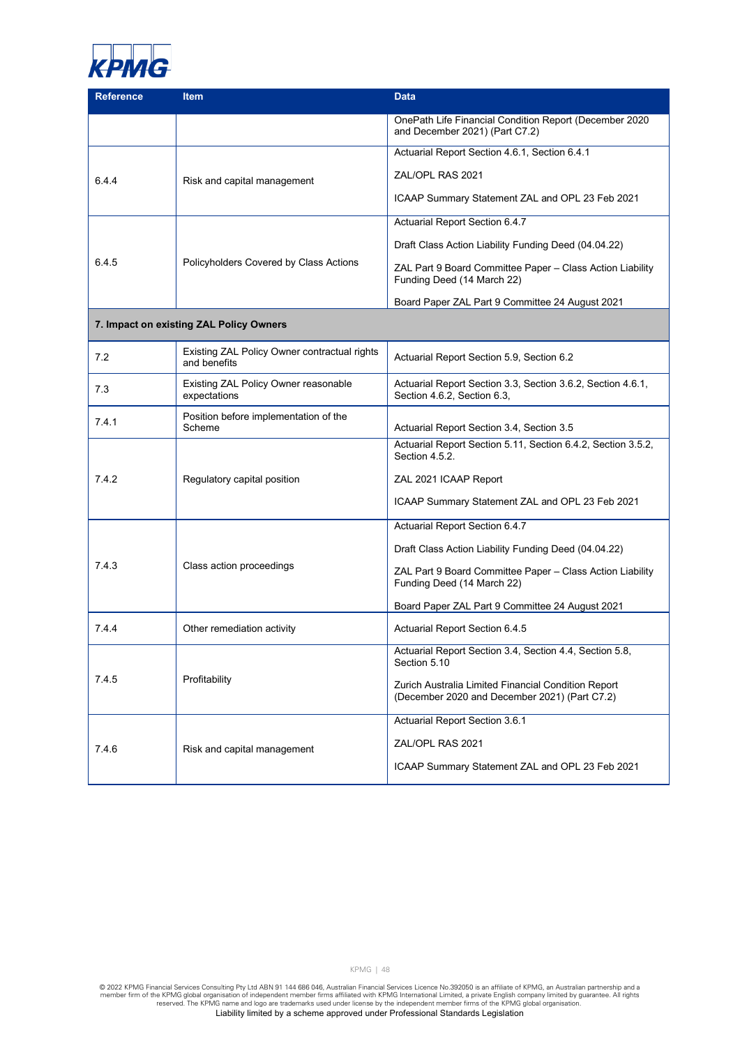| Reference | Item | Data |
|---|---|---|
| | | OnePath Life Financial Condition Report (December 2020 and December 2021) (Part C7.2) |
| 6.4.4 | Risk and capital management | Actuarial Report Section 4.6.1, Section 6.4.1<br><br>ZAL/OPL RAS 2021<br><br>ICAAP Summary Statement ZAL and OPL 23 Feb 2021 |
| 6.4.5 | Policyholders Covered by Class Actions | Actuarial Report Section 6.4.7<br><br>Draft Class Action Liability Funding Deed (04.04.22)<br><br>ZAL Part 9 Board Committee Paper – Class Action Liability Funding Deed (14 March 22)<br><br>Board Paper ZAL Part 9 Committee 24 August 2021 |
| **7. Impact on existing ZAL Policy Owners** | | |
| 7.2 | Existing ZAL Policy Owner contractual rights and benefits | Actuarial Report Section 5.9, Section 6.2 |
| 7.3 | Existing ZAL Policy Owner reasonable expectations | Actuarial Report Section 3.3, Section 3.6.2, Section 4.6.1, Section 4.6.2, Section 6.3, |
| 7.4.1 | Position before implementation of the Scheme | Actuarial Report Section 3.4, Section 3.5 |
| 7.4.2 | Regulatory capital position | Actuarial Report Section 5.11, Section 6.4.2, Section 3.5.2, Section 4.5.2.<br><br>ZAL 2021 ICAAP Report<br><br>ICAAP Summary Statement ZAL and OPL 23 Feb 2021 |
| 7.4.3 | Class action proceedings | Actuarial Report Section 6.4.7<br><br>Draft Class Action Liability Funding Deed (04.04.22)<br><br>ZAL Part 9 Board Committee Paper – Class Action Liability Funding Deed (14 March 22)<br><br>Board Paper ZAL Part 9 Committee 24 August 2021 |
| 7.4.4 | Other remediation activity | Actuarial Report Section 6.4.5 |
| 7.4.5 | Profitability | Actuarial Report Section 3.4, Section 4.4, Section 5.8, Section 5.10<br><br>Zurich Australia Limited Financial Condition Report (December 2020 and December 2021) (Part C7.2) |
| 7.4.6 | Risk and capital management | Actuarial Report Section 3.6.1<br><br>ZAL/OPL RAS 2021<br><br>ICAAP Summary Statement ZAL and OPL 23 Feb 2021 |

© 2022 KPMG Financial Services Consulting Pty Ltd ABN 91 144 686 046, Australian Financial Services Licence No.392050 is an affiliate of KPMG, an Australian partnership and a member firm of the KPMG global organisation of independent member firms affiliated with KPMG International Limited, a private English company limited by guarantee. All rights reserved. The KPMG name and logo are trademarks used under license by the independent member firms of the KPMG global organisation.
Liability limited by a scheme approved under Professional Standards Legislation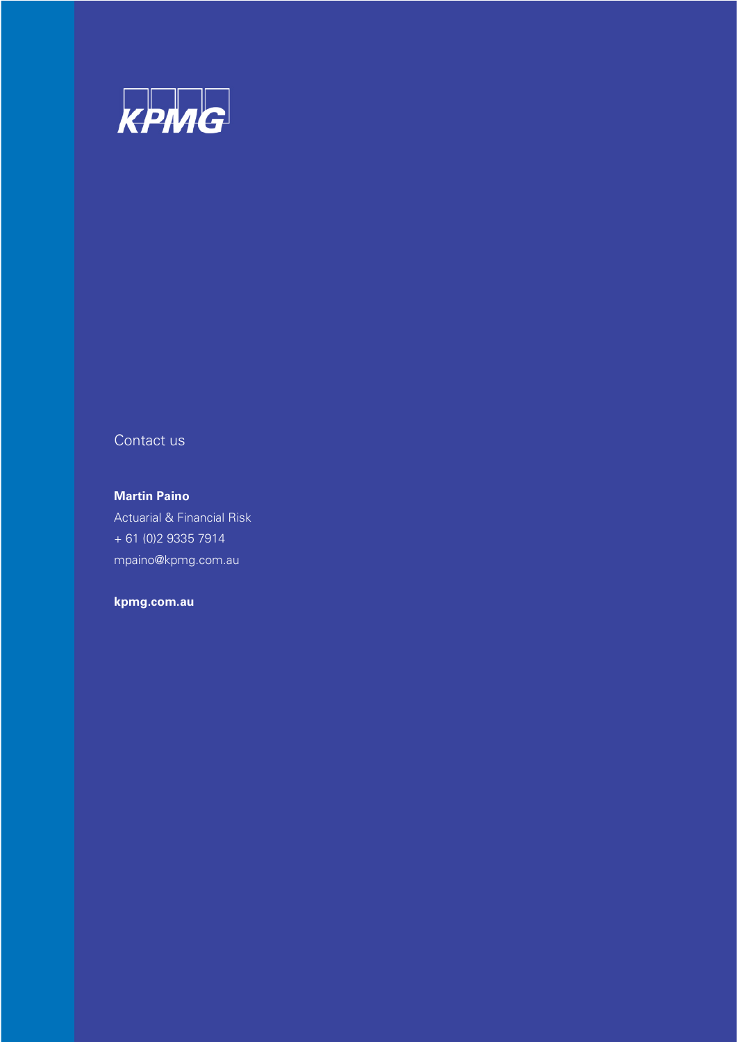KPMG

Contact us

**Martin Paino**
Actuarial & Financial Risk
+ 61 (0)2 9335 7914
mpaino@kpmg.com.au

**kpmg.com.au**